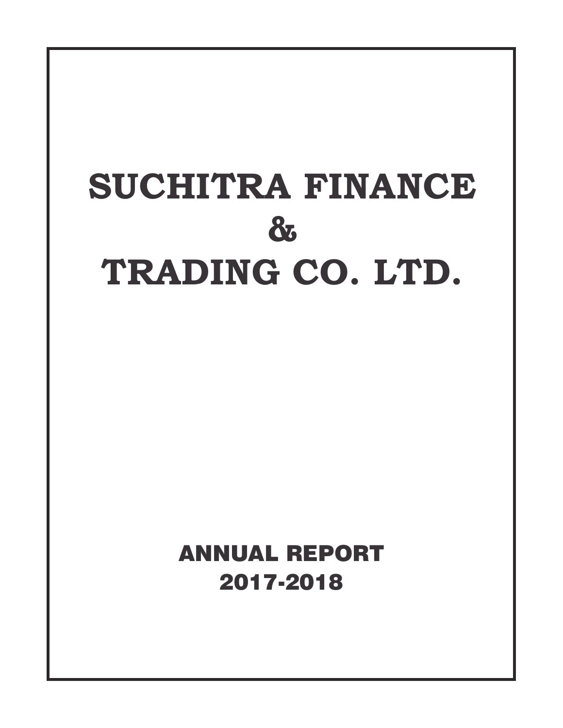# SUCHITRA FINANCE & TRADING CO. LTD.

## ANNUAL REPORT 2017-2018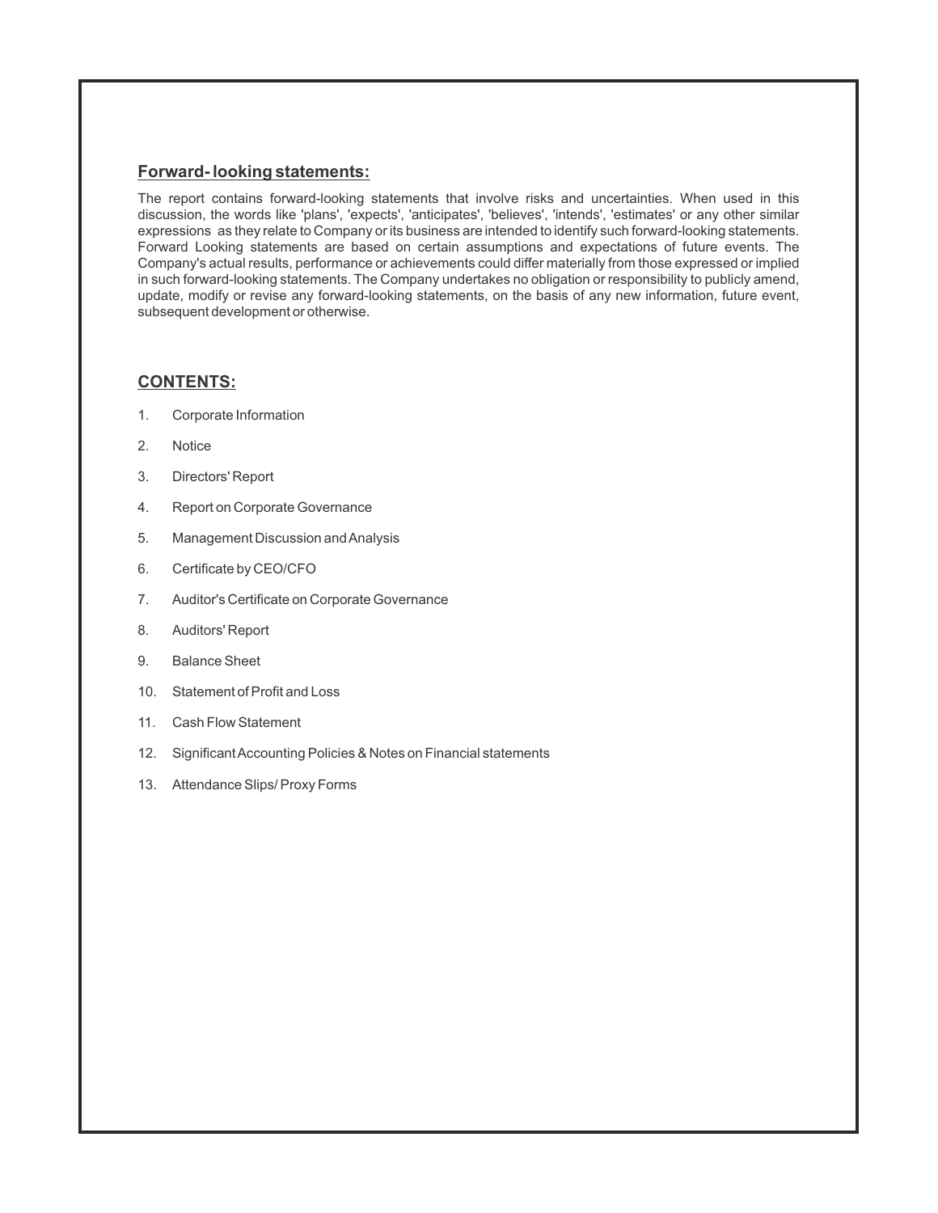## Forward- looking statements:

The report contains forward-looking statements that involve risks and uncertainties. When used in this discussion, the words like 'plans', 'expects', 'anticipates', 'believes', 'intends', 'estimates' or any other similar expressions as they relate to Company or its business are intended to identify such forward-looking statements. Forward Looking statements are based on certain assumptions and expectations of future events. The Company's actual results, performance or achievements could differ materially from those expressed or implied in such forward-looking statements. The Company undertakes no obligation or responsibility to publicly amend, update, modify or revise any forward-looking statements, on the basis of any new information, future event, subsequent development or otherwise.

## CONTENTS:

1. Corporate Information
2. Notice
3. Directors' Report
4. Report on Corporate Governance
5. Management Discussion and Analysis
6. Certificate by CEO/CFO
7. Auditor's Certificate on Corporate Governance
8. Auditors' Report
9. Balance Sheet
10. Statement of Profit and Loss
11. Cash Flow Statement
12. Significant Accounting Policies & Notes on Financial statements
13. Attendance Slips/ Proxy Forms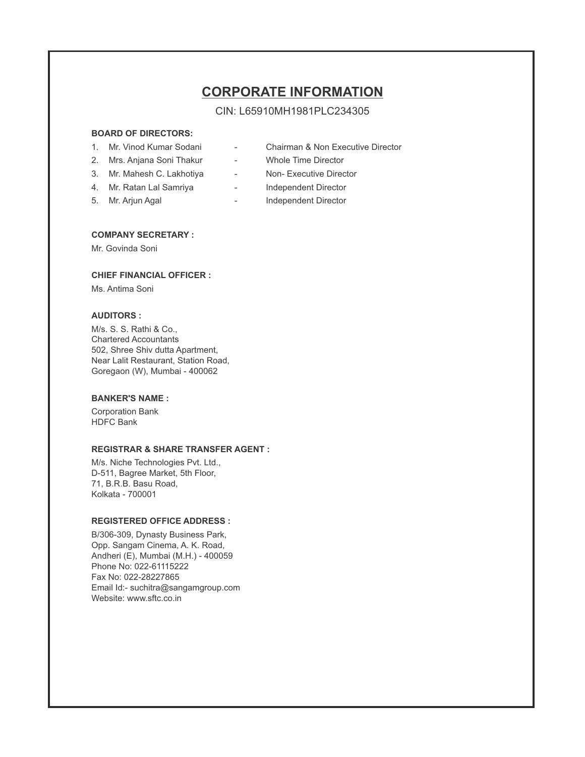# CORPORATE INFORMATION

CIN: L65910MH1981PLC234305

**BOARD OF DIRECTORS:**

1. Mr. Vinod Kumar Sodani - Chairman & Non Executive Director
2. Mrs. Anjana Soni Thakur - Whole Time Director
3. Mr. Mahesh C. Lakhotiya - Non- Executive Director
4. Mr. Ratan Lal Samriya - Independent Director
5. Mr. Arjun Agal - Independent Director

**COMPANY SECRETARY :**

Mr. Govinda Soni

**CHIEF FINANCIAL OFFICER :**

Ms. Antima Soni

**AUDITORS :**

M/s. S. S. Rathi & Co.,
Chartered Accountants
502, Shree Shiv dutta Apartment,
Near Lalit Restaurant, Station Road,
Goregaon (W), Mumbai - 400062

**BANKER'S NAME :**

Corporation Bank
HDFC Bank

**REGISTRAR & SHARE TRANSFER AGENT :**

M/s. Niche Technologies Pvt. Ltd.,
D-511, Bagree Market, 5th Floor,
71, B.R.B. Basu Road,
Kolkata - 700001

**REGISTERED OFFICE ADDRESS :**

B/306-309, Dynasty Business Park,
Opp. Sangam Cinema, A. K. Road,
Andheri (E), Mumbai (M.H.) - 400059
Phone No: 022-61115222
Fax No: 022-28227865
Email Id:- suchitra@sangamgroup.com
Website: www.sftc.co.in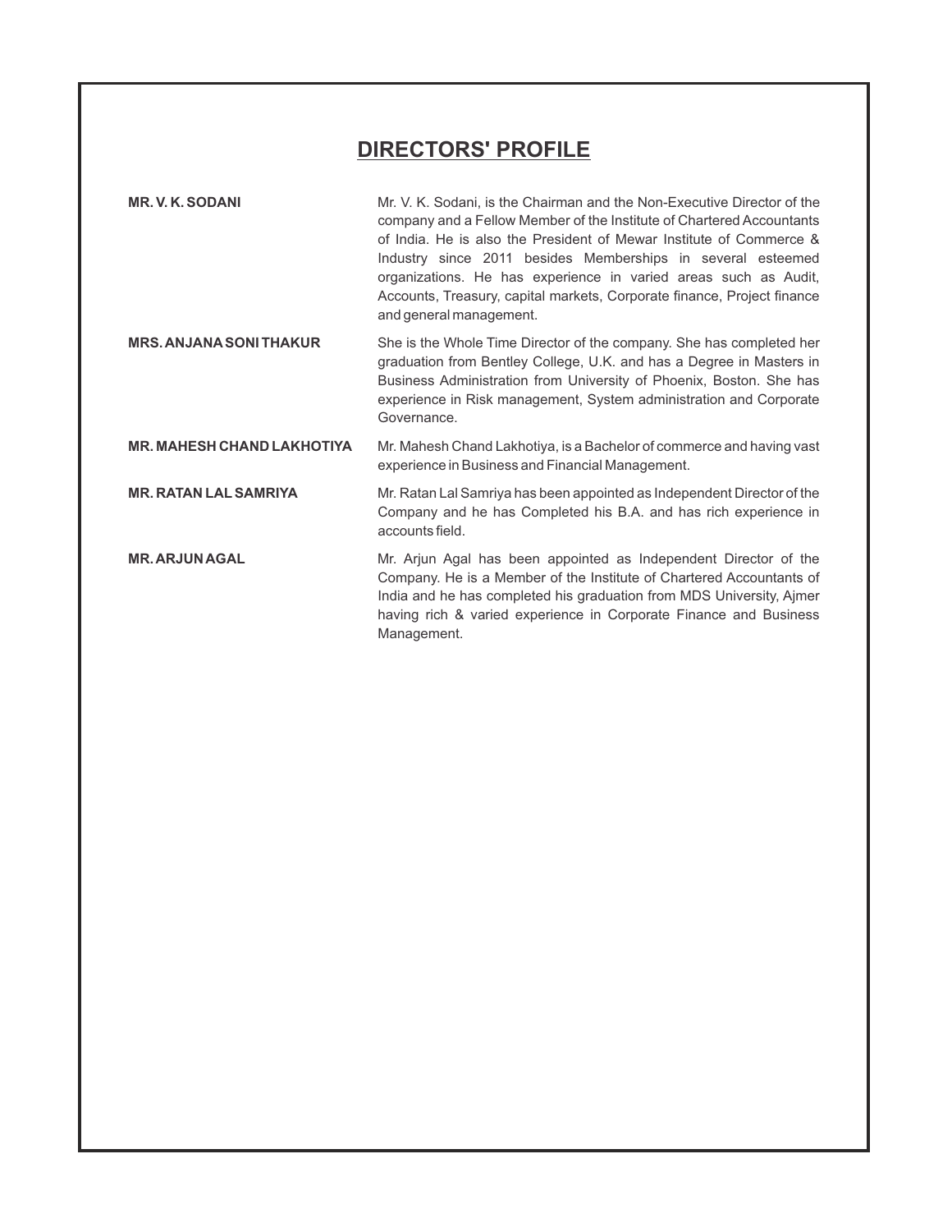# DIRECTORS' PROFILE

| | |
|---|---|
| **MR. V. K. SODANI** | Mr. V. K. Sodani, is the Chairman and the Non-Executive Director of the company and a Fellow Member of the Institute of Chartered Accountants of India. He is also the President of Mewar Institute of Commerce & Industry since 2011 besides Memberships in several esteemed organizations. He has experience in varied areas such as Audit, Accounts, Treasury, capital markets, Corporate finance, Project finance and general management. |
| **MRS. ANJANA SONI THAKUR** | She is the Whole Time Director of the company. She has completed her graduation from Bentley College, U.K. and has a Degree in Masters in Business Administration from University of Phoenix, Boston. She has experience in Risk management, System administration and Corporate Governance. |
| **MR. MAHESH CHAND LAKHOTIYA** | Mr. Mahesh Chand Lakhotiya, is a Bachelor of commerce and having vast experience in Business and Financial Management. |
| **MR. RATAN LAL SAMRIYA** | Mr. Ratan Lal Samriya has been appointed as Independent Director of the Company and he has Completed his B.A. and has rich experience in accounts field. |
| **MR. ARJUN AGAL** | Mr. Arjun Agal has been appointed as Independent Director of the Company. He is a Member of the Institute of Chartered Accountants of India and he has completed his graduation from MDS University, Ajmer having rich & varied experience in Corporate Finance and Business Management. |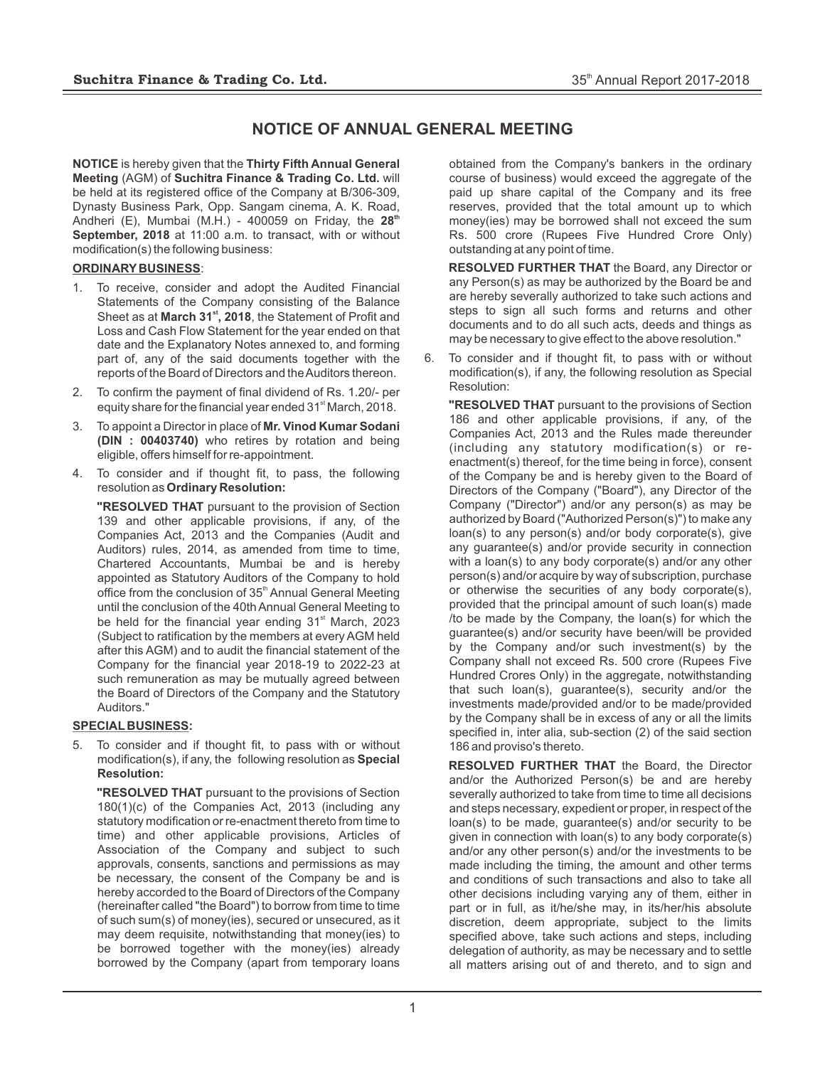# NOTICE OF ANNUAL GENERAL MEETING

**NOTICE** is hereby given that the **Thirty Fifth Annual General Meeting** (AGM) of **Suchitra Finance & Trading Co. Ltd.** will be held at its registered office of the Company at B/306-309, Dynasty Business Park, Opp. Sangam cinema, A. K. Road, Andheri (E), Mumbai (M.H.) - 400059 on Friday, the **28th September, 2018** at 11:00 a.m. to transact, with or without modification(s) the following business:

**ORDINARY BUSINESS**:

1. To receive, consider and adopt the Audited Financial Statements of the Company consisting of the Balance Sheet as at **March 31st, 2018**, the Statement of Profit and Loss and Cash Flow Statement for the year ended on that date and the Explanatory Notes annexed to, and forming part of, any of the said documents together with the reports of the Board of Directors and the Auditors thereon.
2. To confirm the payment of final dividend of Rs. 1.20/- per equity share for the financial year ended 31st March, 2018.
3. To appoint a Director in place of **Mr. Vinod Kumar Sodani (DIN : 00403740)** who retires by rotation and being eligible, offers himself for re-appointment.
4. To consider and if thought fit, to pass, the following resolution as **Ordinary Resolution:**

   **"RESOLVED THAT** pursuant to the provision of Section 139 and other applicable provisions, if any, of the Companies Act, 2013 and the Companies (Audit and Auditors) rules, 2014, as amended from time to time, Chartered Accountants, Mumbai be and is hereby appointed as Statutory Auditors of the Company to hold office from the conclusion of 35th Annual General Meeting until the conclusion of the 40th Annual General Meeting to be held for the financial year ending 31st March, 2023 (Subject to ratification by the members at every AGM held after this AGM) and to audit the financial statement of the Company for the financial year 2018-19 to 2022-23 at such remuneration as may be mutually agreed between the Board of Directors of the Company and the Statutory Auditors."

**SPECIAL BUSINESS:**

5. To consider and if thought fit, to pass with or without modification(s), if any, the following resolution as **Special Resolution:**

   **"RESOLVED THAT** pursuant to the provisions of Section 180(1)(c) of the Companies Act, 2013 (including any statutory modification or re-enactment thereto from time to time) and other applicable provisions, Articles of Association of the Company and subject to such approvals, consents, sanctions and permissions as may be necessary, the consent of the Company be and is hereby accorded to the Board of Directors of the Company (hereinafter called "the Board") to borrow from time to time of such sum(s) of money(ies), secured or unsecured, as it may deem requisite, notwithstanding that money(ies) to be borrowed together with the money(ies) already borrowed by the Company (apart from temporary loans obtained from the Company's bankers in the ordinary course of business) would exceed the aggregate of the paid up share capital of the Company and its free reserves, provided that the total amount up to which money(ies) may be borrowed shall not exceed the sum Rs. 500 crore (Rupees Five Hundred Crore Only) outstanding at any point of time.

   **RESOLVED FURTHER THAT** the Board, any Director or any Person(s) as may be authorized by the Board be and are hereby severally authorized to take such actions and steps to sign all such forms and returns and other documents and to do all such acts, deeds and things as may be necessary to give effect to the above resolution."

6. To consider and if thought fit, to pass with or without modification(s), if any, the following resolution as Special Resolution:

   **"RESOLVED THAT** pursuant to the provisions of Section 186 and other applicable provisions, if any, of the Companies Act, 2013 and the Rules made thereunder (including any statutory modification(s) or re-enactment(s) thereof, for the time being in force), consent of the Company be and is hereby given to the Board of Directors of the Company ("Board"), any Director of the Company ("Director") and/or any person(s) as may be authorized by Board ("Authorized Person(s)") to make any loan(s) to any person(s) and/or body corporate(s), give any guarantee(s) and/or provide security in connection with a loan(s) to any body corporate(s) and/or any other person(s) and/or acquire by way of subscription, purchase or otherwise the securities of any body corporate(s), provided that the principal amount of such loan(s) made /to be made by the Company, the loan(s) for which the guarantee(s) and/or security have been/will be provided by the Company and/or such investment(s) by the Company shall not exceed Rs. 500 crore (Rupees Five Hundred Crores Only) in the aggregate, notwithstanding that such loan(s), guarantee(s), security and/or the investments made/provided and/or to be made/provided by the Company shall be in excess of any or all the limits specified in, inter alia, sub-section (2) of the said section 186 and proviso's thereto.

   **RESOLVED FURTHER THAT** the Board, the Director and/or the Authorized Person(s) be and are hereby severally authorized to take from time to time all decisions and steps necessary, expedient or proper, in respect of the loan(s) to be made, guarantee(s) and/or security to be given in connection with loan(s) to any body corporate(s) and/or any other person(s) and/or the investments to be made including the timing, the amount and other terms and conditions of such transactions and also to take all other decisions including varying any of them, either in part or in full, as it/he/she may, in its/her/his absolute discretion, deem appropriate, subject to the limits specified above, take such actions and steps, including delegation of authority, as may be necessary and to settle all matters arising out of and thereto, and to sign and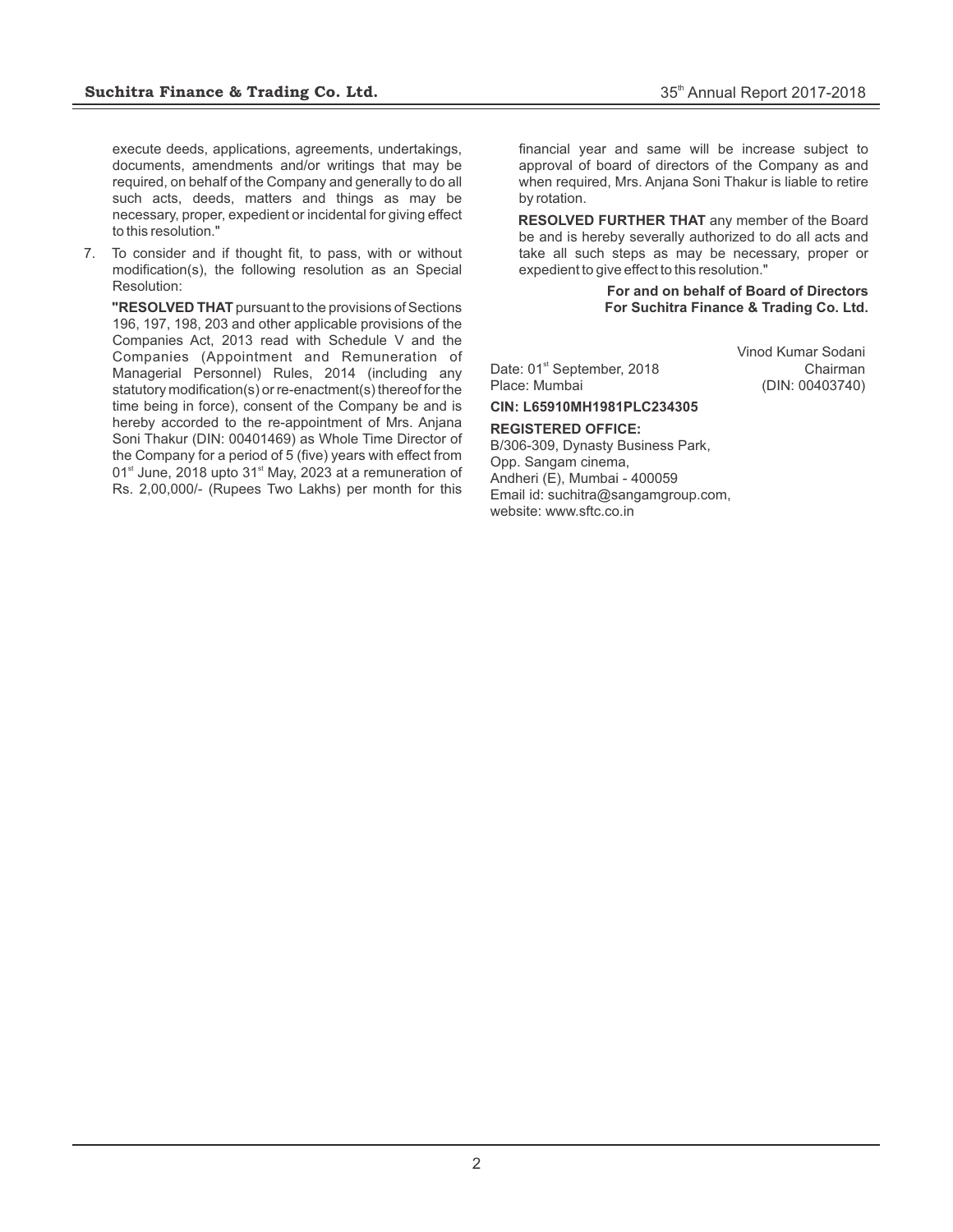execute deeds, applications, agreements, undertakings, documents, amendments and/or writings that may be required, on behalf of the Company and generally to do all such acts, deeds, matters and things as may be necessary, proper, expedient or incidental for giving effect to this resolution."

7. To consider and if thought fit, to pass, with or without modification(s), the following resolution as an Special Resolution:

   **"RESOLVED THAT** pursuant to the provisions of Sections 196, 197, 198, 203 and other applicable provisions of the Companies Act, 2013 read with Schedule V and the Companies (Appointment and Remuneration of Managerial Personnel) Rules, 2014 (including any statutory modification(s) or re-enactment(s) thereof for the time being in force), consent of the Company be and is hereby accorded to the re-appointment of Mrs. Anjana Soni Thakur (DIN: 00401469) as Whole Time Director of the Company for a period of 5 (five) years with effect from 01st June, 2018 upto 31st May, 2023 at a remuneration of Rs. 2,00,000/- (Rupees Two Lakhs) per month for this financial year and same will be increase subject to approval of board of directors of the Company as and when required, Mrs. Anjana Soni Thakur is liable to retire by rotation.

   **RESOLVED FURTHER THAT** any member of the Board be and is hereby severally authorized to do all acts and take all such steps as may be necessary, proper or expedient to give effect to this resolution."

**For and on behalf of Board of Directors**
**For Suchitra Finance & Trading Co. Ltd.**

Vinod Kumar Sodani
Chairman
(DIN: 00403740)

Date: 01st September, 2018
Place: Mumbai

**CIN: L65910MH1981PLC234305**

**REGISTERED OFFICE:**
B/306-309, Dynasty Business Park,
Opp. Sangam cinema,
Andheri (E), Mumbai - 400059
Email id: suchitra@sangamgroup.com,
website: www.sftc.co.in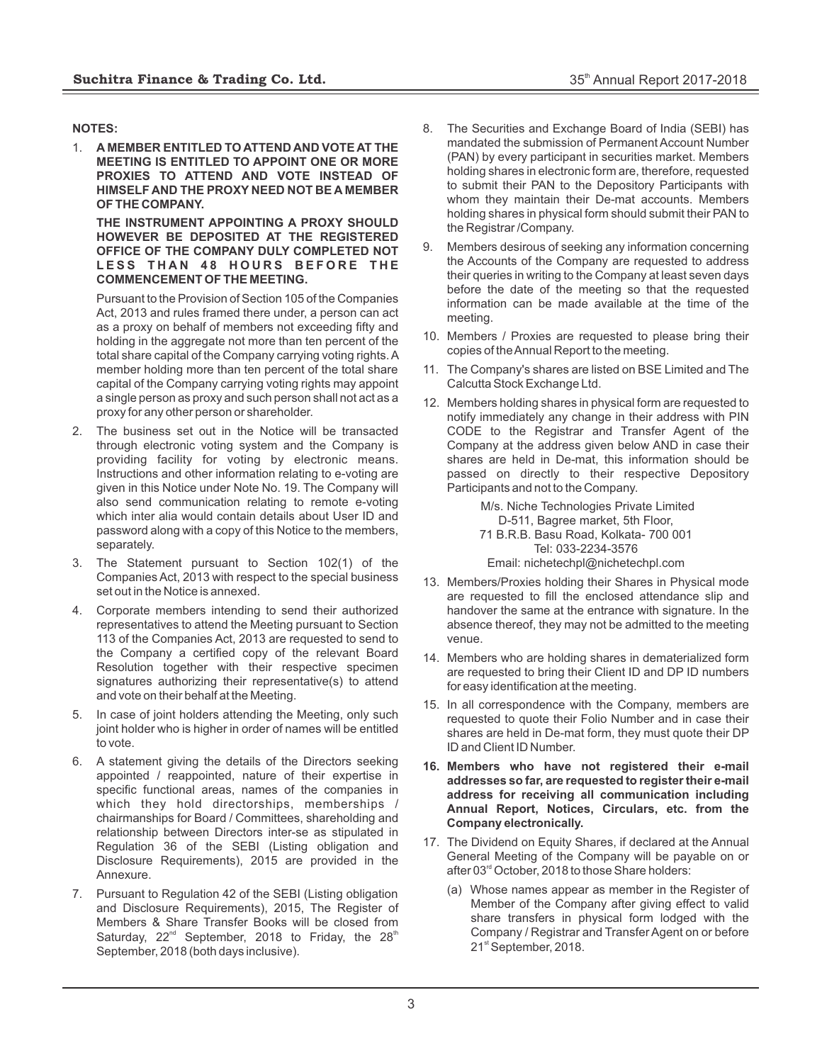**NOTES:**

1. **A MEMBER ENTITLED TO ATTEND AND VOTE AT THE MEETING IS ENTITLED TO APPOINT ONE OR MORE PROXIES TO ATTEND AND VOTE INSTEAD OF HIMSELF AND THE PROXY NEED NOT BE A MEMBER OF THE COMPANY.**

   **THE INSTRUMENT APPOINTING A PROXY SHOULD HOWEVER BE DEPOSITED AT THE REGISTERED OFFICE OF THE COMPANY DULY COMPLETED NOT LESS THAN 48 HOURS BEFORE THE COMMENCEMENT OF THE MEETING.**

   Pursuant to the Provision of Section 105 of the Companies Act, 2013 and rules framed there under, a person can act as a proxy on behalf of members not exceeding fifty and holding in the aggregate not more than ten percent of the total share capital of the Company carrying voting rights. A member holding more than ten percent of the total share capital of the Company carrying voting rights may appoint a single person as proxy and such person shall not act as a proxy for any other person or shareholder.

2. The business set out in the Notice will be transacted through electronic voting system and the Company is providing facility for voting by electronic means. Instructions and other information relating to e-voting are given in this Notice under Note No. 19. The Company will also send communication relating to remote e-voting which inter alia would contain details about User ID and password along with a copy of this Notice to the members, separately.

3. The Statement pursuant to Section 102(1) of the Companies Act, 2013 with respect to the special business set out in the Notice is annexed.

4. Corporate members intending to send their authorized representatives to attend the Meeting pursuant to Section 113 of the Companies Act, 2013 are requested to send to the Company a certified copy of the relevant Board Resolution together with their respective specimen signatures authorizing their representative(s) to attend and vote on their behalf at the Meeting.

5. In case of joint holders attending the Meeting, only such joint holder who is higher in order of names will be entitled to vote.

6. A statement giving the details of the Directors seeking appointed / reappointed, nature of their expertise in specific functional areas, names of the companies in which they hold directorships, memberships / chairmanships for Board / Committees, shareholding and relationship between Directors inter-se as stipulated in Regulation 36 of the SEBI (Listing obligation and Disclosure Requirements), 2015 are provided in the Annexure.

7. Pursuant to Regulation 42 of the SEBI (Listing obligation and Disclosure Requirements), 2015, The Register of Members & Share Transfer Books will be closed from Saturday, 22nd September, 2018 to Friday, the 28th September, 2018 (both days inclusive).

8. The Securities and Exchange Board of India (SEBI) has mandated the submission of Permanent Account Number (PAN) by every participant in securities market. Members holding shares in electronic form are, therefore, requested to submit their PAN to the Depository Participants with whom they maintain their De-mat accounts. Members holding shares in physical form should submit their PAN to the Registrar /Company.

9. Members desirous of seeking any information concerning the Accounts of the Company are requested to address their queries in writing to the Company at least seven days before the date of the meeting so that the requested information can be made available at the time of the meeting.

10. Members / Proxies are requested to please bring their copies of the Annual Report to the meeting.

11. The Company's shares are listed on BSE Limited and The Calcutta Stock Exchange Ltd.

12. Members holding shares in physical form are requested to notify immediately any change in their address with PIN CODE to the Registrar and Transfer Agent of the Company at the address given below AND in case their shares are held in De-mat, this information should be passed on directly to their respective Depository Participants and not to the Company.

    M/s. Niche Technologies Private Limited
    D-511, Bagree market, 5th Floor,
    71 B.R.B. Basu Road, Kolkata- 700 001
    Tel: 033-2234-3576
    Email: nichetechpl@nichetechpl.com

13. Members/Proxies holding their Shares in Physical mode are requested to fill the enclosed attendance slip and handover the same at the entrance with signature. In the absence thereof, they may not be admitted to the meeting venue.

14. Members who are holding shares in dematerialized form are requested to bring their Client ID and DP ID numbers for easy identification at the meeting.

15. In all correspondence with the Company, members are requested to quote their Folio Number and in case their shares are held in De-mat form, they must quote their DP ID and Client ID Number.

16. **Members who have not registered their e-mail addresses so far, are requested to register their e-mail address for receiving all communication including Annual Report, Notices, Circulars, etc. from the Company electronically.**

17. The Dividend on Equity Shares, if declared at the Annual General Meeting of the Company will be payable on or after 03rd October, 2018 to those Share holders:

    (a) Whose names appear as member in the Register of Member of the Company after giving effect to valid share transfers in physical form lodged with the Company / Registrar and Transfer Agent on or before 21st September, 2018.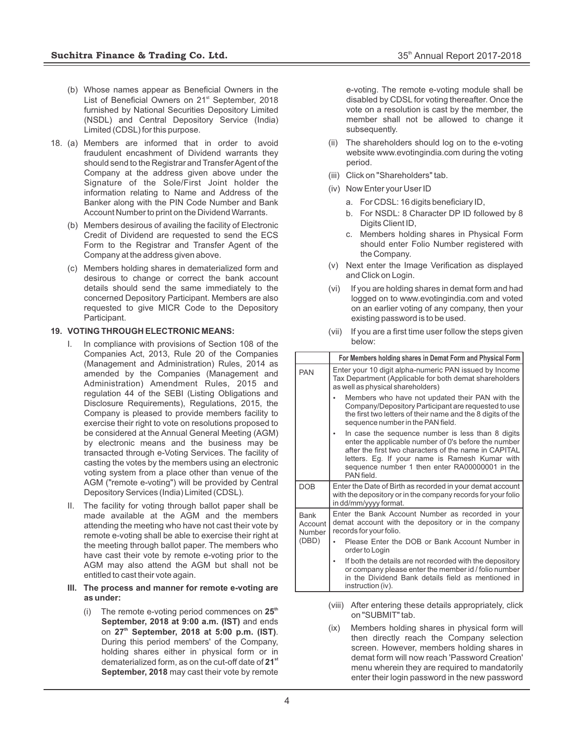(b) Whose names appear as Beneficial Owners in the List of Beneficial Owners on 21st September, 2018 furnished by National Securities Depository Limited (NSDL) and Central Depository Service (India) Limited (CDSL) for this purpose.

18. (a) Members are informed that in order to avoid fraudulent encashment of Dividend warrants they should send to the Registrar and Transfer Agent of the Company at the address given above under the Signature of the Sole/First Joint holder the information relating to Name and Address of the Banker along with the PIN Code Number and Bank Account Number to print on the Dividend Warrants.

    (b) Members desirous of availing the facility of Electronic Credit of Dividend are requested to send the ECS Form to the Registrar and Transfer Agent of the Company at the address given above.

    (c) Members holding shares in dematerialized form and desirous to change or correct the bank account details should send the same immediately to the concerned Depository Participant. Members are also requested to give MICR Code to the Depository Participant.

**19. VOTING THROUGH ELECTRONIC MEANS:**

I. In compliance with provisions of Section 108 of the Companies Act, 2013, Rule 20 of the Companies (Management and Administration) Rules, 2014 as amended by the Companies (Management and Administration) Amendment Rules, 2015 and regulation 44 of the SEBI (Listing Obligations and Disclosure Requirements), Regulations, 2015, the Company is pleased to provide members facility to exercise their right to vote on resolutions proposed to be considered at the Annual General Meeting (AGM) by electronic means and the business may be transacted through e-Voting Services. The facility of casting the votes by the members using an electronic voting system from a place other than venue of the AGM ("remote e-voting") will be provided by Central Depository Services (India) Limited (CDSL).

II. The facility for voting through ballot paper shall be made available at the AGM and the members attending the meeting who have not cast their vote by remote e-voting shall be able to exercise their right at the meeting through ballot paper. The members who have cast their vote by remote e-voting prior to the AGM may also attend the AGM but shall not be entitled to cast their vote again.

**III. The process and manner for remote e-voting are as under:**

(i) The remote e-voting period commences on **25th September, 2018 at 9:00 a.m. (IST)** and ends on **27th September, 2018 at 5:00 p.m. (IST)**. During this period members' of the Company, holding shares either in physical form or in dematerialized form, as on the cut-off date of **21st September, 2018** may cast their vote by remote e-voting. The remote e-voting module shall be disabled by CDSL for voting thereafter. Once the vote on a resolution is cast by the member, the member shall not be allowed to change it subsequently.

(ii) The shareholders should log on to the e-voting website www.evotingindia.com during the voting period.

(iii) Click on "Shareholders" tab.

(iv) Now Enter your User ID

   a. For CDSL: 16 digits beneficiary ID,

   b. For NSDL: 8 Character DP ID followed by 8 Digits Client ID,

   c. Members holding shares in Physical Form should enter Folio Number registered with the Company.

(v) Next enter the Image Verification as displayed and Click on Login.

(vi) If you are holding shares in demat form and had logged on to www.evotingindia.com and voted on an earlier voting of any company, then your existing password is to be used.

(vii) If you are a first time user follow the steps given below:

| | For Members holding shares in Demat Form and Physical Form |
|---|---|
| PAN | Enter your 10 digit alpha-numeric PAN issued by Income Tax Department (Applicable for both demat shareholders as well as physical shareholders)<br>• Members who have not updated their PAN with the Company/Depository Participant are requested to use the first two letters of their name and the 8 digits of the sequence number in the PAN field.<br>• In case the sequence number is less than 8 digits enter the applicable number of 0's before the number after the first two characters of the name in CAPITAL letters. Eg. If your name is Ramesh Kumar with sequence number 1 then enter RA00000001 in the PAN field. |
| DOB | Enter the Date of Birth as recorded in your demat account with the depository or in the company records for your folio in dd/mm/yyyy format. |
| Bank Account Number (DBD) | Enter the Bank Account Number as recorded in your demat account with the depository or in the company records for your folio.<br>• Please Enter the DOB or Bank Account Number in order to Login<br>• If both the details are not recorded with the depository or company please enter the member id / folio number in the Dividend Bank details field as mentioned in instruction (iv). |

(viii) After entering these details appropriately, click on "SUBMIT" tab.

(ix) Members holding shares in physical form will then directly reach the Company selection screen. However, members holding shares in demat form will now reach 'Password Creation' menu wherein they are required to mandatorily enter their login password in the new password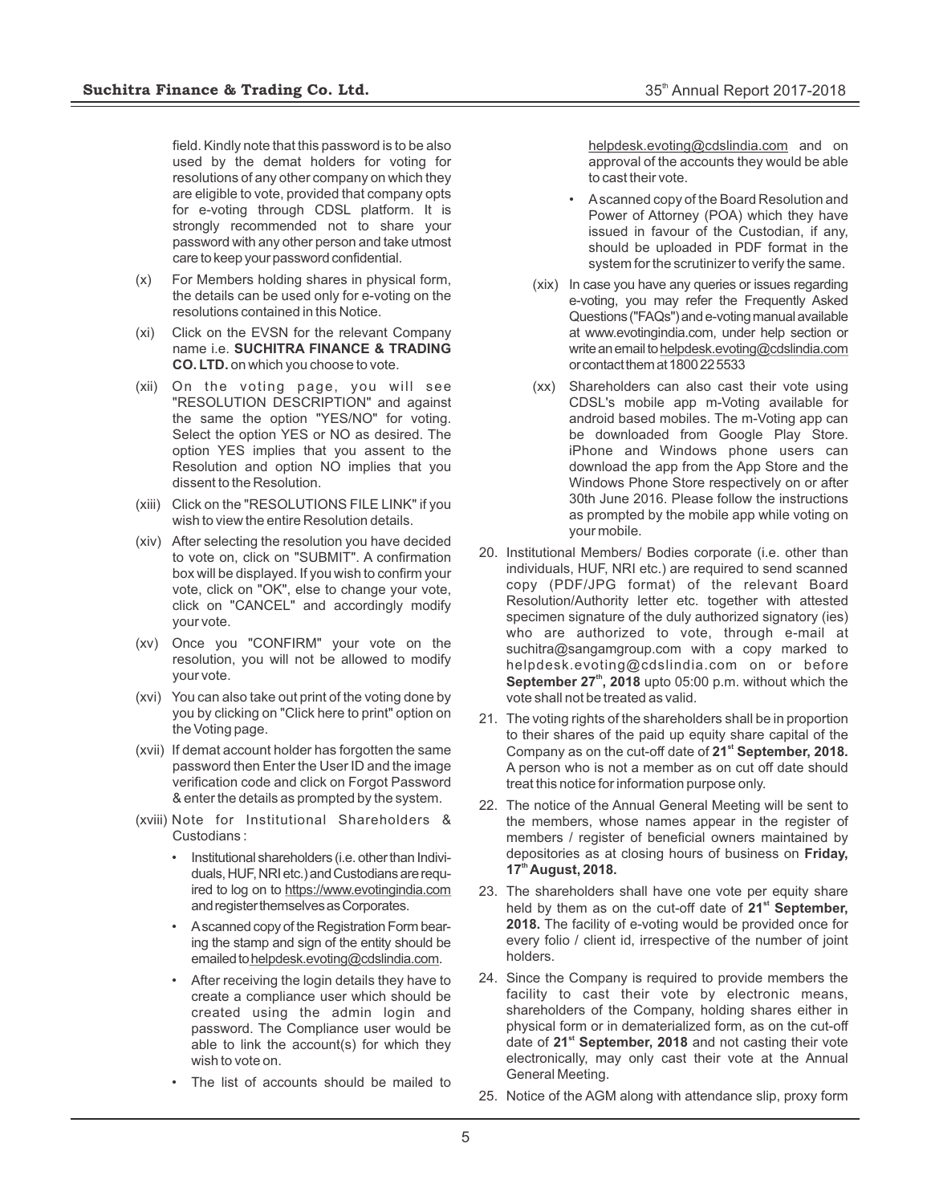field. Kindly note that this password is to be also used by the demat holders for voting for resolutions of any other company on which they are eligible to vote, provided that company opts for e-voting through CDSL platform. It is strongly recommended not to share your password with any other person and take utmost care to keep your password confidential.

(x) For Members holding shares in physical form, the details can be used only for e-voting on the resolutions contained in this Notice.

(xi) Click on the EVSN for the relevant Company name i.e. **SUCHITRA FINANCE & TRADING CO. LTD.** on which you choose to vote.

(xii) On the voting page, you will see "RESOLUTION DESCRIPTION" and against the same the option "YES/NO" for voting. Select the option YES or NO as desired. The option YES implies that you assent to the Resolution and option NO implies that you dissent to the Resolution.

(xiii) Click on the "RESOLUTIONS FILE LINK" if you wish to view the entire Resolution details.

(xiv) After selecting the resolution you have decided to vote on, click on "SUBMIT". A confirmation box will be displayed. If you wish to confirm your vote, click on "OK", else to change your vote, click on "CANCEL" and accordingly modify your vote.

(xv) Once you "CONFIRM" your vote on the resolution, you will not be allowed to modify your vote.

(xvi) You can also take out print of the voting done by you by clicking on "Click here to print" option on the Voting page.

(xvii) If demat account holder has forgotten the same password then Enter the User ID and the image verification code and click on Forgot Password & enter the details as prompted by the system.

(xviii) Note for Institutional Shareholders & Custodians :

- Institutional shareholders (i.e. other than Individuals, HUF, NRI etc.) and Custodians are required to log on to https://www.evotingindia.com and register themselves as Corporates.
- A scanned copy of the Registration Form bearing the stamp and sign of the entity should be emailed to helpdesk.evoting@cdslindia.com.
- After receiving the login details they have to create a compliance user which should be created using the admin login and password. The Compliance user would be able to link the account(s) for which they wish to vote on.
- The list of accounts should be mailed to helpdesk.evoting@cdslindia.com and on approval of the accounts they would be able to cast their vote.
- A scanned copy of the Board Resolution and Power of Attorney (POA) which they have issued in favour of the Custodian, if any, should be uploaded in PDF format in the system for the scrutinizer to verify the same.

(xix) In case you have any queries or issues regarding e-voting, you may refer the Frequently Asked Questions ("FAQs") and e-voting manual available at www.evotingindia.com, under help section or write an email to helpdesk.evoting@cdslindia.com or contact them at 1800 22 5533

(xx) Shareholders can also cast their vote using CDSL's mobile app m-Voting available for android based mobiles. The m-Voting app can be downloaded from Google Play Store. iPhone and Windows phone users can download the app from the App Store and the Windows Phone Store respectively on or after 30th June 2016. Please follow the instructions as prompted by the mobile app while voting on your mobile.

20. Institutional Members/ Bodies corporate (i.e. other than individuals, HUF, NRI etc.) are required to send scanned copy (PDF/JPG format) of the relevant Board Resolution/Authority letter etc. together with attested specimen signature of the duly authorized signatory (ies) who are authorized to vote, through e-mail at suchitra@sangamgroup.com with a copy marked to helpdesk.evoting@cdslindia.com on or before **September 27th, 2018** upto 05:00 p.m. without which the vote shall not be treated as valid.

21. The voting rights of the shareholders shall be in proportion to their shares of the paid up equity share capital of the Company as on the cut-off date of **21st September, 2018.** A person who is not a member as on cut off date should treat this notice for information purpose only.

22. The notice of the Annual General Meeting will be sent to the members, whose names appear in the register of members / register of beneficial owners maintained by depositories as at closing hours of business on **Friday, 17th August, 2018.**

23. The shareholders shall have one vote per equity share held by them as on the cut-off date of **21st September, 2018.** The facility of e-voting would be provided once for every folio / client id, irrespective of the number of joint holders.

24. Since the Company is required to provide members the facility to cast their vote by electronic means, shareholders of the Company, holding shares either in physical form or in dematerialized form, as on the cut-off date of **21st September, 2018** and not casting their vote electronically, may only cast their vote at the Annual General Meeting.

25. Notice of the AGM along with attendance slip, proxy form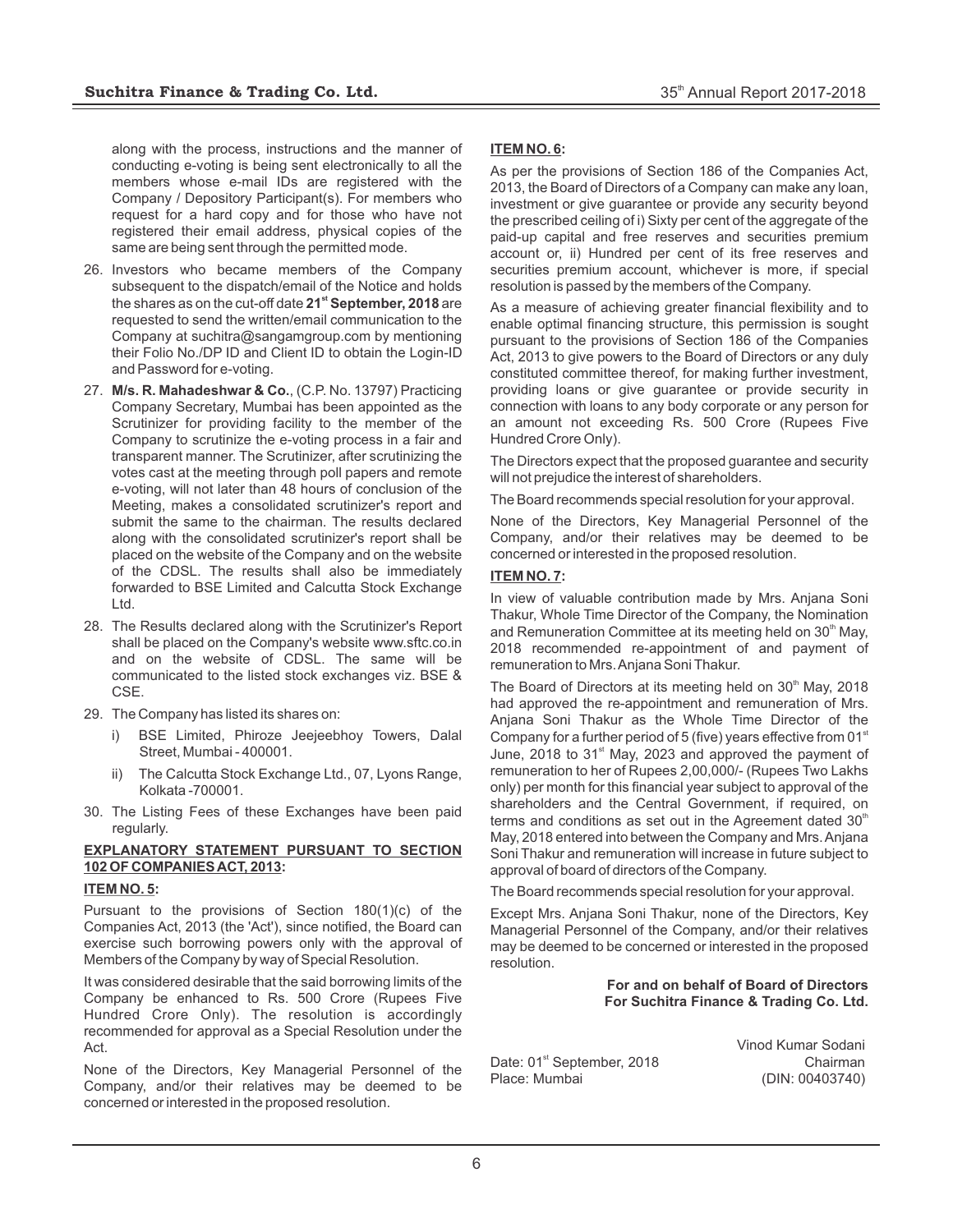along with the process, instructions and the manner of conducting e-voting is being sent electronically to all the members whose e-mail IDs are registered with the Company / Depository Participant(s). For members who request for a hard copy and for those who have not registered their email address, physical copies of the same are being sent through the permitted mode.

26. Investors who became members of the Company subsequent to the dispatch/email of the Notice and holds the shares as on the cut-off date **21st September, 2018** are requested to send the written/email communication to the Company at suchitra@sangamgroup.com by mentioning their Folio No./DP ID and Client ID to obtain the Login-ID and Password for e-voting.

27. **M/s. R. Mahadeshwar & Co.**, (C.P. No. 13797) Practicing Company Secretary, Mumbai has been appointed as the Scrutinizer for providing facility to the member of the Company to scrutinize the e-voting process in a fair and transparent manner. The Scrutinizer, after scrutinizing the votes cast at the meeting through poll papers and remote e-voting, will not later than 48 hours of conclusion of the Meeting, makes a consolidated scrutinizer's report and submit the same to the chairman. The results declared along with the consolidated scrutinizer's report shall be placed on the website of the Company and on the website of the CDSL. The results shall also be immediately forwarded to BSE Limited and Calcutta Stock Exchange Ltd.

28. The Results declared along with the Scrutinizer's Report shall be placed on the Company's website www.sftc.co.in and on the website of CDSL. The same will be communicated to the listed stock exchanges viz. BSE & CSE.

29. The Company has listed its shares on:
    i) BSE Limited, Phiroze Jeejeebhoy Towers, Dalal Street, Mumbai - 400001.
    ii) The Calcutta Stock Exchange Ltd., 07, Lyons Range, Kolkata -700001.

30. The Listing Fees of these Exchanges have been paid regularly.

**EXPLANATORY STATEMENT PURSUANT TO SECTION 102 OF COMPANIES ACT, 2013:**

**ITEM NO. 5:**

Pursuant to the provisions of Section 180(1)(c) of the Companies Act, 2013 (the 'Act'), since notified, the Board can exercise such borrowing powers only with the approval of Members of the Company by way of Special Resolution.

It was considered desirable that the said borrowing limits of the Company be enhanced to Rs. 500 Crore (Rupees Five Hundred Crore Only). The resolution is accordingly recommended for approval as a Special Resolution under the Act.

None of the Directors, Key Managerial Personnel of the Company, and/or their relatives may be deemed to be concerned or interested in the proposed resolution.

**ITEM NO. 6:**

As per the provisions of Section 186 of the Companies Act, 2013, the Board of Directors of a Company can make any loan, investment or give guarantee or provide any security beyond the prescribed ceiling of i) Sixty per cent of the aggregate of the paid-up capital and free reserves and securities premium account or, ii) Hundred per cent of its free reserves and securities premium account, whichever is more, if special resolution is passed by the members of the Company.

As a measure of achieving greater financial flexibility and to enable optimal financing structure, this permission is sought pursuant to the provisions of Section 186 of the Companies Act, 2013 to give powers to the Board of Directors or any duly constituted committee thereof, for making further investment, providing loans or give guarantee or provide security in connection with loans to any body corporate or any person for an amount not exceeding Rs. 500 Crore (Rupees Five Hundred Crore Only).

The Directors expect that the proposed guarantee and security will not prejudice the interest of shareholders.

The Board recommends special resolution for your approval.

None of the Directors, Key Managerial Personnel of the Company, and/or their relatives may be deemed to be concerned or interested in the proposed resolution.

**ITEM NO. 7:**

In view of valuable contribution made by Mrs. Anjana Soni Thakur, Whole Time Director of the Company, the Nomination and Remuneration Committee at its meeting held on 30th May, 2018 recommended re-appointment of and payment of remuneration to Mrs. Anjana Soni Thakur.

The Board of Directors at its meeting held on 30th May, 2018 had approved the re-appointment and remuneration of Mrs. Anjana Soni Thakur as the Whole Time Director of the Company for a further period of 5 (five) years effective from 01st June, 2018 to 31st May, 2023 and approved the payment of remuneration to her of Rupees 2,00,000/- (Rupees Two Lakhs only) per month for this financial year subject to approval of the shareholders and the Central Government, if required, on terms and conditions as set out in the Agreement dated 30th May, 2018 entered into between the Company and Mrs. Anjana Soni Thakur and remuneration will increase in future subject to approval of board of directors of the Company.

The Board recommends special resolution for your approval.

Except Mrs. Anjana Soni Thakur, none of the Directors, Key Managerial Personnel of the Company, and/or their relatives may be deemed to be concerned or interested in the proposed resolution.

**For and on behalf of Board of Directors**
**For Suchitra Finance & Trading Co. Ltd.**

Date: 01st September, 2018
Place: Mumbai

Vinod Kumar Sodani
Chairman
(DIN: 00403740)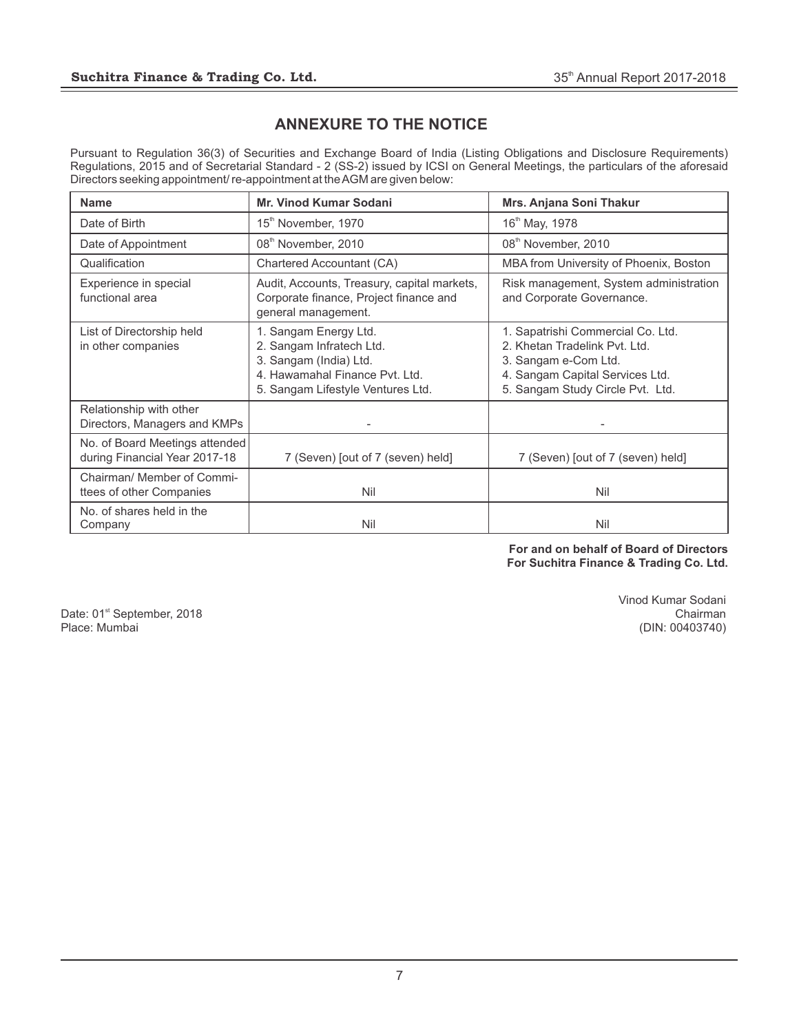## ANNEXURE TO THE NOTICE

Pursuant to Regulation 36(3) of Securities and Exchange Board of India (Listing Obligations and Disclosure Requirements) Regulations, 2015 and of Secretarial Standard - 2 (SS-2) issued by ICSI on General Meetings, the particulars of the aforesaid Directors seeking appointment/ re-appointment at the AGM are given below:

| **Name** | **Mr. Vinod Kumar Sodani** | **Mrs. Anjana Soni Thakur** |
|---|---|---|
| Date of Birth | 15th November, 1970 | 16th May, 1978 |
| Date of Appointment | 08th November, 2010 | 08th November, 2010 |
| Qualification | Chartered Accountant (CA) | MBA from University of Phoenix, Boston |
| Experience in special functional area | Audit, Accounts, Treasury, capital markets, Corporate finance, Project finance and general management. | Risk management, System administration and Corporate Governance. |
| List of Directorship held in other companies | 1. Sangam Energy Ltd.<br>2. Sangam Infratech Ltd.<br>3. Sangam (India) Ltd.<br>4. Hawamahal Finance Pvt. Ltd.<br>5. Sangam Lifestyle Ventures Ltd. | 1. Sapatrishi Commercial Co. Ltd.<br>2. Khetan Tradelink Pvt. Ltd.<br>3. Sangam e-Com Ltd.<br>4. Sangam Capital Services Ltd.<br>5. Sangam Study Circle Pvt. Ltd. |
| Relationship with other Directors, Managers and KMPs | - | - |
| No. of Board Meetings attended during Financial Year 2017-18 | 7 (Seven) [out of 7 (seven) held] | 7 (Seven) [out of 7 (seven) held] |
| Chairman/ Member of Committees of other Companies | Nil | Nil |
| No. of shares held in the Company | Nil | Nil |

**For and on behalf of Board of Directors**
**For Suchitra Finance & Trading Co. Ltd.**

Vinod Kumar Sodani
Chairman
(DIN: 00403740)

Date: 01st September, 2018
Place: Mumbai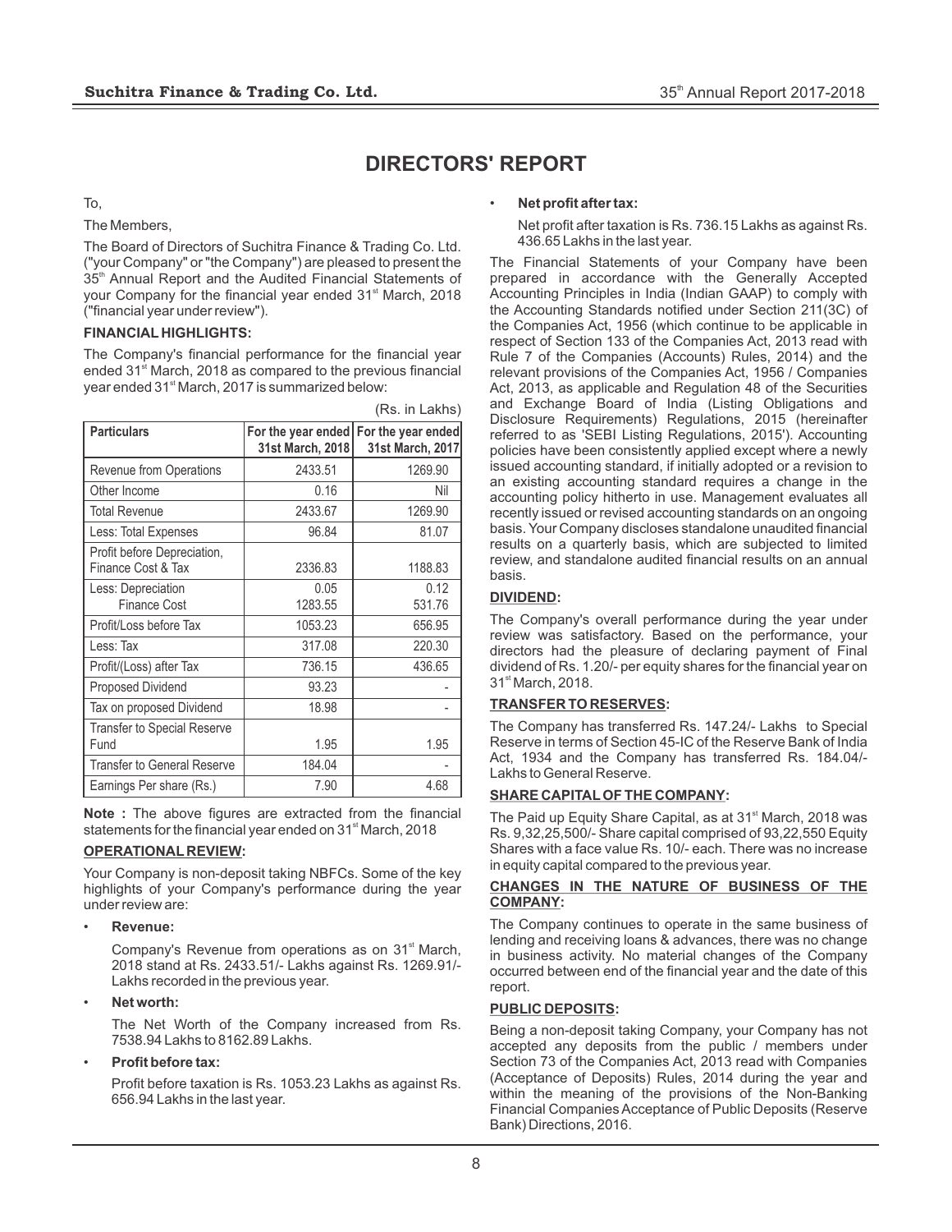# DIRECTORS' REPORT

To,

The Members,

The Board of Directors of Suchitra Finance & Trading Co. Ltd. ("your Company" or "the Company") are pleased to present the 35th Annual Report and the Audited Financial Statements of your Company for the financial year ended 31st March, 2018 ("financial year under review").

**FINANCIAL HIGHLIGHTS:**

The Company's financial performance for the financial year ended 31st March, 2018 as compared to the previous financial year ended 31st March, 2017 is summarized below:

(Rs. in Lakhs)

| Particulars | For the year ended 31st March, 2018 | For the year ended 31st March, 2017 |
|---|---|---|
| Revenue from Operations | 2433.51 | 1269.90 |
| Other Income | 0.16 | Nil |
| Total Revenue | 2433.67 | 1269.90 |
| Less: Total Expenses | 96.84 | 81.07 |
| Profit before Depreciation, Finance Cost & Tax | 2336.83 | 1188.83 |
| Less: Depreciation<br>Finance Cost | 0.05<br>1283.55 | 0.12<br>531.76 |
| Profit/Loss before Tax | 1053.23 | 656.95 |
| Less: Tax | 317.08 | 220.30 |
| Profit/(Loss) after Tax | 736.15 | 436.65 |
| Proposed Dividend | 93.23 | - |
| Tax on proposed Dividend | 18.98 | - |
| Transfer to Special Reserve Fund | 1.95 | 1.95 |
| Transfer to General Reserve | 184.04 | - |
| Earnings Per share (Rs.) | 7.90 | 4.68 |

**Note :** The above figures are extracted from the financial statements for the financial year ended on 31st March, 2018

**OPERATIONAL REVIEW:**

Your Company is non-deposit taking NBFCs. Some of the key highlights of your Company's performance during the year under review are:

- **Revenue:**

  Company's Revenue from operations as on 31st March, 2018 stand at Rs. 2433.51/- Lakhs against Rs. 1269.91/- Lakhs recorded in the previous year.

- **Net worth:**

  The Net Worth of the Company increased from Rs. 7538.94 Lakhs to 8162.89 Lakhs.

- **Profit before tax:**

  Profit before taxation is Rs. 1053.23 Lakhs as against Rs. 656.94 Lakhs in the last year.

- **Net profit after tax:**

  Net profit after taxation is Rs. 736.15 Lakhs as against Rs. 436.65 Lakhs in the last year.

The Financial Statements of your Company have been prepared in accordance with the Generally Accepted Accounting Principles in India (Indian GAAP) to comply with the Accounting Standards notified under Section 211(3C) of the Companies Act, 1956 (which continue to be applicable in respect of Section 133 of the Companies Act, 2013 read with Rule 7 of the Companies (Accounts) Rules, 2014) and the relevant provisions of the Companies Act, 1956 / Companies Act, 2013, as applicable and Regulation 48 of the Securities and Exchange Board of India (Listing Obligations and Disclosure Requirements) Regulations, 2015 (hereinafter referred to as 'SEBI Listing Regulations, 2015'). Accounting policies have been consistently applied except where a newly issued accounting standard, if initially adopted or a revision to an existing accounting standard requires a change in the accounting policy hitherto in use. Management evaluates all recently issued or revised accounting standards on an ongoing basis. Your Company discloses standalone unaudited financial results on a quarterly basis, which are subjected to limited review, and standalone audited financial results on an annual basis.

**DIVIDEND:**

The Company's overall performance during the year under review was satisfactory. Based on the performance, your directors had the pleasure of declaring payment of Final dividend of Rs. 1.20/- per equity shares for the financial year on 31st March, 2018.

**TRANSFER TO RESERVES:**

The Company has transferred Rs. 147.24/- Lakhs to Special Reserve in terms of Section 45-IC of the Reserve Bank of India Act, 1934 and the Company has transferred Rs. 184.04/- Lakhs to General Reserve.

**SHARE CAPITAL OF THE COMPANY:**

The Paid up Equity Share Capital, as at 31st March, 2018 was Rs. 9,32,25,500/- Share capital comprised of 93,22,550 Equity Shares with a face value Rs. 10/- each. There was no increase in equity capital compared to the previous year.

**CHANGES IN THE NATURE OF BUSINESS OF THE COMPANY:**

The Company continues to operate in the same business of lending and receiving loans & advances, there was no change in business activity. No material changes of the Company occurred between end of the financial year and the date of this report.

**PUBLIC DEPOSITS:**

Being a non-deposit taking Company, your Company has not accepted any deposits from the public / members under Section 73 of the Companies Act, 2013 read with Companies (Acceptance of Deposits) Rules, 2014 during the year and within the meaning of the provisions of the Non-Banking Financial Companies Acceptance of Public Deposits (Reserve Bank) Directions, 2016.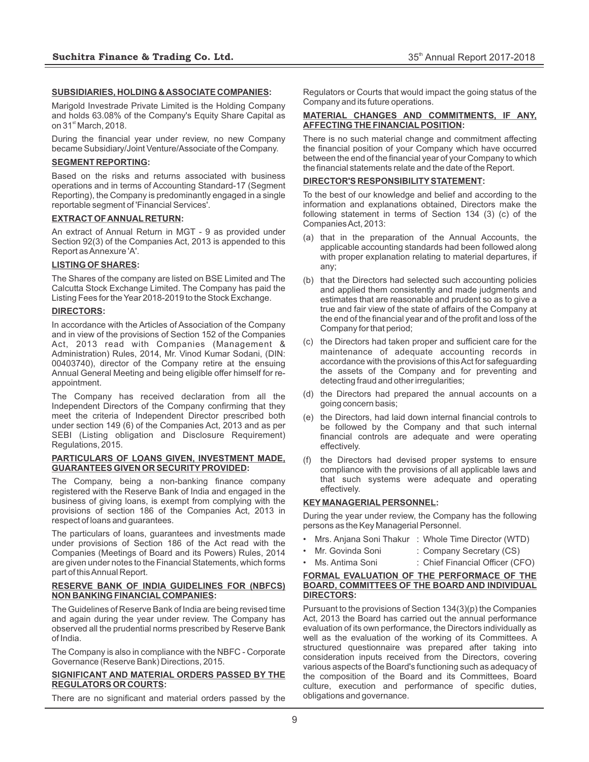## SUBSIDIARIES, HOLDING & ASSOCIATE COMPANIES:

Marigold Investrade Private Limited is the Holding Company and holds 63.08% of the Company's Equity Share Capital as on 31st March, 2018.

During the financial year under review, no new Company became Subsidiary/Joint Venture/Associate of the Company.

## SEGMENT REPORTING:

Based on the risks and returns associated with business operations and in terms of Accounting Standard-17 (Segment Reporting), the Company is predominantly engaged in a single reportable segment of 'Financial Services'.

## EXTRACT OF ANNUAL RETURN:

An extract of Annual Return in MGT - 9 as provided under Section 92(3) of the Companies Act, 2013 is appended to this Report as Annexure 'A'.

## LISTING OF SHARES:

The Shares of the company are listed on BSE Limited and The Calcutta Stock Exchange Limited. The Company has paid the Listing Fees for the Year 2018-2019 to the Stock Exchange.

## DIRECTORS:

In accordance with the Articles of Association of the Company and in view of the provisions of Section 152 of the Companies Act, 2013 read with Companies (Management & Administration) Rules, 2014, Mr. Vinod Kumar Sodani, (DIN: 00403740), director of the Company retire at the ensuing Annual General Meeting and being eligible offer himself for re-appointment.

The Company has received declaration from all the Independent Directors of the Company confirming that they meet the criteria of Independent Director prescribed both under section 149 (6) of the Companies Act, 2013 and as per SEBI (Listing obligation and Disclosure Requirement) Regulations, 2015.

## PARTICULARS OF LOANS GIVEN, INVESTMENT MADE, GUARANTEES GIVEN OR SECURITY PROVIDED:

The Company, being a non-banking finance company registered with the Reserve Bank of India and engaged in the business of giving loans, is exempt from complying with the provisions of section 186 of the Companies Act, 2013 in respect of loans and guarantees.

The particulars of loans, guarantees and investments made under provisions of Section 186 of the Act read with the Companies (Meetings of Board and its Powers) Rules, 2014 are given under notes to the Financial Statements, which forms part of this Annual Report.

## RESERVE BANK OF INDIA GUIDELINES FOR (NBFCS) NON BANKING FINANCIAL COMPANIES:

The Guidelines of Reserve Bank of India are being revised time and again during the year under review. The Company has observed all the prudential norms prescribed by Reserve Bank of India.

The Company is also in compliance with the NBFC - Corporate Governance (Reserve Bank) Directions, 2015.

## SIGNIFICANT AND MATERIAL ORDERS PASSED BY THE REGULATORS OR COURTS:

There are no significant and material orders passed by the Regulators or Courts that would impact the going status of the Company and its future operations.

## MATERIAL CHANGES AND COMMITMENTS, IF ANY, AFFECTING THE FINANCIAL POSITION:

There is no such material change and commitment affecting the financial position of your Company which have occurred between the end of the financial year of your Company to which the financial statements relate and the date of the Report.

## DIRECTOR'S RESPONSIBILITY STATEMENT:

To the best of our knowledge and belief and according to the information and explanations obtained, Directors make the following statement in terms of Section 134 (3) (c) of the Companies Act, 2013:

(a) that in the preparation of the Annual Accounts, the applicable accounting standards had been followed along with proper explanation relating to material departures, if any;

(b) that the Directors had selected such accounting policies and applied them consistently and made judgments and estimates that are reasonable and prudent so as to give a true and fair view of the state of affairs of the Company at the end of the financial year and of the profit and loss of the Company for that period;

(c) the Directors had taken proper and sufficient care for the maintenance of adequate accounting records in accordance with the provisions of this Act for safeguarding the assets of the Company and for preventing and detecting fraud and other irregularities;

(d) the Directors had prepared the annual accounts on a going concern basis;

(e) the Directors, had laid down internal financial controls to be followed by the Company and that such internal financial controls are adequate and were operating effectively.

(f) the Directors had devised proper systems to ensure compliance with the provisions of all applicable laws and that such systems were adequate and operating effectively.

## KEY MANAGERIAL PERSONNEL:

During the year under review, the Company has the following persons as the Key Managerial Personnel.

- Mrs. Anjana Soni Thakur : Whole Time Director (WTD)
- Mr. Govinda Soni : Company Secretary (CS)
- Ms. Antima Soni : Chief Financial Officer (CFO)

## FORMAL EVALUATION OF THE PERFORMACE OF THE BOARD, COMMITTEES OF THE BOARD AND INDIVIDUAL DIRECTORS:

Pursuant to the provisions of Section 134(3)(p) the Companies Act, 2013 the Board has carried out the annual performance evaluation of its own performance, the Directors individually as well as the evaluation of the working of its Committees. A structured questionnaire was prepared after taking into consideration inputs received from the Directors, covering various aspects of the Board's functioning such as adequacy of the composition of the Board and its Committees, Board culture, execution and performance of specific duties, obligations and governance.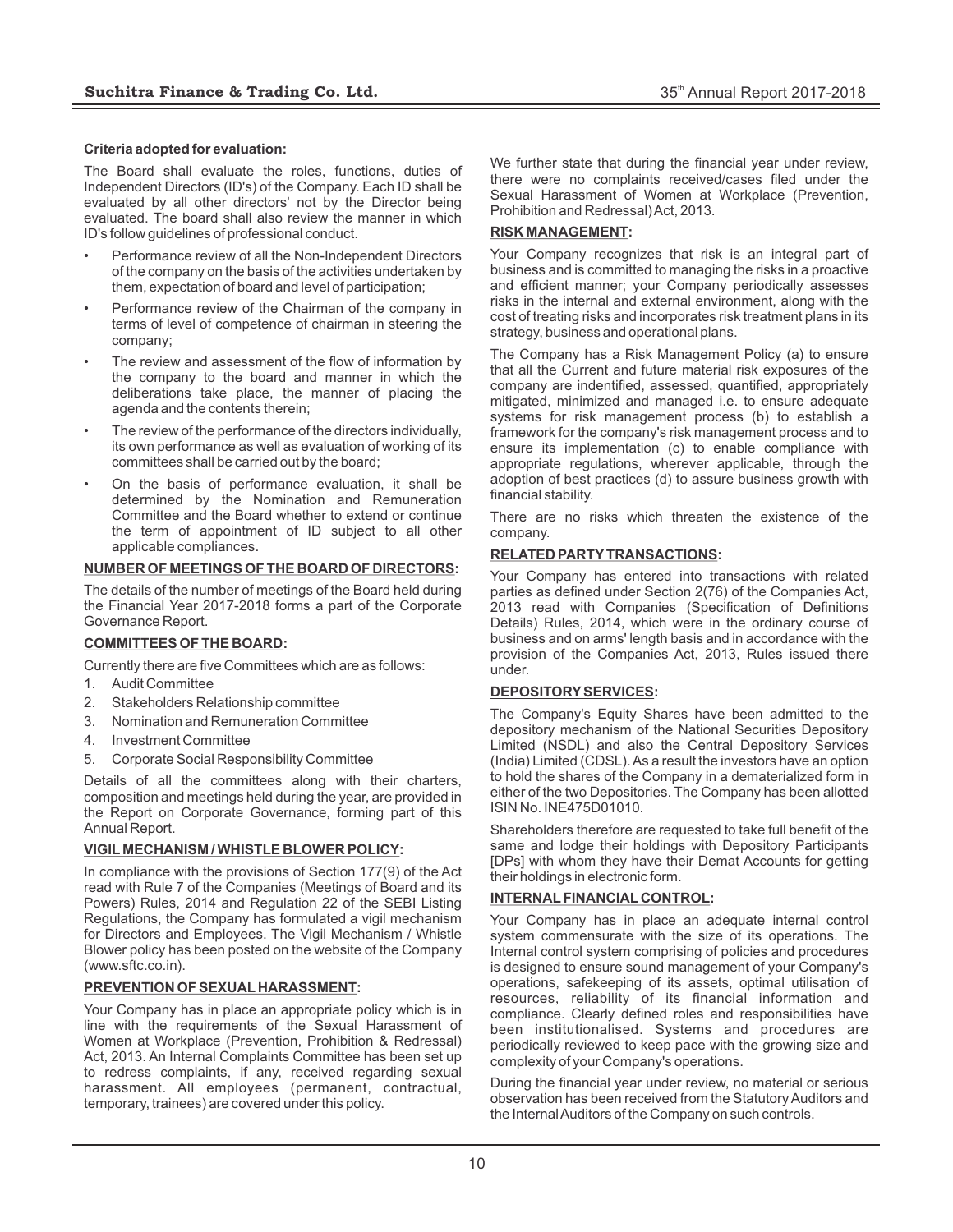**Criteria adopted for evaluation:**

The Board shall evaluate the roles, functions, duties of Independent Directors (ID's) of the Company. Each ID shall be evaluated by all other directors' not by the Director being evaluated. The board shall also review the manner in which ID's follow guidelines of professional conduct.

- Performance review of all the Non-Independent Directors of the company on the basis of the activities undertaken by them, expectation of board and level of participation;
- Performance review of the Chairman of the company in terms of level of competence of chairman in steering the company;
- The review and assessment of the flow of information by the company to the board and manner in which the deliberations take place, the manner of placing the agenda and the contents therein;
- The review of the performance of the directors individually, its own performance as well as evaluation of working of its committees shall be carried out by the board;
- On the basis of performance evaluation, it shall be determined by the Nomination and Remuneration Committee and the Board whether to extend or continue the term of appointment of ID subject to all other applicable compliances.

**NUMBER OF MEETINGS OF THE BOARD OF DIRECTORS:**

The details of the number of meetings of the Board held during the Financial Year 2017-2018 forms a part of the Corporate Governance Report.

**COMMITTEES OF THE BOARD:**

Currently there are five Committees which are as follows:

1. Audit Committee
2. Stakeholders Relationship committee
3. Nomination and Remuneration Committee
4. Investment Committee
5. Corporate Social Responsibility Committee

Details of all the committees along with their charters, composition and meetings held during the year, are provided in the Report on Corporate Governance, forming part of this Annual Report.

**VIGIL MECHANISM / WHISTLE BLOWER POLICY:**

In compliance with the provisions of Section 177(9) of the Act read with Rule 7 of the Companies (Meetings of Board and its Powers) Rules, 2014 and Regulation 22 of the SEBI Listing Regulations, the Company has formulated a vigil mechanism for Directors and Employees. The Vigil Mechanism / Whistle Blower policy has been posted on the website of the Company (www.sftc.co.in).

**PREVENTION OF SEXUAL HARASSMENT:**

Your Company has in place an appropriate policy which is in line with the requirements of the Sexual Harassment of Women at Workplace (Prevention, Prohibition & Redressal) Act, 2013. An Internal Complaints Committee has been set up to redress complaints, if any, received regarding sexual harassment. All employees (permanent, contractual, temporary, trainees) are covered under this policy.

We further state that during the financial year under review, there were no complaints received/cases filed under the Sexual Harassment of Women at Workplace (Prevention, Prohibition and Redressal) Act, 2013.

**RISK MANAGEMENT:**

Your Company recognizes that risk is an integral part of business and is committed to managing the risks in a proactive and efficient manner; your Company periodically assesses risks in the internal and external environment, along with the cost of treating risks and incorporates risk treatment plans in its strategy, business and operational plans.

The Company has a Risk Management Policy (a) to ensure that all the Current and future material risk exposures of the company are indentified, assessed, quantified, appropriately mitigated, minimized and managed i.e. to ensure adequate systems for risk management process (b) to establish a framework for the company's risk management process and to ensure its implementation (c) to enable compliance with appropriate regulations, wherever applicable, through the adoption of best practices (d) to assure business growth with financial stability.

There are no risks which threaten the existence of the company.

**RELATED PARTY TRANSACTIONS:**

Your Company has entered into transactions with related parties as defined under Section 2(76) of the Companies Act, 2013 read with Companies (Specification of Definitions Details) Rules, 2014, which were in the ordinary course of business and on arms' length basis and in accordance with the provision of the Companies Act, 2013, Rules issued there under.

**DEPOSITORY SERVICES:**

The Company's Equity Shares have been admitted to the depository mechanism of the National Securities Depository Limited (NSDL) and also the Central Depository Services (India) Limited (CDSL). As a result the investors have an option to hold the shares of the Company in a dematerialized form in either of the two Depositories. The Company has been allotted ISIN No. INE475D01010.

Shareholders therefore are requested to take full benefit of the same and lodge their holdings with Depository Participants [DPs] with whom they have their Demat Accounts for getting their holdings in electronic form.

**INTERNAL FINANCIAL CONTROL:**

Your Company has in place an adequate internal control system commensurate with the size of its operations. The Internal control system comprising of policies and procedures is designed to ensure sound management of your Company's operations, safekeeping of its assets, optimal utilisation of resources, reliability of its financial information and compliance. Clearly defined roles and responsibilities have been institutionalised. Systems and procedures are periodically reviewed to keep pace with the growing size and complexity of your Company's operations.

During the financial year under review, no material or serious observation has been received from the Statutory Auditors and the Internal Auditors of the Company on such controls.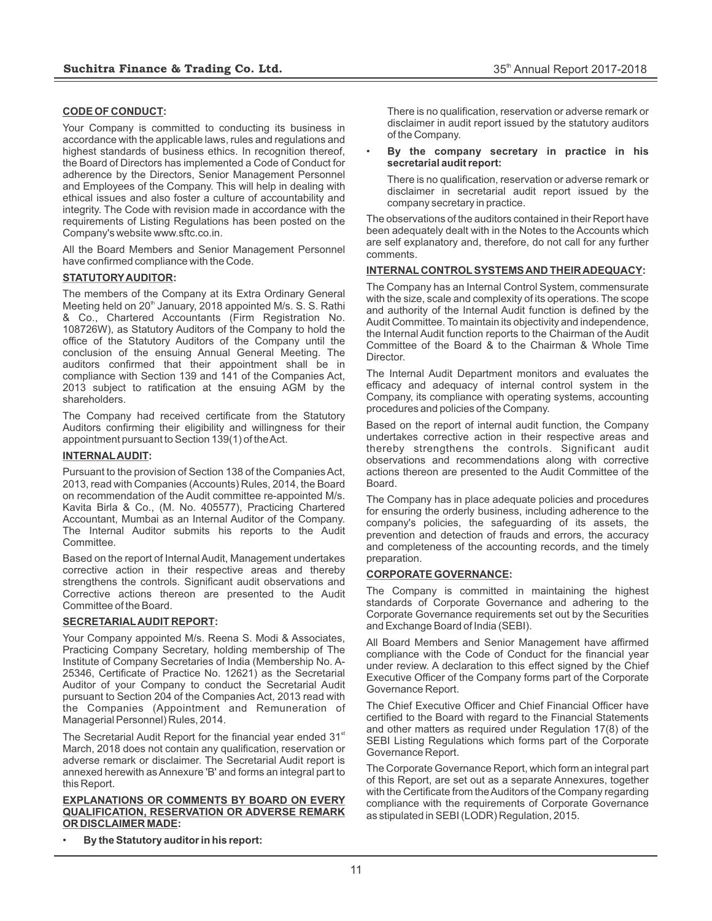**CODE OF CONDUCT:**

Your Company is committed to conducting its business in accordance with the applicable laws, rules and regulations and highest standards of business ethics. In recognition thereof, the Board of Directors has implemented a Code of Conduct for adherence by the Directors, Senior Management Personnel and Employees of the Company. This will help in dealing with ethical issues and also foster a culture of accountability and integrity. The Code with revision made in accordance with the requirements of Listing Regulations has been posted on the Company's website www.sftc.co.in.

All the Board Members and Senior Management Personnel have confirmed compliance with the Code.

**STATUTORY AUDITOR:**

The members of the Company at its Extra Ordinary General Meeting held on 20th January, 2018 appointed M/s. S. S. Rathi & Co., Chartered Accountants (Firm Registration No. 108726W), as Statutory Auditors of the Company to hold the office of the Statutory Auditors of the Company until the conclusion of the ensuing Annual General Meeting. The auditors confirmed that their appointment shall be in compliance with Section 139 and 141 of the Companies Act, 2013 subject to ratification at the ensuing AGM by the shareholders.

The Company had received certificate from the Statutory Auditors confirming their eligibility and willingness for their appointment pursuant to Section 139(1) of the Act.

**INTERNAL AUDIT:**

Pursuant to the provision of Section 138 of the Companies Act, 2013, read with Companies (Accounts) Rules, 2014, the Board on recommendation of the Audit committee re-appointed M/s. Kavita Birla & Co., (M. No. 405577), Practicing Chartered Accountant, Mumbai as an Internal Auditor of the Company. The Internal Auditor submits his reports to the Audit Committee.

Based on the report of Internal Audit, Management undertakes corrective action in their respective areas and thereby strengthens the controls. Significant audit observations and Corrective actions thereon are presented to the Audit Committee of the Board.

**SECRETARIAL AUDIT REPORT:**

Your Company appointed M/s. Reena S. Modi & Associates, Practicing Company Secretary, holding membership of The Institute of Company Secretaries of India (Membership No. A-25346, Certificate of Practice No. 12621) as the Secretarial Auditor of your Company to conduct the Secretarial Audit pursuant to Section 204 of the Companies Act, 2013 read with the Companies (Appointment and Remuneration of Managerial Personnel) Rules, 2014.

The Secretarial Audit Report for the financial year ended 31st March, 2018 does not contain any qualification, reservation or adverse remark or disclaimer. The Secretarial Audit report is annexed herewith as Annexure 'B' and forms an integral part to this Report.

**EXPLANATIONS OR COMMENTS BY BOARD ON EVERY QUALIFICATION, RESERVATION OR ADVERSE REMARK OR DISCLAIMER MADE:**

- **By the Statutory auditor in his report:**

  There is no qualification, reservation or adverse remark or disclaimer in audit report issued by the statutory auditors of the Company.

- **By the company secretary in practice in his secretarial audit report:**

  There is no qualification, reservation or adverse remark or disclaimer in secretarial audit report issued by the company secretary in practice.

The observations of the auditors contained in their Report have been adequately dealt with in the Notes to the Accounts which are self explanatory and, therefore, do not call for any further comments.

**INTERNAL CONTROL SYSTEMS AND THEIR ADEQUACY:**

The Company has an Internal Control System, commensurate with the size, scale and complexity of its operations. The scope and authority of the Internal Audit function is defined by the Audit Committee. To maintain its objectivity and independence, the Internal Audit function reports to the Chairman of the Audit Committee of the Board & to the Chairman & Whole Time Director.

The Internal Audit Department monitors and evaluates the efficacy and adequacy of internal control system in the Company, its compliance with operating systems, accounting procedures and policies of the Company.

Based on the report of internal audit function, the Company undertakes corrective action in their respective areas and thereby strengthens the controls. Significant audit observations and recommendations along with corrective actions thereon are presented to the Audit Committee of the Board.

The Company has in place adequate policies and procedures for ensuring the orderly business, including adherence to the company's policies, the safeguarding of its assets, the prevention and detection of frauds and errors, the accuracy and completeness of the accounting records, and the timely preparation.

**CORPORATE GOVERNANCE:**

The Company is committed in maintaining the highest standards of Corporate Governance and adhering to the Corporate Governance requirements set out by the Securities and Exchange Board of India (SEBI).

All Board Members and Senior Management have affirmed compliance with the Code of Conduct for the financial year under review. A declaration to this effect signed by the Chief Executive Officer of the Company forms part of the Corporate Governance Report.

The Chief Executive Officer and Chief Financial Officer have certified to the Board with regard to the Financial Statements and other matters as required under Regulation 17(8) of the SEBI Listing Regulations which forms part of the Corporate Governance Report.

The Corporate Governance Report, which form an integral part of this Report, are set out as a separate Annexures, together with the Certificate from the Auditors of the Company regarding compliance with the requirements of Corporate Governance as stipulated in SEBI (LODR) Regulation, 2015.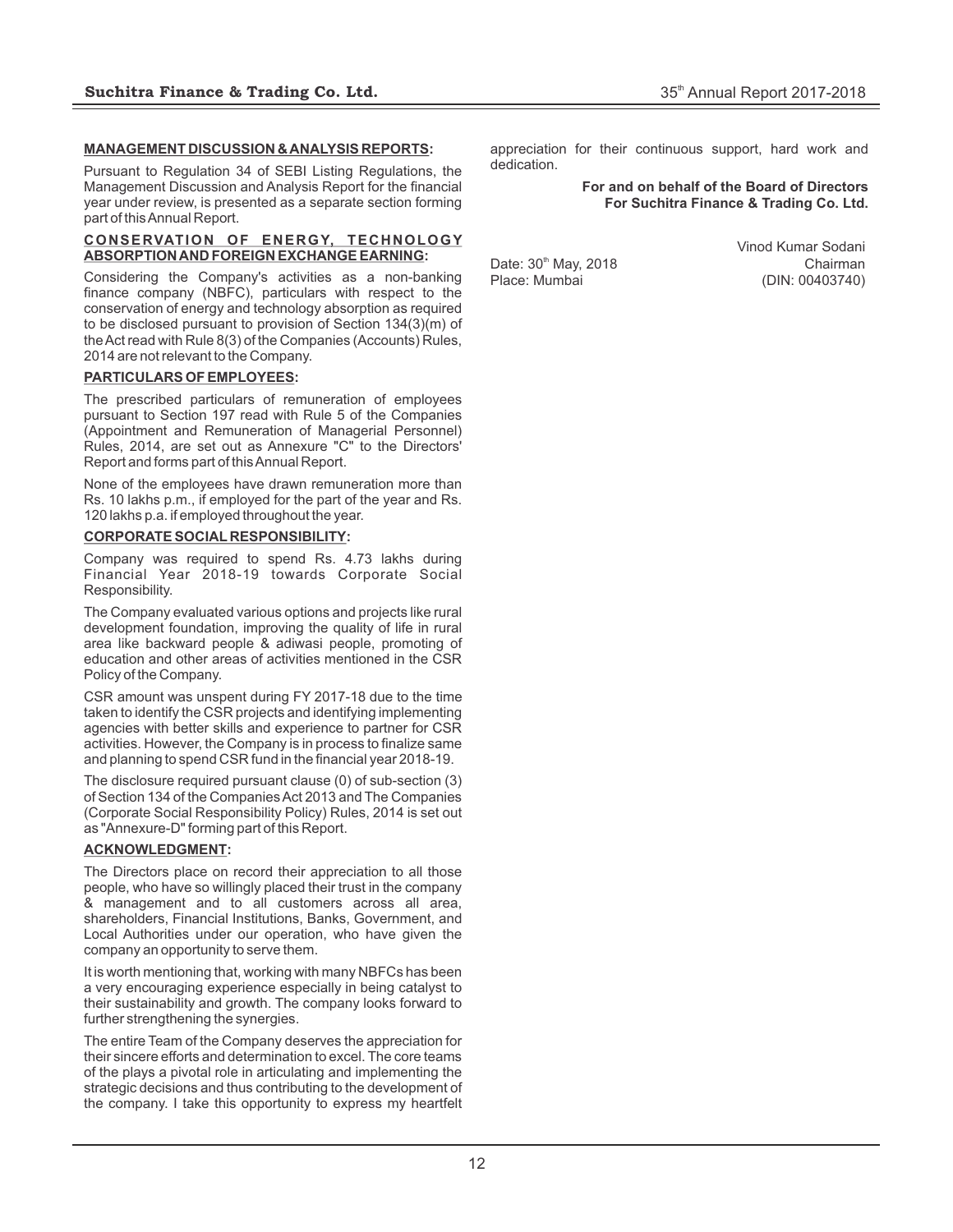**MANAGEMENT DISCUSSION & ANALYSIS REPORTS:**

Pursuant to Regulation 34 of SEBI Listing Regulations, the Management Discussion and Analysis Report for the financial year under review, is presented as a separate section forming part of this Annual Report.

**CONSERVATION OF ENERGY, TECHNOLOGY ABSORPTION AND FOREIGN EXCHANGE EARNING:**

Considering the Company's activities as a non-banking finance company (NBFC), particulars with respect to the conservation of energy and technology absorption as required to be disclosed pursuant to provision of Section 134(3)(m) of the Act read with Rule 8(3) of the Companies (Accounts) Rules, 2014 are not relevant to the Company.

**PARTICULARS OF EMPLOYEES:**

The prescribed particulars of remuneration of employees pursuant to Section 197 read with Rule 5 of the Companies (Appointment and Remuneration of Managerial Personnel) Rules, 2014, are set out as Annexure "C" to the Directors' Report and forms part of this Annual Report.

None of the employees have drawn remuneration more than Rs. 10 lakhs p.m., if employed for the part of the year and Rs. 120 lakhs p.a. if employed throughout the year.

**CORPORATE SOCIAL RESPONSIBILITY:**

Company was required to spend Rs. 4.73 lakhs during Financial Year 2018-19 towards Corporate Social Responsibility.

The Company evaluated various options and projects like rural development foundation, improving the quality of life in rural area like backward people & adiwasi people, promoting of education and other areas of activities mentioned in the CSR Policy of the Company.

CSR amount was unspent during FY 2017-18 due to the time taken to identify the CSR projects and identifying implementing agencies with better skills and experience to partner for CSR activities. However, the Company is in process to finalize same and planning to spend CSR fund in the financial year 2018-19.

The disclosure required pursuant clause (0) of sub-section (3) of Section 134 of the Companies Act 2013 and The Companies (Corporate Social Responsibility Policy) Rules, 2014 is set out as "Annexure-D" forming part of this Report.

**ACKNOWLEDGMENT:**

The Directors place on record their appreciation to all those people, who have so willingly placed their trust in the company & management and to all customers across all area, shareholders, Financial Institutions, Banks, Government, and Local Authorities under our operation, who have given the company an opportunity to serve them.

It is worth mentioning that, working with many NBFCs has been a very encouraging experience especially in being catalyst to their sustainability and growth. The company looks forward to further strengthening the synergies.

The entire Team of the Company deserves the appreciation for their sincere efforts and determination to excel. The core teams of the plays a pivotal role in articulating and implementing the strategic decisions and thus contributing to the development of the company. I take this opportunity to express my heartfelt appreciation for their continuous support, hard work and dedication.

**For and on behalf of the Board of Directors**
**For Suchitra Finance & Trading Co. Ltd.**

Vinod Kumar Sodani
Chairman
(DIN: 00403740)

Date: 30th May, 2018
Place: Mumbai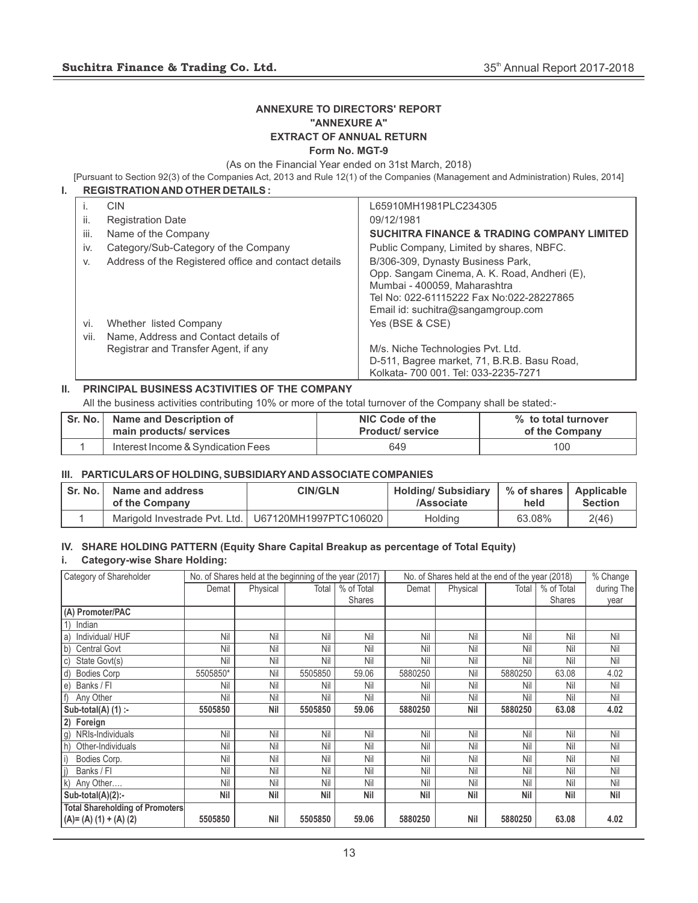## ANNEXURE TO DIRECTORS' REPORT
## "ANNEXURE A"
## EXTRACT OF ANNUAL RETURN
### Form No. MGT-9

(As on the Financial Year ended on 31st March, 2018)

[Pursuant to Section 92(3) of the Companies Act, 2013 and Rule 12(1) of the Companies (Management and Administration) Rules, 2014]

### I. REGISTRATION AND OTHER DETAILS :

| | | |
|---|---|---|
| i. | CIN | L65910MH1981PLC234305 |
| ii. | Registration Date | 09/12/1981 |
| iii. | Name of the Company | **SUCHITRA FINANCE & TRADING COMPANY LIMITED** |
| iv. | Category/Sub-Category of the Company | Public Company, Limited by shares, NBFC. |
| v. | Address of the Registered office and contact details | B/306-309, Dynasty Business Park, Opp. Sangam Cinema, A. K. Road, Andheri (E), Mumbai - 400059, Maharashtra Tel No: 022-61115222 Fax No:022-28227865 Email id: suchitra@sangamgroup.com |
| vi. | Whether listed Company | Yes (BSE & CSE) |
| vii. | Name, Address and Contact details of Registrar and Transfer Agent, if any | M/s. Niche Technologies Pvt. Ltd. D-511, Bagree market, 71, B.R.B. Basu Road, Kolkata- 700 001. Tel: 033-2235-7271 |

### II. PRINCIPAL BUSINESS AC3TIVITIES OF THE COMPANY

All the business activities contributing 10% or more of the total turnover of the Company shall be stated:-

| Sr. No. | Name and Description of main products/ services | NIC Code of the Product/ service | % to total turnover of the Company |
|---|---|---|---|
| 1 | Interest Income & Syndication Fees | 649 | 100 |

### III. PARTICULARS OF HOLDING, SUBSIDIARY AND ASSOCIATE COMPANIES

| Sr. No. | Name and address of the Company | CIN/GLN | Holding/ Subsidiary /Associate | % of shares held | Applicable Section |
|---|---|---|---|---|---|
| 1 | Marigold Investrade Pvt. Ltd. | U67120MH1997PTC106020 | Holding | 63.08% | 2(46) |

### IV. SHARE HOLDING PATTERN (Equity Share Capital Breakup as percentage of Total Equity)

#### i. Category-wise Share Holding:

| Category of Shareholder | No. of Shares held at the beginning of the year (2017) | | | | No. of Shares held at the end of the year (2018) | | | | % Change during The year |
|---|---|---|---|---|---|---|---|---|---|
| | Demat | Physical | Total | % of Total Shares | Demat | Physical | Total | % of Total Shares | |
| **(A) Promoter/PAC** | | | | | | | | | |
| 1) Indian | | | | | | | | | |
| a) Individual/ HUF | Nil | Nil | Nil | Nil | Nil | Nil | Nil | Nil | Nil |
| b) Central Govt | Nil | Nil | Nil | Nil | Nil | Nil | Nil | Nil | Nil |
| c) State Govt(s) | Nil | Nil | Nil | Nil | Nil | Nil | Nil | Nil | Nil |
| d) Bodies Corp | 5505850* | Nil | 5505850 | 59.06 | 5880250 | Nil | 5880250 | 63.08 | 4.02 |
| e) Banks / FI | Nil | Nil | Nil | Nil | Nil | Nil | Nil | Nil | Nil |
| f) Any Other | Nil | Nil | Nil | Nil | Nil | Nil | Nil | Nil | Nil |
| **Sub-total(A) (1) :-** | **5505850** | **Nil** | **5505850** | **59.06** | **5880250** | **Nil** | **5880250** | **63.08** | **4.02** |
| **2) Foreign** | | | | | | | | | |
| g) NRIs-Individuals | Nil | Nil | Nil | Nil | Nil | Nil | Nil | Nil | Nil |
| h) Other-Individuals | Nil | Nil | Nil | Nil | Nil | Nil | Nil | Nil | Nil |
| i) Bodies Corp. | Nil | Nil | Nil | Nil | Nil | Nil | Nil | Nil | Nil |
| j) Banks / FI | Nil | Nil | Nil | Nil | Nil | Nil | Nil | Nil | Nil |
| k) Any Other.... | Nil | Nil | Nil | Nil | Nil | Nil | Nil | Nil | Nil |
| **Sub-total(A)(2):-** | **Nil** | **Nil** | **Nil** | **Nil** | **Nil** | **Nil** | **Nil** | **Nil** | **Nil** |
| **Total Shareholding of Promoters (A)= (A) (1) + (A) (2)** | **5505850** | **Nil** | **5505850** | **59.06** | **5880250** | **Nil** | **5880250** | **63.08** | **4.02** |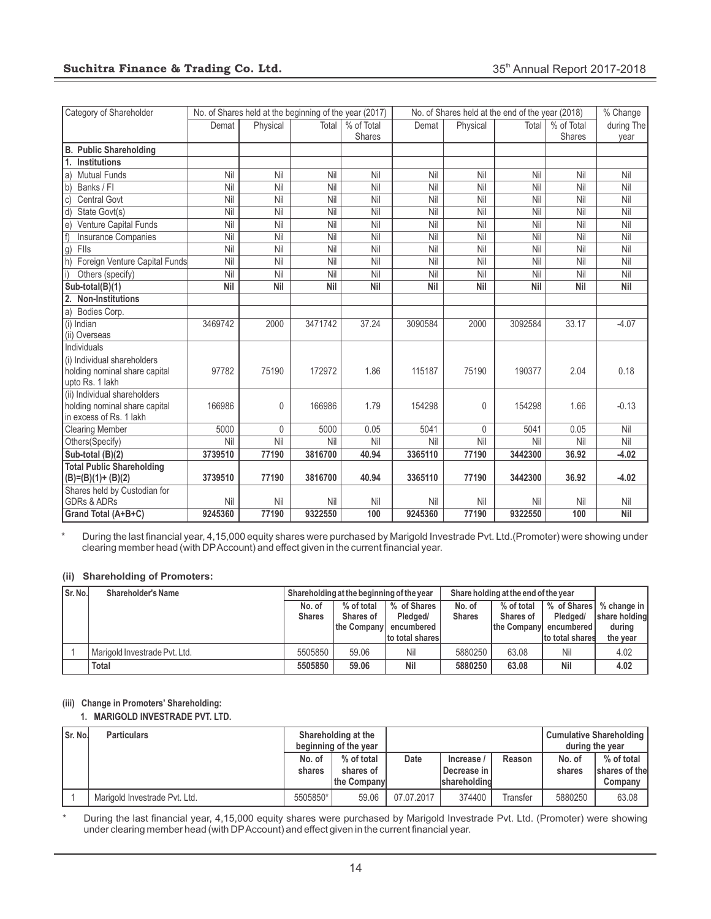| Category of Shareholder | No. of Shares held at the beginning of the year (2017) | | | | No. of Shares held at the end of the year (2018) | | | | % Change |
|---|---|---|---|---|---|---|---|---|---|
| | Demat | Physical | Total | % of Total Shares | Demat | Physical | Total | % of Total Shares | during The year |
| **B. Public Shareholding** | | | | | | | | | |
| **1. Institutions** | | | | | | | | | |
| a) Mutual Funds | Nil | Nil | Nil | Nil | Nil | Nil | Nil | Nil | Nil |
| b) Banks / FI | Nil | Nil | Nil | Nil | Nil | Nil | Nil | Nil | Nil |
| c) Central Govt | Nil | Nil | Nil | Nil | Nil | Nil | Nil | Nil | Nil |
| d) State Govt(s) | Nil | Nil | Nil | Nil | Nil | Nil | Nil | Nil | Nil |
| e) Venture Capital Funds | Nil | Nil | Nil | Nil | Nil | Nil | Nil | Nil | Nil |
| f) Insurance Companies | Nil | Nil | Nil | Nil | Nil | Nil | Nil | Nil | Nil |
| g) FIIs | Nil | Nil | Nil | Nil | Nil | Nil | Nil | Nil | Nil |
| h) Foreign Venture Capital Funds | Nil | Nil | Nil | Nil | Nil | Nil | Nil | Nil | Nil |
| i) Others (specify) | Nil | Nil | Nil | Nil | Nil | Nil | Nil | Nil | Nil |
| **Sub-total(B)(1)** | **Nil** | **Nil** | **Nil** | **Nil** | **Nil** | **Nil** | **Nil** | **Nil** | **Nil** |
| **2. Non-Institutions** | | | | | | | | | |
| a) Bodies Corp. | | | | | | | | | |
| (i) Indian (ii) Overseas | 3469742 | 2000 | 3471742 | 37.24 | 3090584 | 2000 | 3092584 | 33.17 | -4.07 |
| Individuals (i) Individual shareholders holding nominal share capital upto Rs. 1 lakh | 97782 | 75190 | 172972 | 1.86 | 115187 | 75190 | 190377 | 2.04 | 0.18 |
| (ii) Individual shareholders holding nominal share capital in excess of Rs. 1 lakh | 166986 | 0 | 166986 | 1.79 | 154298 | 0 | 154298 | 1.66 | -0.13 |
| Clearing Member | 5000 | 0 | 5000 | 0.05 | 5041 | 0 | 5041 | 0.05 | Nil |
| Others(Specify) | Nil | Nil | Nil | Nil | Nil | Nil | Nil | Nil | Nil |
| **Sub-total (B)(2)** | **3739510** | **77190** | **3816700** | **40.94** | **3365110** | **77190** | **3442300** | **36.92** | **-4.02** |
| **Total Public Shareholding (B)=(B)(1)+ (B)(2)** | **3739510** | **77190** | **3816700** | **40.94** | **3365110** | **77190** | **3442300** | **36.92** | **-4.02** |
| Shares held by Custodian for GDRs & ADRs | Nil | Nil | Nil | Nil | Nil | Nil | Nil | Nil | Nil |
| **Grand Total (A+B+C)** | **9245360** | **77190** | **9322550** | **100** | **9245360** | **77190** | **9322550** | **100** | **Nil** |

\* During the last financial year, 4,15,000 equity shares were purchased by Marigold Investrade Pvt. Ltd.(Promoter) were showing under clearing member head (with DP Account) and effect given in the current financial year.

#### (ii) Shareholding of Promoters:

| Sr. No. | Shareholder's Name | Shareholding at the beginning of the year | | | Share holding at the end of the year | | | |
|---|---|---|---|---|---|---|---|---|
| | | No. of Shares | % of total Shares of the Company | % of Shares Pledged/ encumbered to total shares | No. of Shares | % of total Shares of the Company | % of Shares Pledged/ encumbered to total shares | % change in share holding during the year |
| 1 | Marigold Investrade Pvt. Ltd. | 5505850 | 59.06 | Nil | 5880250 | 63.08 | Nil | 4.02 |
| | **Total** | **5505850** | **59.06** | **Nil** | **5880250** | **63.08** | **Nil** | **4.02** |

#### (iii) Change in Promoters' Shareholding:

**1. MARIGOLD INVESTRADE PVT. LTD.**

| Sr. No. | Particulars | Shareholding at the beginning of the year | | | | | Cumulative Shareholding during the year | |
|---|---|---|---|---|---|---|---|---|
| | | No. of shares | % of total shares of the Company | Date | Increase / Decrease in shareholding | Reason | No. of shares | % of total shares of the Company |
| 1 | Marigold Investrade Pvt. Ltd. | 5505850* | 59.06 | 07.07.2017 | 374400 | Transfer | 5880250 | 63.08 |

\* During the last financial year, 4,15,000 equity shares were purchased by Marigold Investrade Pvt. Ltd. (Promoter) were showing under clearing member head (with DP Account) and effect given in the current financial year.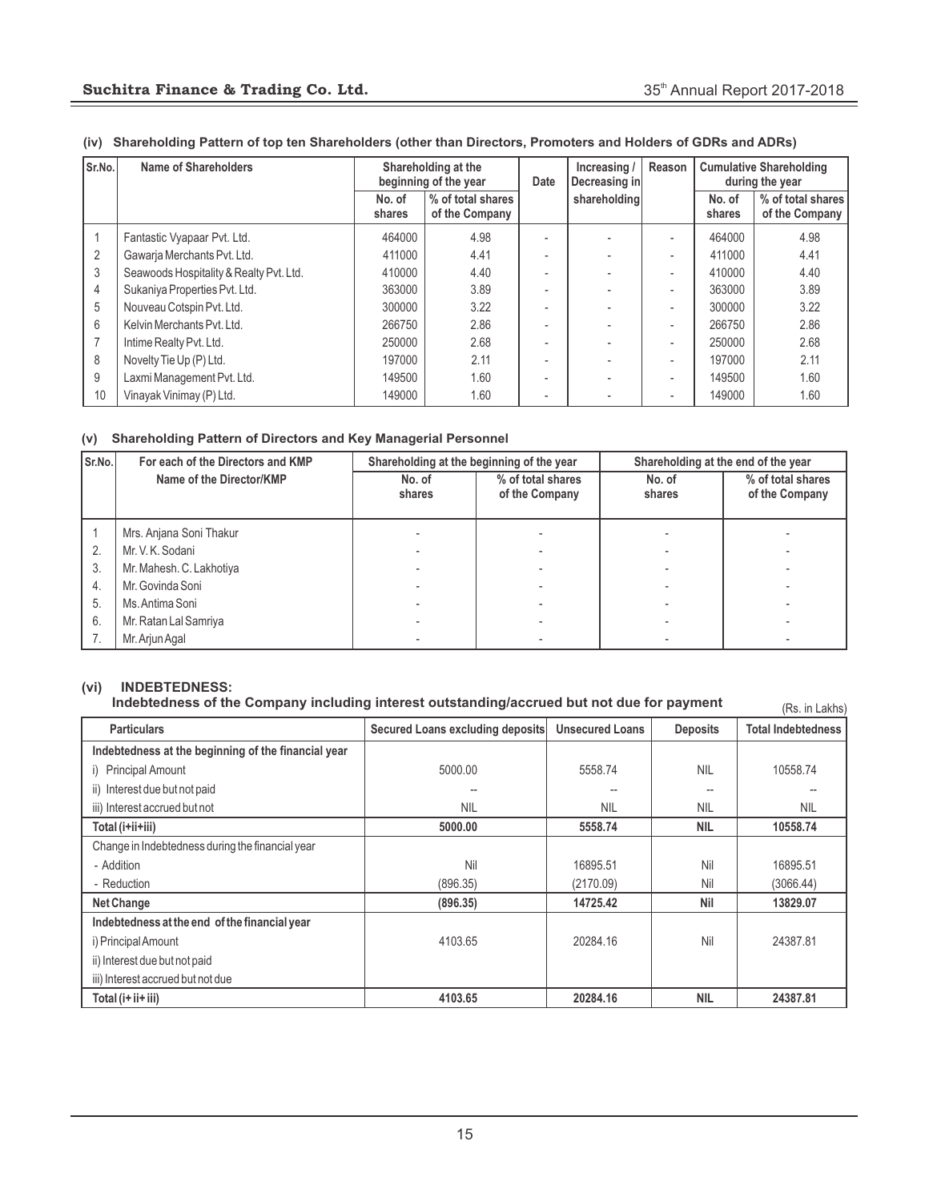**(iv) Shareholding Pattern of top ten Shareholders (other than Directors, Promoters and Holders of GDRs and ADRs)**

| Sr.No. | Name of Shareholders | Shareholding at the beginning of the year | | Date | Increasing / Decreasing in shareholding | Reason | Cumulative Shareholding during the year | |
|---|---|---|---|---|---|---|---|---|
| | | No. of shares | % of total shares of the Company | | | | No. of shares | % of total shares of the Company |
| 1 | Fantastic Vyapaar Pvt. Ltd. | 464000 | 4.98 | - | - | - | 464000 | 4.98 |
| 2 | Gawarja Merchants Pvt. Ltd. | 411000 | 4.41 | - | - | - | 411000 | 4.41 |
| 3 | Seawoods Hospitality & Realty Pvt. Ltd. | 410000 | 4.40 | - | - | - | 410000 | 4.40 |
| 4 | Sukaniya Properties Pvt. Ltd. | 363000 | 3.89 | - | - | - | 363000 | 3.89 |
| 5 | Nouveau Cotspin Pvt. Ltd. | 300000 | 3.22 | - | - | - | 300000 | 3.22 |
| 6 | Kelvin Merchants Pvt. Ltd. | 266750 | 2.86 | - | - | - | 266750 | 2.86 |
| 7 | Intime Realty Pvt. Ltd. | 250000 | 2.68 | - | - | - | 250000 | 2.68 |
| 8 | Novelty Tie Up (P) Ltd. | 197000 | 2.11 | - | - | - | 197000 | 2.11 |
| 9 | Laxmi Management Pvt. Ltd. | 149500 | 1.60 | - | - | - | 149500 | 1.60 |
| 10 | Vinayak Vinimay (P) Ltd. | 149000 | 1.60 | - | - | - | 149000 | 1.60 |

**(v) Shareholding Pattern of Directors and Key Managerial Personnel**

| Sr.No. | For each of the Directors and KMP Name of the Director/KMP | Shareholding at the beginning of the year | | Shareholding at the end of the year | |
|---|---|---|---|---|---|
| | | No. of shares | % of total shares of the Company | No. of shares | % of total shares of the Company |
| 1 | Mrs. Anjana Soni Thakur | - | - | - | - |
| 2. | Mr. V. K. Sodani | - | - | - | - |
| 3. | Mr. Mahesh. C. Lakhotiya | - | - | - | - |
| 4. | Mr. Govinda Soni | - | - | - | - |
| 5. | Ms. Antima Soni | - | - | - | - |
| 6. | Mr. Ratan Lal Samriya | - | - | - | - |
| 7. | Mr. Arjun Agal | - | - | - | - |

**(vi) INDEBTEDNESS:**

**Indebtedness of the Company including interest outstanding/accrued but not due for payment**

(Rs. in Lakhs)

| Particulars | Secured Loans excluding deposits | Unsecured Loans | Deposits | Total Indebtedness |
|---|---|---|---|---|
| **Indebtedness at the beginning of the financial year** | | | | |
| i) Principal Amount | 5000.00 | 5558.74 | NIL | 10558.74 |
| ii) Interest due but not paid | -- | -- | -- | -- |
| iii) Interest accrued but not | NIL | NIL | NIL | NIL |
| **Total (i+ii+iii)** | **5000.00** | **5558.74** | **NIL** | **10558.74** |
| Change in Indebtedness during the financial year | | | | |
| - Addition | Nil | 16895.51 | Nil | 16895.51 |
| - Reduction | (896.35) | (2170.09) | Nil | (3066.44) |
| **Net Change** | **(896.35)** | **14725.42** | **Nil** | **13829.07** |
| **Indebtedness at the end of the financial year** | | | | |
| i) Principal Amount | 4103.65 | 20284.16 | Nil | 24387.81 |
| ii) Interest due but not paid | | | | |
| iii) Interest accrued but not due | | | | |
| **Total (i+ ii+ iii)** | **4103.65** | **20284.16** | **NIL** | **24387.81** |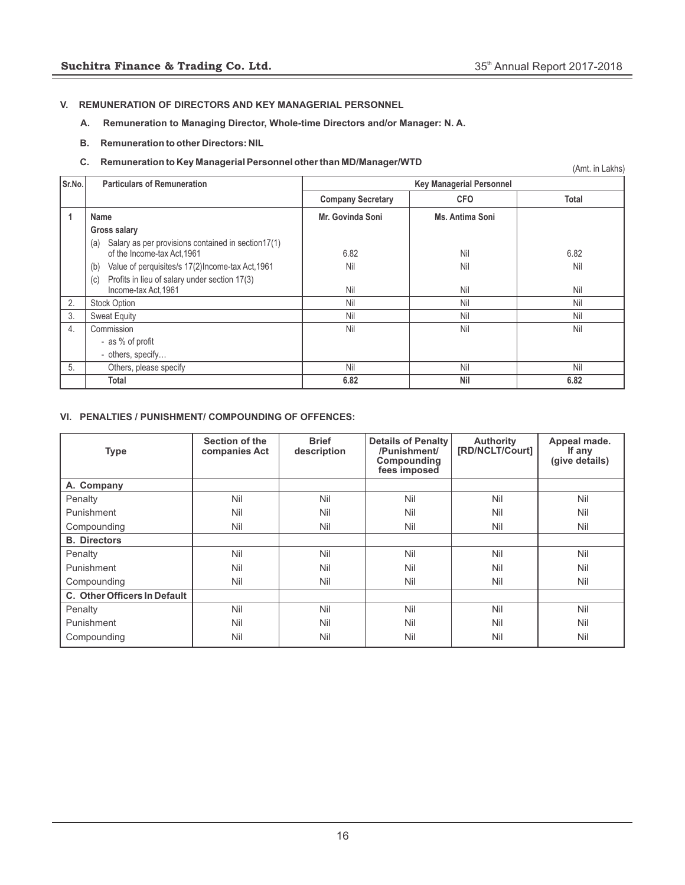## V. REMUNERATION OF DIRECTORS AND KEY MANAGERIAL PERSONNEL

**A. Remuneration to Managing Director, Whole-time Directors and/or Manager: N. A.**

**B. Remuneration to other Directors: NIL**

**C. Remuneration to Key Managerial Personnel other than MD/Manager/WTD**

(Amt. in Lakhs)

| Sr.No. | Particulars of Remuneration | Key Managerial Personnel | | |
|---|---|---|---|---|
| | | Company Secretary | CFO | Total |
| 1 | **Name** | **Mr. Govinda Soni** | **Ms. Antima Soni** | |
| | **Gross salary** | | | |
| | (a) Salary as per provisions contained in section17(1) of the Income-tax Act,1961 | 6.82 | Nil | 6.82 |
| | (b) Value of perquisites/s 17(2)Income-tax Act,1961 | Nil | Nil | Nil |
| | (c) Profits in lieu of salary under section 17(3) Income-tax Act,1961 | Nil | Nil | Nil |
| 2. | Stock Option | Nil | Nil | Nil |
| 3. | Sweat Equity | Nil | Nil | Nil |
| 4. | Commission<br>- as % of profit<br>- others, specify… | Nil | Nil | Nil |
| 5. | Others, please specify | Nil | Nil | Nil |
| | **Total** | **6.82** | **Nil** | **6.82** |

## VI. PENALTIES / PUNISHMENT/ COMPOUNDING OF OFFENCES:

| Type | Section of the companies Act | Brief description | Details of Penalty /Punishment/ Compounding fees imposed | Authority [RD/NCLT/Court] | Appeal made. If any (give details) |
|---|---|---|---|---|---|
| **A. Company** | | | | | |
| Penalty | Nil | Nil | Nil | Nil | Nil |
| Punishment | Nil | Nil | Nil | Nil | Nil |
| Compounding | Nil | Nil | Nil | Nil | Nil |
| **B. Directors** | | | | | |
| Penalty | Nil | Nil | Nil | Nil | Nil |
| Punishment | Nil | Nil | Nil | Nil | Nil |
| Compounding | Nil | Nil | Nil | Nil | Nil |
| **C. Other Officers In Default** | | | | | |
| Penalty | Nil | Nil | Nil | Nil | Nil |
| Punishment | Nil | Nil | Nil | Nil | Nil |
| Compounding | Nil | Nil | Nil | Nil | Nil |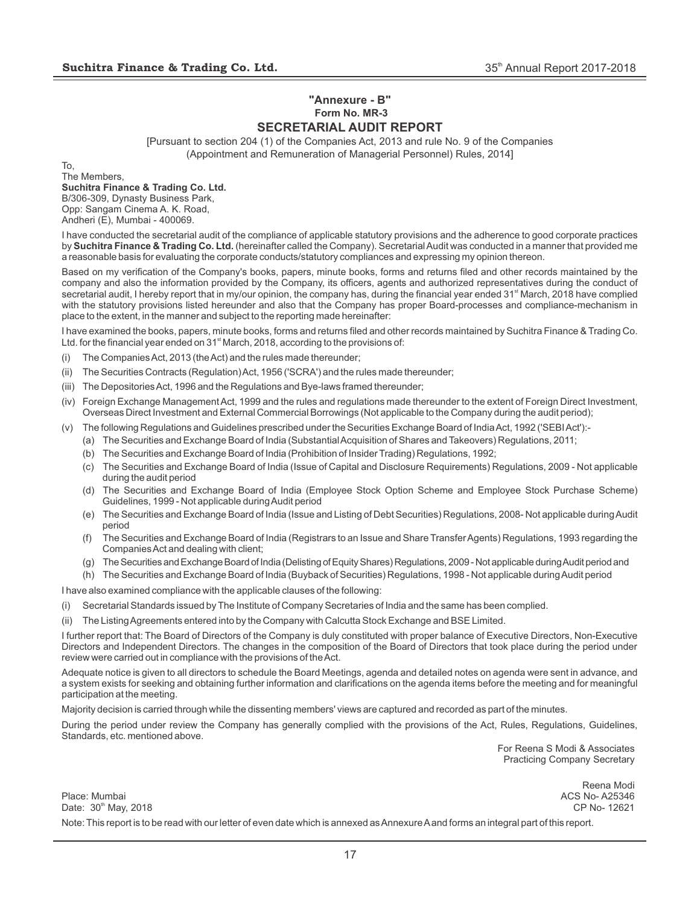## "Annexure - B"

### Form No. MR-3

## SECRETARIAL AUDIT REPORT

[Pursuant to section 204 (1) of the Companies Act, 2013 and rule No. 9 of the Companies (Appointment and Remuneration of Managerial Personnel) Rules, 2014]

To,
The Members,
**Suchitra Finance & Trading Co. Ltd.**
B/306-309, Dynasty Business Park,
Opp: Sangam Cinema A. K. Road,
Andheri (E), Mumbai - 400069.

I have conducted the secretarial audit of the compliance of applicable statutory provisions and the adherence to good corporate practices by **Suchitra Finance & Trading Co. Ltd.** (hereinafter called the Company). Secretarial Audit was conducted in a manner that provided me a reasonable basis for evaluating the corporate conducts/statutory compliances and expressing my opinion thereon.

Based on my verification of the Company's books, papers, minute books, forms and returns filed and other records maintained by the company and also the information provided by the Company, its officers, agents and authorized representatives during the conduct of secretarial audit, I hereby report that in my/our opinion, the company has, during the financial year ended 31st March, 2018 have complied with the statutory provisions listed hereunder and also that the Company has proper Board-processes and compliance-mechanism in place to the extent, in the manner and subject to the reporting made hereinafter:

I have examined the books, papers, minute books, forms and returns filed and other records maintained by Suchitra Finance & Trading Co. Ltd. for the financial year ended on 31st March, 2018, according to the provisions of:

(i) The Companies Act, 2013 (the Act) and the rules made thereunder;

(ii) The Securities Contracts (Regulation) Act, 1956 ('SCRA') and the rules made thereunder;

(iii) The Depositories Act, 1996 and the Regulations and Bye-laws framed thereunder;

(iv) Foreign Exchange Management Act, 1999 and the rules and regulations made thereunder to the extent of Foreign Direct Investment, Overseas Direct Investment and External Commercial Borrowings (Not applicable to the Company during the audit period);

(v) The following Regulations and Guidelines prescribed under the Securities Exchange Board of India Act, 1992 ('SEBI Act'):-

  (a) The Securities and Exchange Board of India (Substantial Acquisition of Shares and Takeovers) Regulations, 2011;

  (b) The Securities and Exchange Board of India (Prohibition of Insider Trading) Regulations, 1992;

  (c) The Securities and Exchange Board of India (Issue of Capital and Disclosure Requirements) Regulations, 2009 - Not applicable during the audit period

  (d) The Securities and Exchange Board of India (Employee Stock Option Scheme and Employee Stock Purchase Scheme) Guidelines, 1999 - Not applicable during Audit period

  (e) The Securities and Exchange Board of India (Issue and Listing of Debt Securities) Regulations, 2008- Not applicable during Audit period

  (f) The Securities and Exchange Board of India (Registrars to an Issue and Share Transfer Agents) Regulations, 1993 regarding the Companies Act and dealing with client;

  (g) The Securities and Exchange Board of India (Delisting of Equity Shares) Regulations, 2009 - Not applicable during Audit period and

  (h) The Securities and Exchange Board of India (Buyback of Securities) Regulations, 1998 - Not applicable during Audit period

I have also examined compliance with the applicable clauses of the following:

(i) Secretarial Standards issued by The Institute of Company Secretaries of India and the same has been complied.

(ii) The Listing Agreements entered into by the Company with Calcutta Stock Exchange and BSE Limited.

I further report that: The Board of Directors of the Company is duly constituted with proper balance of Executive Directors, Non-Executive Directors and Independent Directors. The changes in the composition of the Board of Directors that took place during the period under review were carried out in compliance with the provisions of the Act.

Adequate notice is given to all directors to schedule the Board Meetings, agenda and detailed notes on agenda were sent in advance, and a system exists for seeking and obtaining further information and clarifications on the agenda items before the meeting and for meaningful participation at the meeting.

Majority decision is carried through while the dissenting members' views are captured and recorded as part of the minutes.

During the period under review the Company has generally complied with the provisions of the Act, Rules, Regulations, Guidelines, Standards, etc. mentioned above.

For Reena S Modi & Associates
Practicing Company Secretary

Reena Modi
ACS No- A25346
CP No- 12621

Place: Mumbai
Date: 30th May, 2018

Note: This report is to be read with our letter of even date which is annexed as Annexure A and forms an integral part of this report.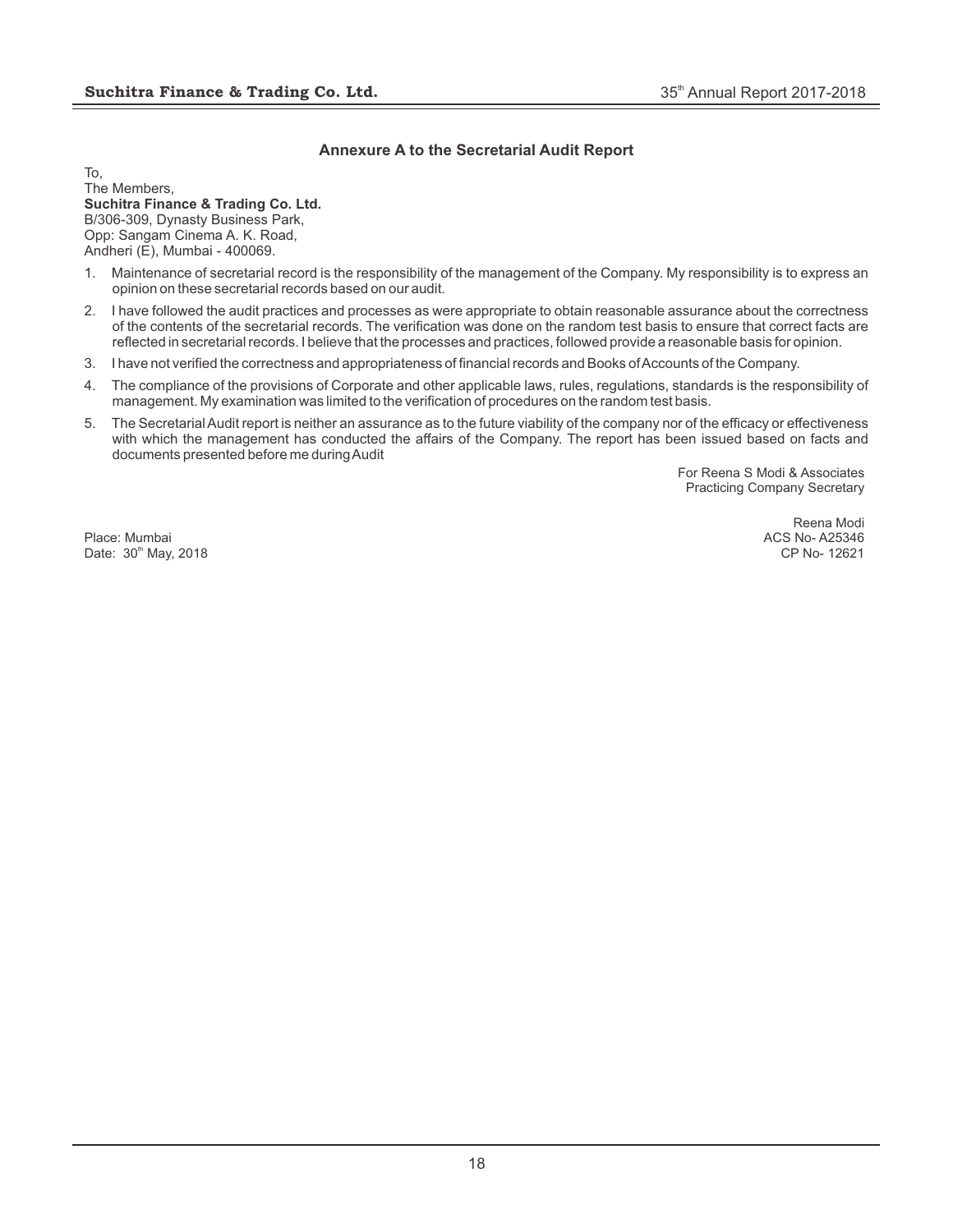## Annexure A to the Secretarial Audit Report

To,
The Members,
**Suchitra Finance & Trading Co. Ltd.**
B/306-309, Dynasty Business Park,
Opp: Sangam Cinema A. K. Road,
Andheri (E), Mumbai - 400069.

1. Maintenance of secretarial record is the responsibility of the management of the Company. My responsibility is to express an opinion on these secretarial records based on our audit.
2. I have followed the audit practices and processes as were appropriate to obtain reasonable assurance about the correctness of the contents of the secretarial records. The verification was done on the random test basis to ensure that correct facts are reflected in secretarial records. I believe that the processes and practices, followed provide a reasonable basis for opinion.
3. I have not verified the correctness and appropriateness of financial records and Books of Accounts of the Company.
4. The compliance of the provisions of Corporate and other applicable laws, rules, regulations, standards is the responsibility of management. My examination was limited to the verification of procedures on the random test basis.
5. The Secretarial Audit report is neither an assurance as to the future viability of the company nor of the efficacy or effectiveness with which the management has conducted the affairs of the Company. The report has been issued based on facts and documents presented before me during Audit

For Reena S Modi & Associates
Practicing Company Secretary

Reena Modi
ACS No- A25346
CP No- 12621

Place: Mumbai
Date: 30th May, 2018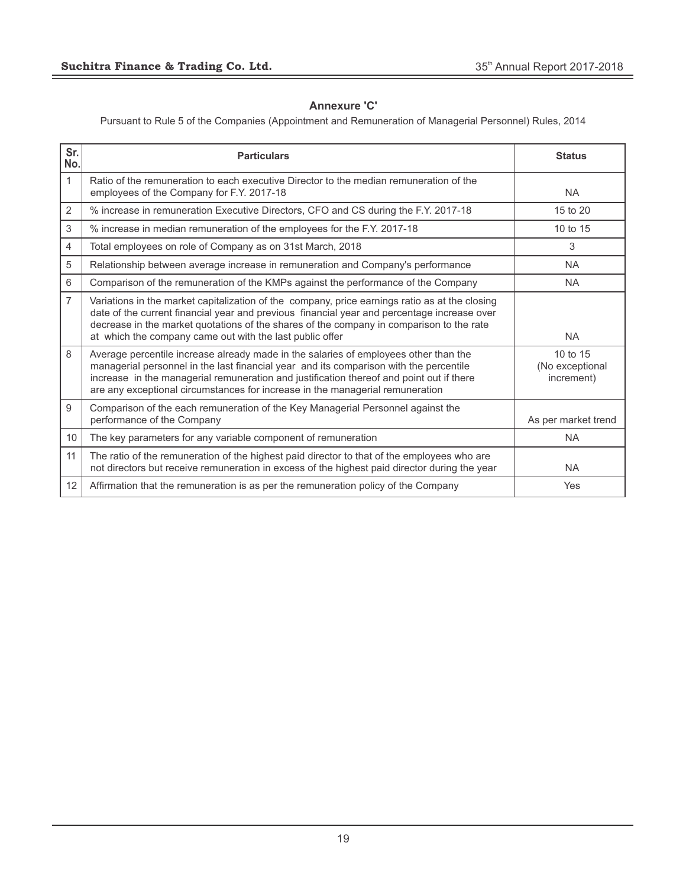## Annexure 'C'

Pursuant to Rule 5 of the Companies (Appointment and Remuneration of Managerial Personnel) Rules, 2014

| Sr. No. | Particulars | Status |
|---|---|---|
| 1 | Ratio of the remuneration to each executive Director to the median remuneration of the employees of the Company for F.Y. 2017-18 | NA |
| 2 | % increase in remuneration Executive Directors, CFO and CS during the F.Y. 2017-18 | 15 to 20 |
| 3 | % increase in median remuneration of the employees for the F.Y. 2017-18 | 10 to 15 |
| 4 | Total employees on role of Company as on 31st March, 2018 | 3 |
| 5 | Relationship between average increase in remuneration and Company's performance | NA |
| 6 | Comparison of the remuneration of the KMPs against the performance of the Company | NA |
| 7 | Variations in the market capitalization of the company, price earnings ratio as at the closing date of the current financial year and previous financial year and percentage increase over decrease in the market quotations of the shares of the company in comparison to the rate at which the company came out with the last public offer | NA |
| 8 | Average percentile increase already made in the salaries of employees other than the managerial personnel in the last financial year and its comparison with the percentile increase in the managerial remuneration and justification thereof and point out if there are any exceptional circumstances for increase in the managerial remuneration | 10 to 15 (No exceptional increment) |
| 9 | Comparison of the each remuneration of the Key Managerial Personnel against the performance of the Company | As per market trend |
| 10 | The key parameters for any variable component of remuneration | NA |
| 11 | The ratio of the remuneration of the highest paid director to that of the employees who are not directors but receive remuneration in excess of the highest paid director during the year | NA |
| 12 | Affirmation that the remuneration is as per the remuneration policy of the Company | Yes |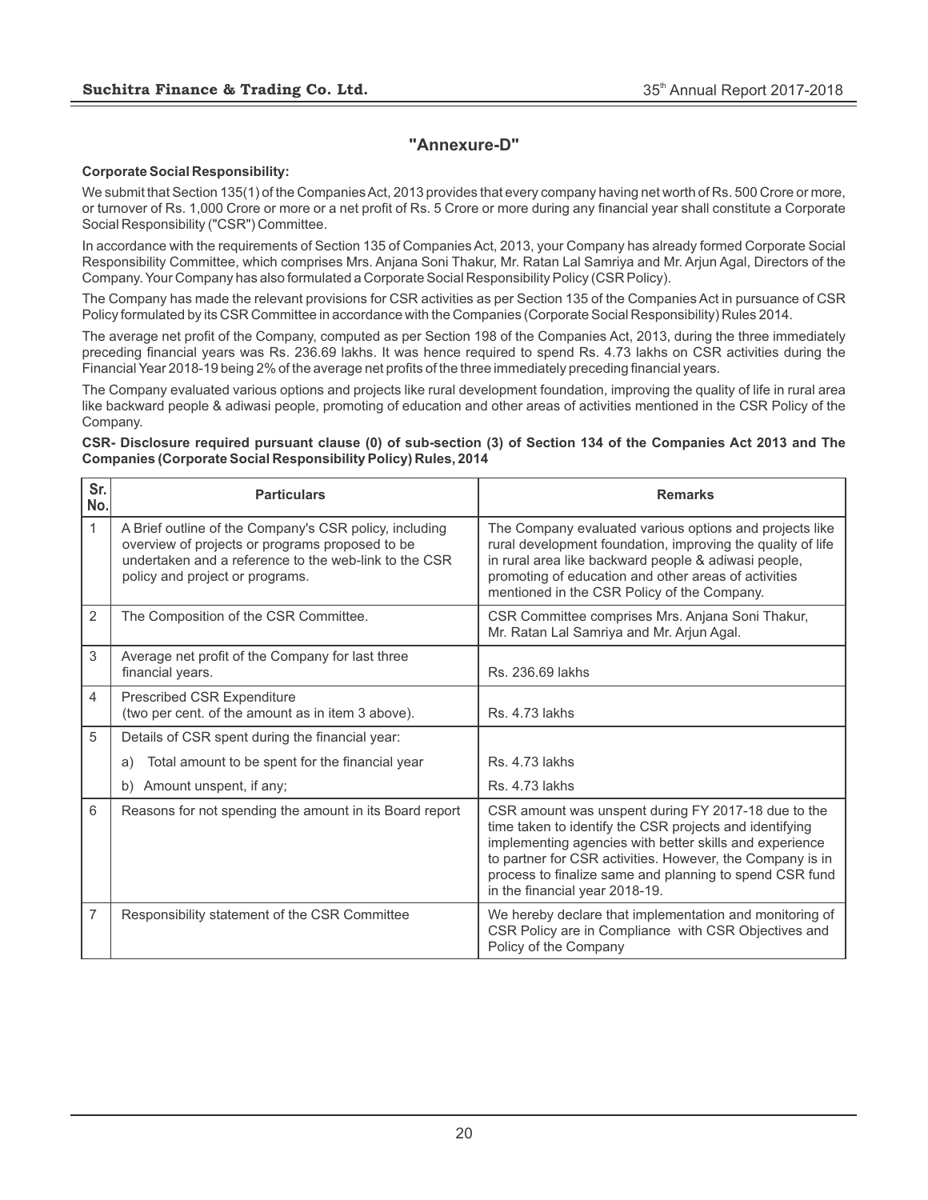# "Annexure-D"

**Corporate Social Responsibility:**

We submit that Section 135(1) of the Companies Act, 2013 provides that every company having net worth of Rs. 500 Crore or more, or turnover of Rs. 1,000 Crore or more or a net profit of Rs. 5 Crore or more during any financial year shall constitute a Corporate Social Responsibility ("CSR") Committee.

In accordance with the requirements of Section 135 of Companies Act, 2013, your Company has already formed Corporate Social Responsibility Committee, which comprises Mrs. Anjana Soni Thakur, Mr. Ratan Lal Samriya and Mr. Arjun Agal, Directors of the Company. Your Company has also formulated a Corporate Social Responsibility Policy (CSR Policy).

The Company has made the relevant provisions for CSR activities as per Section 135 of the Companies Act in pursuance of CSR Policy formulated by its CSR Committee in accordance with the Companies (Corporate Social Responsibility) Rules 2014.

The average net profit of the Company, computed as per Section 198 of the Companies Act, 2013, during the three immediately preceding financial years was Rs. 236.69 lakhs. It was hence required to spend Rs. 4.73 lakhs on CSR activities during the Financial Year 2018-19 being 2% of the average net profits of the three immediately preceding financial years.

The Company evaluated various options and projects like rural development foundation, improving the quality of life in rural area like backward people & adiwasi people, promoting of education and other areas of activities mentioned in the CSR Policy of the Company.

**CSR- Disclosure required pursuant clause (0) of sub-section (3) of Section 134 of the Companies Act 2013 and The Companies (Corporate Social Responsibility Policy) Rules, 2014**

| Sr. No. | Particulars | Remarks |
|---|---|---|
| 1 | A Brief outline of the Company's CSR policy, including overview of projects or programs proposed to be undertaken and a reference to the web-link to the CSR policy and project or programs. | The Company evaluated various options and projects like rural development foundation, improving the quality of life in rural area like backward people & adiwasi people, promoting of education and other areas of activities mentioned in the CSR Policy of the Company. |
| 2 | The Composition of the CSR Committee. | CSR Committee comprises Mrs. Anjana Soni Thakur, Mr. Ratan Lal Samriya and Mr. Arjun Agal. |
| 3 | Average net profit of the Company for last three financial years. | Rs. 236.69 lakhs |
| 4 | Prescribed CSR Expenditure (two per cent. of the amount as in item 3 above). | Rs. 4.73 lakhs |
| 5 | Details of CSR spent during the financial year: | |
| | a) Total amount to be spent for the financial year | Rs. 4.73 lakhs |
| | b) Amount unspent, if any; | Rs. 4.73 lakhs |
| 6 | Reasons for not spending the amount in its Board report | CSR amount was unspent during FY 2017-18 due to the time taken to identify the CSR projects and identifying implementing agencies with better skills and experience to partner for CSR activities. However, the Company is in process to finalize same and planning to spend CSR fund in the financial year 2018-19. |
| 7 | Responsibility statement of the CSR Committee | We hereby declare that implementation and monitoring of CSR Policy are in Compliance with CSR Objectives and Policy of the Company |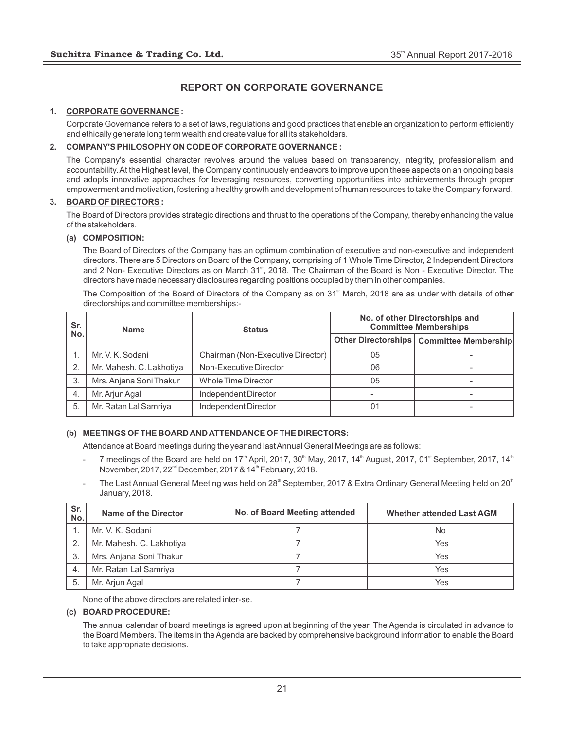# REPORT ON CORPORATE GOVERNANCE

## 1. CORPORATE GOVERNANCE :

Corporate Governance refers to a set of laws, regulations and good practices that enable an organization to perform efficiently and ethically generate long term wealth and create value for all its stakeholders.

## 2. COMPANY'S PHILOSOPHY ON CODE OF CORPORATE GOVERNANCE :

The Company's essential character revolves around the values based on transparency, integrity, professionalism and accountability. At the Highest level, the Company continuously endeavors to improve upon these aspects on an ongoing basis and adopts innovative approaches for leveraging resources, converting opportunities into achievements through proper empowerment and motivation, fostering a healthy growth and development of human resources to take the Company forward.

## 3. BOARD OF DIRECTORS :

The Board of Directors provides strategic directions and thrust to the operations of the Company, thereby enhancing the value of the stakeholders.

### (a) COMPOSITION:

The Board of Directors of the Company has an optimum combination of executive and non-executive and independent directors. There are 5 Directors on Board of the Company, comprising of 1 Whole Time Director, 2 Independent Directors and 2 Non- Executive Directors as on March 31st, 2018. The Chairman of the Board is Non - Executive Director. The directors have made necessary disclosures regarding positions occupied by them in other companies.

The Composition of the Board of Directors of the Company as on 31st March, 2018 are as under with details of other directorships and committee memberships:-

| Sr. No. | Name | Status | No. of other Directorships and Committee Memberships | |
|---|---|---|---|---|
| | | | Other Directorships | Committee Membership |
| 1. | Mr. V. K. Sodani | Chairman (Non-Executive Director) | 05 | - |
| 2. | Mr. Mahesh. C. Lakhotiya | Non-Executive Director | 06 | - |
| 3. | Mrs. Anjana Soni Thakur | Whole Time Director | 05 | - |
| 4. | Mr. Arjun Agal | Independent Director | - | - |
| 5. | Mr. Ratan Lal Samriya | Independent Director | 01 | - |

### (b) MEETINGS OF THE BOARD AND ATTENDANCE OF THE DIRECTORS:

Attendance at Board meetings during the year and last Annual General Meetings are as follows:

- 7 meetings of the Board are held on 17th April, 2017, 30th May, 2017, 14th August, 2017, 01st September, 2017, 14th November, 2017, 22nd December, 2017 & 14th February, 2018.
- The Last Annual General Meeting was held on 28th September, 2017 & Extra Ordinary General Meeting held on 20th January, 2018.

| Sr. No. | Name of the Director | No. of Board Meeting attended | Whether attended Last AGM |
|---|---|---|---|
| 1. | Mr. V. K. Sodani | 7 | No |
| 2. | Mr. Mahesh. C. Lakhotiya | 7 | Yes |
| 3. | Mrs. Anjana Soni Thakur | 7 | Yes |
| 4. | Mr. Ratan Lal Samriya | 7 | Yes |
| 5. | Mr. Arjun Agal | 7 | Yes |

None of the above directors are related inter-se.

### (c) BOARD PROCEDURE:

The annual calendar of board meetings is agreed upon at beginning of the year. The Agenda is circulated in advance to the Board Members. The items in the Agenda are backed by comprehensive background information to enable the Board to take appropriate decisions.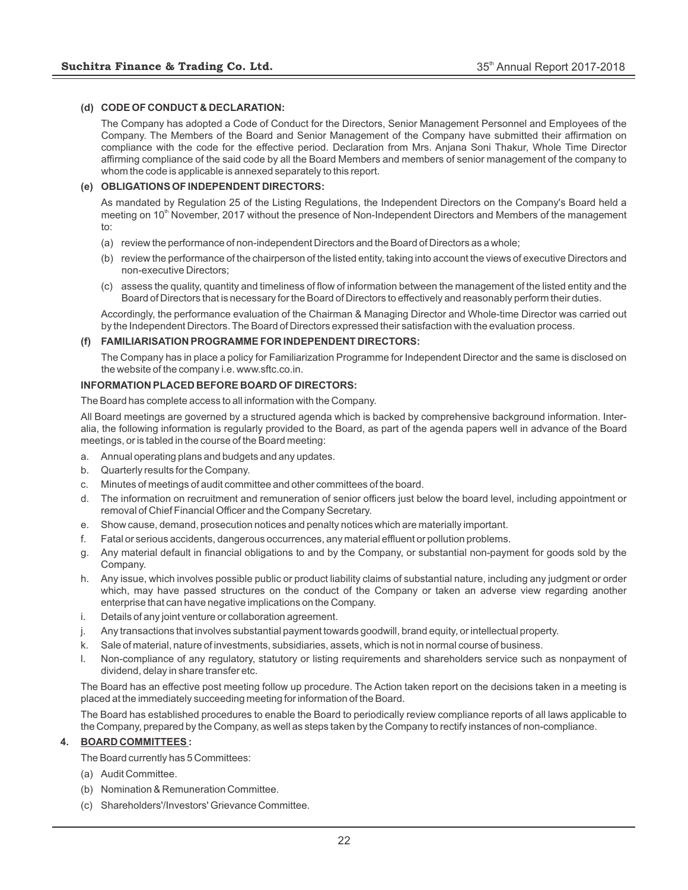**(d) CODE OF CONDUCT & DECLARATION:**

The Company has adopted a Code of Conduct for the Directors, Senior Management Personnel and Employees of the Company. The Members of the Board and Senior Management of the Company have submitted their affirmation on compliance with the code for the effective period. Declaration from Mrs. Anjana Soni Thakur, Whole Time Director affirming compliance of the said code by all the Board Members and members of senior management of the company to whom the code is applicable is annexed separately to this report.

**(e) OBLIGATIONS OF INDEPENDENT DIRECTORS:**

As mandated by Regulation 25 of the Listing Regulations, the Independent Directors on the Company's Board held a meeting on 10th November, 2017 without the presence of Non-Independent Directors and Members of the management to:

(a) review the performance of non-independent Directors and the Board of Directors as a whole;

(b) review the performance of the chairperson of the listed entity, taking into account the views of executive Directors and non-executive Directors;

(c) assess the quality, quantity and timeliness of flow of information between the management of the listed entity and the Board of Directors that is necessary for the Board of Directors to effectively and reasonably perform their duties.

Accordingly, the performance evaluation of the Chairman & Managing Director and Whole-time Director was carried out by the Independent Directors. The Board of Directors expressed their satisfaction with the evaluation process.

**(f) FAMILIARISATION PROGRAMME FOR INDEPENDENT DIRECTORS:**

The Company has in place a policy for Familiarization Programme for Independent Director and the same is disclosed on the website of the company i.e. www.sftc.co.in.

**INFORMATION PLACED BEFORE BOARD OF DIRECTORS:**

The Board has complete access to all information with the Company.

All Board meetings are governed by a structured agenda which is backed by comprehensive background information. Inter-alia, the following information is regularly provided to the Board, as part of the agenda papers well in advance of the Board meetings, or is tabled in the course of the Board meeting:

a. Annual operating plans and budgets and any updates.

b. Quarterly results for the Company.

c. Minutes of meetings of audit committee and other committees of the board.

d. The information on recruitment and remuneration of senior officers just below the board level, including appointment or removal of Chief Financial Officer and the Company Secretary.

e. Show cause, demand, prosecution notices and penalty notices which are materially important.

f. Fatal or serious accidents, dangerous occurrences, any material effluent or pollution problems.

g. Any material default in financial obligations to and by the Company, or substantial non-payment for goods sold by the Company.

h. Any issue, which involves possible public or product liability claims of substantial nature, including any judgment or order which, may have passed structures on the conduct of the Company or taken an adverse view regarding another enterprise that can have negative implications on the Company.

i. Details of any joint venture or collaboration agreement.

j. Any transactions that involves substantial payment towards goodwill, brand equity, or intellectual property.

k. Sale of material, nature of investments, subsidiaries, assets, which is not in normal course of business.

l. Non-compliance of any regulatory, statutory or listing requirements and shareholders service such as nonpayment of dividend, delay in share transfer etc.

The Board has an effective post meeting follow up procedure. The Action taken report on the decisions taken in a meeting is placed at the immediately succeeding meeting for information of the Board.

The Board has established procedures to enable the Board to periodically review compliance reports of all laws applicable to the Company, prepared by the Company, as well as steps taken by the Company to rectify instances of non-compliance.

**4. BOARD COMMITTEES :**

The Board currently has 5 Committees:

(a) Audit Committee.

(b) Nomination & Remuneration Committee.

(c) Shareholders'/Investors' Grievance Committee.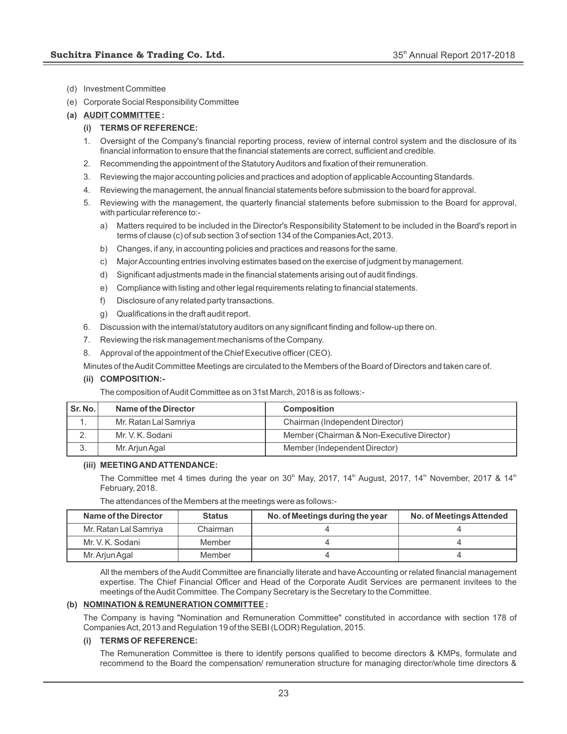(d) Investment Committee

(e) Corporate Social Responsibility Committee

**(a) AUDIT COMMITTEE :**

**(i) TERMS OF REFERENCE:**

1. Oversight of the Company's financial reporting process, review of internal control system and the disclosure of its financial information to ensure that the financial statements are correct, sufficient and credible.
2. Recommending the appointment of the Statutory Auditors and fixation of their remuneration.
3. Reviewing the major accounting policies and practices and adoption of applicable Accounting Standards.
4. Reviewing the management, the annual financial statements before submission to the board for approval.
5. Reviewing with the management, the quarterly financial statements before submission to the Board for approval, with particular reference to:-
   a) Matters required to be included in the Director's Responsibility Statement to be included in the Board's report in terms of clause (c) of sub section 3 of section 134 of the Companies Act, 2013.
   b) Changes, if any, in accounting policies and practices and reasons for the same.
   c) Major Accounting entries involving estimates based on the exercise of judgment by management.
   d) Significant adjustments made in the financial statements arising out of audit findings.
   e) Compliance with listing and other legal requirements relating to financial statements.
   f) Disclosure of any related party transactions.
   g) Qualifications in the draft audit report.
6. Discussion with the internal/statutory auditors on any significant finding and follow-up there on.
7. Reviewing the risk management mechanisms of the Company.
8. Approval of the appointment of the Chief Executive officer (CEO).

Minutes of the Audit Committee Meetings are circulated to the Members of the Board of Directors and taken care of.

**(ii) COMPOSITION:-**

The composition of Audit Committee as on 31st March, 2018 is as follows:-

| Sr. No. | Name of the Director | Composition |
|---|---|---|
| 1. | Mr. Ratan Lal Samriya | Chairman (Independent Director) |
| 2. | Mr. V. K. Sodani | Member (Chairman & Non-Executive Director) |
| 3. | Mr. Arjun Agal | Member (Independent Director) |

**(iii) MEETING AND ATTENDANCE:**

The Committee met 4 times during the year on 30th May, 2017, 14th August, 2017, 14th November, 2017 & 14th February, 2018.

The attendances of the Members at the meetings were as follows:-

| Name of the Director | Status | No. of Meetings during the year | No. of Meetings Attended |
|---|---|---|---|
| Mr. Ratan Lal Samriya | Chairman | 4 | 4 |
| Mr. V. K. Sodani | Member | 4 | 4 |
| Mr. Arjun Agal | Member | 4 | 4 |

All the members of the Audit Committee are financially literate and have Accounting or related financial management expertise. The Chief Financial Officer and Head of the Corporate Audit Services are permanent invitees to the meetings of the Audit Committee. The Company Secretary is the Secretary to the Committee.

**(b) NOMINATION & REMUNERATION COMMITTEE :**

The Company is having "Nomination and Remuneration Committee" constituted in accordance with section 178 of Companies Act, 2013 and Regulation 19 of the SEBI (LODR) Regulation, 2015.

**(i) TERMS OF REFERENCE:**

The Remuneration Committee is there to identify persons qualified to become directors & KMPs, formulate and recommend to the Board the compensation/ remuneration structure for managing director/whole time directors &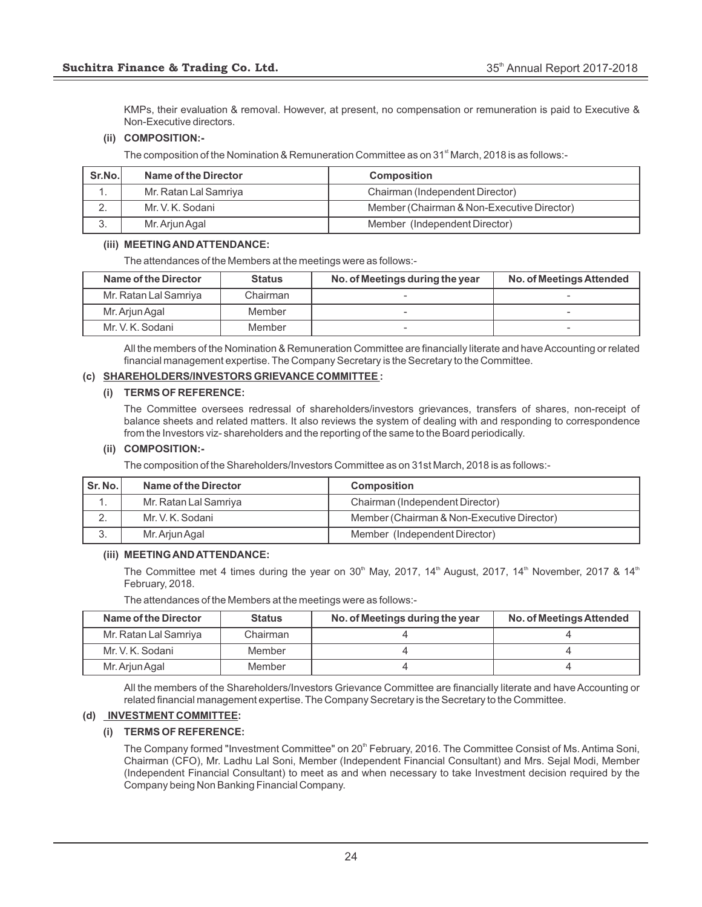KMPs, their evaluation & removal. However, at present, no compensation or remuneration is paid to Executive & Non-Executive directors.

**(ii) COMPOSITION:-**

The composition of the Nomination & Remuneration Committee as on 31st March, 2018 is as follows:-

| Sr.No. | Name of the Director | Composition |
|---|---|---|
| 1. | Mr. Ratan Lal Samriya | Chairman (Independent Director) |
| 2. | Mr. V. K. Sodani | Member (Chairman & Non-Executive Director) |
| 3. | Mr. Arjun Agal | Member (Independent Director) |

**(iii) MEETING AND ATTENDANCE:**

The attendances of the Members at the meetings were as follows:-

| Name of the Director | Status | No. of Meetings during the year | No. of Meetings Attended |
|---|---|---|---|
| Mr. Ratan Lal Samriya | Chairman | - | - |
| Mr. Arjun Agal | Member | - | - |
| Mr. V. K. Sodani | Member | - | - |

All the members of the Nomination & Remuneration Committee are financially literate and have Accounting or related financial management expertise. The Company Secretary is the Secretary to the Committee.

**(c) SHAREHOLDERS/INVESTORS GRIEVANCE COMMITTEE :**

**(i) TERMS OF REFERENCE:**

The Committee oversees redressal of shareholders/investors grievances, transfers of shares, non-receipt of balance sheets and related matters. It also reviews the system of dealing with and responding to correspondence from the Investors viz- shareholders and the reporting of the same to the Board periodically.

**(ii) COMPOSITION:-**

The composition of the Shareholders/Investors Committee as on 31st March, 2018 is as follows:-

| Sr. No. | Name of the Director | Composition |
|---|---|---|
| 1. | Mr. Ratan Lal Samriya | Chairman (Independent Director) |
| 2. | Mr. V. K. Sodani | Member (Chairman & Non-Executive Director) |
| 3. | Mr. Arjun Agal | Member (Independent Director) |

**(iii) MEETING AND ATTENDANCE:**

The Committee met 4 times during the year on 30th May, 2017, 14th August, 2017, 14th November, 2017 & 14th February, 2018.

The attendances of the Members at the meetings were as follows:-

| Name of the Director | Status | No. of Meetings during the year | No. of Meetings Attended |
|---|---|---|---|
| Mr. Ratan Lal Samriya | Chairman | 4 | 4 |
| Mr. V. K. Sodani | Member | 4 | 4 |
| Mr. Arjun Agal | Member | 4 | 4 |

All the members of the Shareholders/Investors Grievance Committee are financially literate and have Accounting or related financial management expertise. The Company Secretary is the Secretary to the Committee.

**(d) INVESTMENT COMMITTEE:**

**(i) TERMS OF REFERENCE:**

The Company formed "Investment Committee" on 20th February, 2016. The Committee Consist of Ms. Antima Soni, Chairman (CFO), Mr. Ladhu Lal Soni, Member (Independent Financial Consultant) and Mrs. Sejal Modi, Member (Independent Financial Consultant) to meet as and when necessary to take Investment decision required by the Company being Non Banking Financial Company.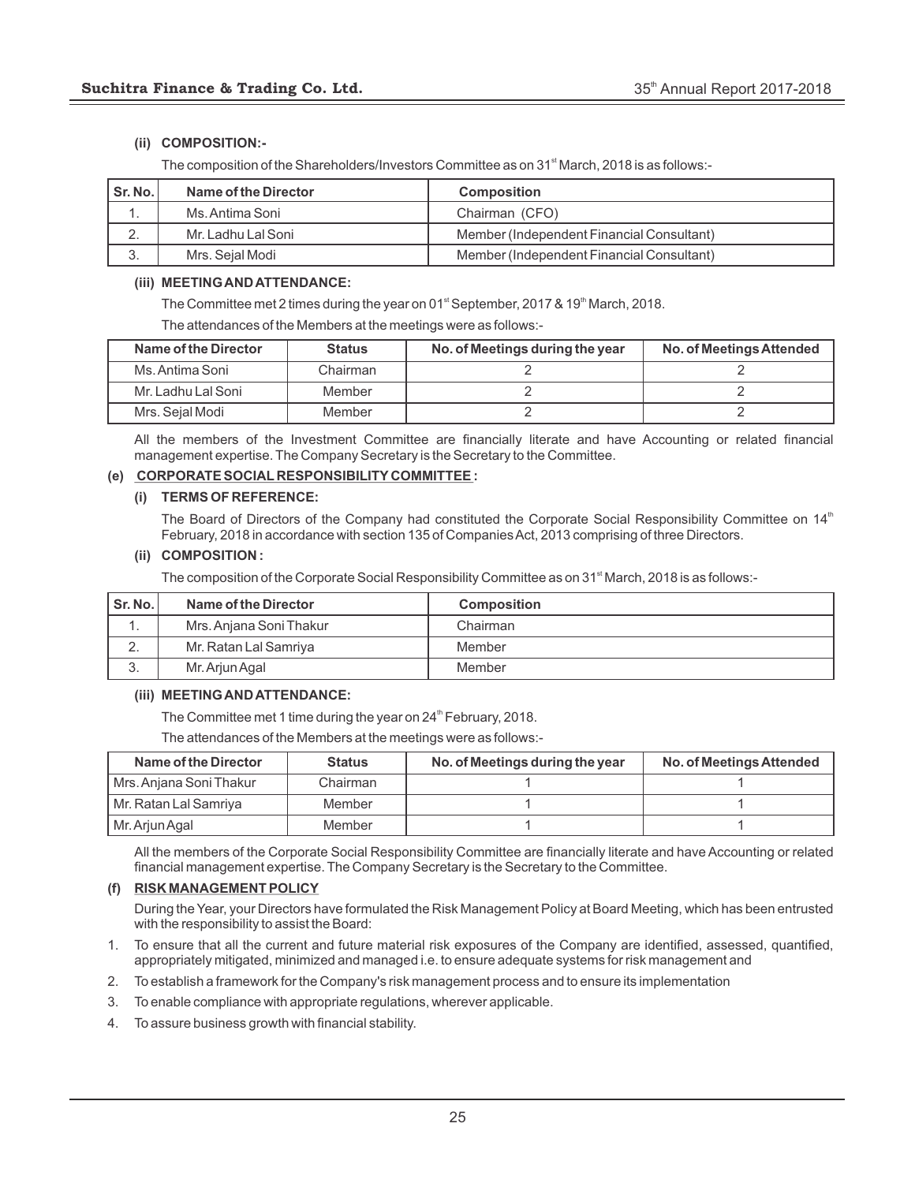#### (ii) COMPOSITION:-

The composition of the Shareholders/Investors Committee as on 31st March, 2018 is as follows:-

| Sr. No. | Name of the Director | Composition |
|---|---|---|
| 1. | Ms. Antima Soni | Chairman (CFO) |
| 2. | Mr. Ladhu Lal Soni | Member (Independent Financial Consultant) |
| 3. | Mrs. Sejal Modi | Member (Independent Financial Consultant) |

#### (iii) MEETING AND ATTENDANCE:

The Committee met 2 times during the year on 01st September, 2017 & 19th March, 2018.

The attendances of the Members at the meetings were as follows:-

| Name of the Director | Status | No. of Meetings during the year | No. of Meetings Attended |
|---|---|---|---|
| Ms. Antima Soni | Chairman | 2 | 2 |
| Mr. Ladhu Lal Soni | Member | 2 | 2 |
| Mrs. Sejal Modi | Member | 2 | 2 |

All the members of the Investment Committee are financially literate and have Accounting or related financial management expertise. The Company Secretary is the Secretary to the Committee.

### (e) CORPORATE SOCIAL RESPONSIBILITY COMMITTEE :

#### (i) TERMS OF REFERENCE:

The Board of Directors of the Company had constituted the Corporate Social Responsibility Committee on 14th February, 2018 in accordance with section 135 of Companies Act, 2013 comprising of three Directors.

#### (ii) COMPOSITION :

The composition of the Corporate Social Responsibility Committee as on 31st March, 2018 is as follows:-

| Sr. No. | Name of the Director | Composition |
|---|---|---|
| 1. | Mrs. Anjana Soni Thakur | Chairman |
| 2. | Mr. Ratan Lal Samriya | Member |
| 3. | Mr. Arjun Agal | Member |

#### (iii) MEETING AND ATTENDANCE:

The Committee met 1 time during the year on 24th February, 2018.

The attendances of the Members at the meetings were as follows:-

| Name of the Director | Status | No. of Meetings during the year | No. of Meetings Attended |
|---|---|---|---|
| Mrs. Anjana Soni Thakur | Chairman | 1 | 1 |
| Mr. Ratan Lal Samriya | Member | 1 | 1 |
| Mr. Arjun Agal | Member | 1 | 1 |

All the members of the Corporate Social Responsibility Committee are financially literate and have Accounting or related financial management expertise. The Company Secretary is the Secretary to the Committee.

### (f) RISK MANAGEMENT POLICY

During the Year, your Directors have formulated the Risk Management Policy at Board Meeting, which has been entrusted with the responsibility to assist the Board:

1. To ensure that all the current and future material risk exposures of the Company are identified, assessed, quantified, appropriately mitigated, minimized and managed i.e. to ensure adequate systems for risk management and
2. To establish a framework for the Company's risk management process and to ensure its implementation
3. To enable compliance with appropriate regulations, wherever applicable.
4. To assure business growth with financial stability.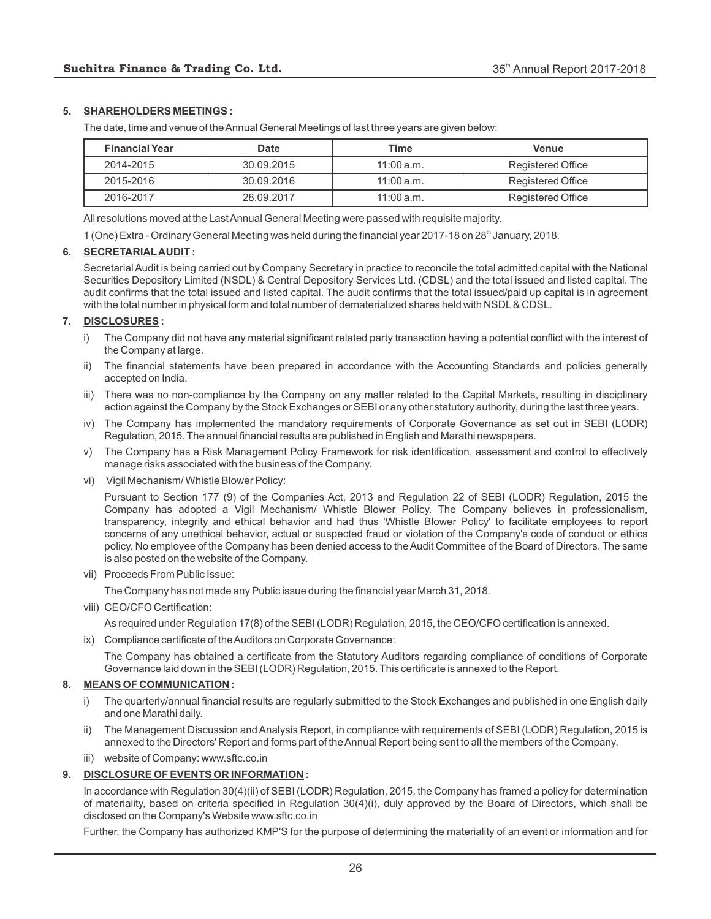## 5. SHAREHOLDERS MEETINGS :

The date, time and venue of the Annual General Meetings of last three years are given below:

| Financial Year | Date | Time | Venue |
|---|---|---|---|
| 2014-2015 | 30.09.2015 | 11:00 a.m. | Registered Office |
| 2015-2016 | 30.09.2016 | 11:00 a.m. | Registered Office |
| 2016-2017 | 28.09.2017 | 11:00 a.m. | Registered Office |

All resolutions moved at the Last Annual General Meeting were passed with requisite majority.

1 (One) Extra - Ordinary General Meeting was held during the financial year 2017-18 on 28th January, 2018.

## 6. SECRETARIAL AUDIT :

Secretarial Audit is being carried out by Company Secretary in practice to reconcile the total admitted capital with the National Securities Depository Limited (NSDL) & Central Depository Services Ltd. (CDSL) and the total issued and listed capital. The audit confirms that the total issued and listed capital. The audit confirms that the total issued/paid up capital is in agreement with the total number in physical form and total number of dematerialized shares held with NSDL & CDSL.

## 7. DISCLOSURES :

i) The Company did not have any material significant related party transaction having a potential conflict with the interest of the Company at large.

ii) The financial statements have been prepared in accordance with the Accounting Standards and policies generally accepted on India.

iii) There was no non-compliance by the Company on any matter related to the Capital Markets, resulting in disciplinary action against the Company by the Stock Exchanges or SEBI or any other statutory authority, during the last three years.

iv) The Company has implemented the mandatory requirements of Corporate Governance as set out in SEBI (LODR) Regulation, 2015. The annual financial results are published in English and Marathi newspapers.

v) The Company has a Risk Management Policy Framework for risk identification, assessment and control to effectively manage risks associated with the business of the Company.

vi) Vigil Mechanism/ Whistle Blower Policy:

Pursuant to Section 177 (9) of the Companies Act, 2013 and Regulation 22 of SEBI (LODR) Regulation, 2015 the Company has adopted a Vigil Mechanism/ Whistle Blower Policy. The Company believes in professionalism, transparency, integrity and ethical behavior and had thus 'Whistle Blower Policy' to facilitate employees to report concerns of any unethical behavior, actual or suspected fraud or violation of the Company's code of conduct or ethics policy. No employee of the Company has been denied access to the Audit Committee of the Board of Directors. The same is also posted on the website of the Company.

vii) Proceeds From Public Issue:

The Company has not made any Public issue during the financial year March 31, 2018.

viii) CEO/CFO Certification:

As required under Regulation 17(8) of the SEBI (LODR) Regulation, 2015, the CEO/CFO certification is annexed.

ix) Compliance certificate of the Auditors on Corporate Governance:

The Company has obtained a certificate from the Statutory Auditors regarding compliance of conditions of Corporate Governance laid down in the SEBI (LODR) Regulation, 2015. This certificate is annexed to the Report.

## 8. MEANS OF COMMUNICATION :

i) The quarterly/annual financial results are regularly submitted to the Stock Exchanges and published in one English daily and one Marathi daily.

ii) The Management Discussion and Analysis Report, in compliance with requirements of SEBI (LODR) Regulation, 2015 is annexed to the Directors' Report and forms part of the Annual Report being sent to all the members of the Company.

iii) website of Company: www.sftc.co.in

## 9. DISCLOSURE OF EVENTS OR INFORMATION :

In accordance with Regulation 30(4)(ii) of SEBI (LODR) Regulation, 2015, the Company has framed a policy for determination of materiality, based on criteria specified in Regulation 30(4)(i), duly approved by the Board of Directors, which shall be disclosed on the Company's Website www.sftc.co.in

Further, the Company has authorized KMP'S for the purpose of determining the materiality of an event or information and for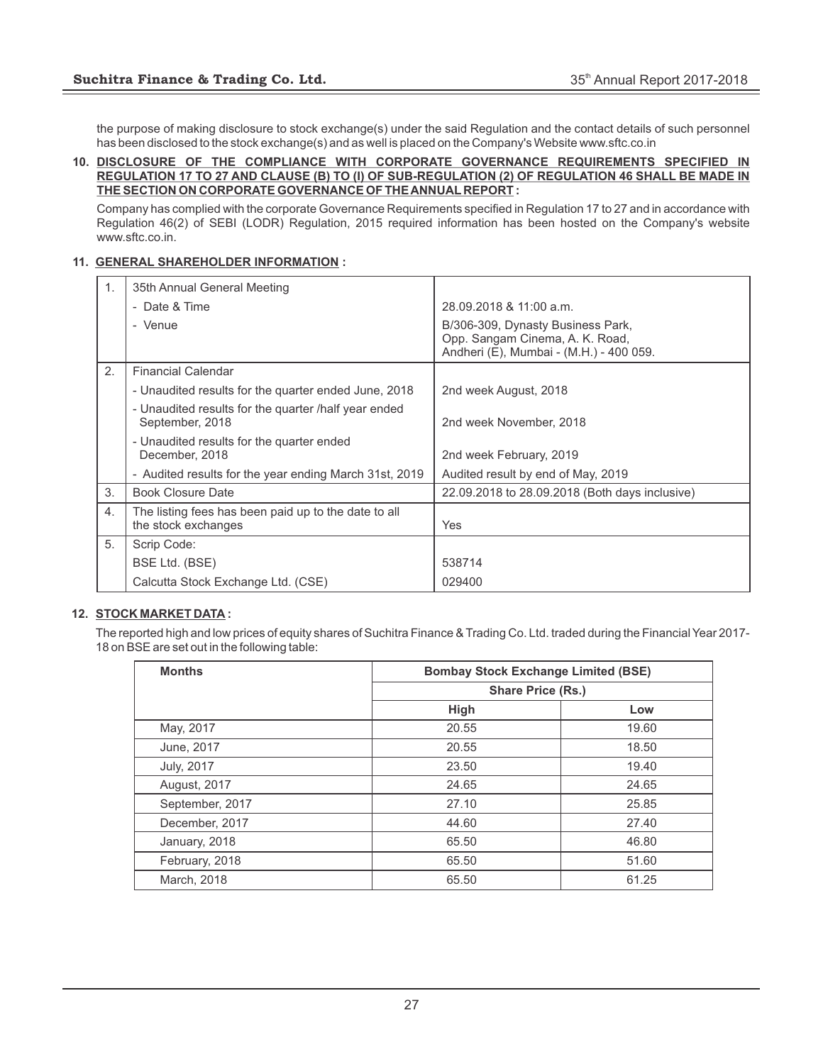the purpose of making disclosure to stock exchange(s) under the said Regulation and the contact details of such personnel has been disclosed to the stock exchange(s) and as well is placed on the Company's Website www.sftc.co.in

**10. DISCLOSURE OF THE COMPLIANCE WITH CORPORATE GOVERNANCE REQUIREMENTS SPECIFIED IN REGULATION 17 TO 27 AND CLAUSE (B) TO (I) OF SUB-REGULATION (2) OF REGULATION 46 SHALL BE MADE IN THE SECTION ON CORPORATE GOVERNANCE OF THE ANNUAL REPORT :**

Company has complied with the corporate Governance Requirements specified in Regulation 17 to 27 and in accordance with Regulation 46(2) of SEBI (LODR) Regulation, 2015 required information has been hosted on the Company's website www.sftc.co.in.

**11. GENERAL SHAREHOLDER INFORMATION :**

| | | |
|---|---|---|
| 1. | 35th Annual General Meeting | |
| | - Date & Time | 28.09.2018 & 11:00 a.m. |
| | - Venue | B/306-309, Dynasty Business Park, Opp. Sangam Cinema, A. K. Road, Andheri (E), Mumbai - (M.H.) - 400 059. |
| 2. | Financial Calendar | |
| | - Unaudited results for the quarter ended June, 2018 | 2nd week August, 2018 |
| | - Unaudited results for the quarter /half year ended September, 2018 | 2nd week November, 2018 |
| | - Unaudited results for the quarter ended December, 2018 | 2nd week February, 2019 |
| | - Audited results for the year ending March 31st, 2019 | Audited result by end of May, 2019 |
| 3. | Book Closure Date | 22.09.2018 to 28.09.2018 (Both days inclusive) |
| 4. | The listing fees has been paid up to the date to all the stock exchanges | Yes |
| 5. | Scrip Code: | |
| | BSE Ltd. (BSE) | 538714 |
| | Calcutta Stock Exchange Ltd. (CSE) | 029400 |

**12. STOCK MARKET DATA :**

The reported high and low prices of equity shares of Suchitra Finance & Trading Co. Ltd. traded during the Financial Year 2017-18 on BSE are set out in the following table:

| Months | Bombay Stock Exchange Limited (BSE) | |
|---|---|---|
| | Share Price (Rs.) | |
| | High | Low |
| May, 2017 | 20.55 | 19.60 |
| June, 2017 | 20.55 | 18.50 |
| July, 2017 | 23.50 | 19.40 |
| August, 2017 | 24.65 | 24.65 |
| September, 2017 | 27.10 | 25.85 |
| December, 2017 | 44.60 | 27.40 |
| January, 2018 | 65.50 | 46.80 |
| February, 2018 | 65.50 | 51.60 |
| March, 2018 | 65.50 | 61.25 |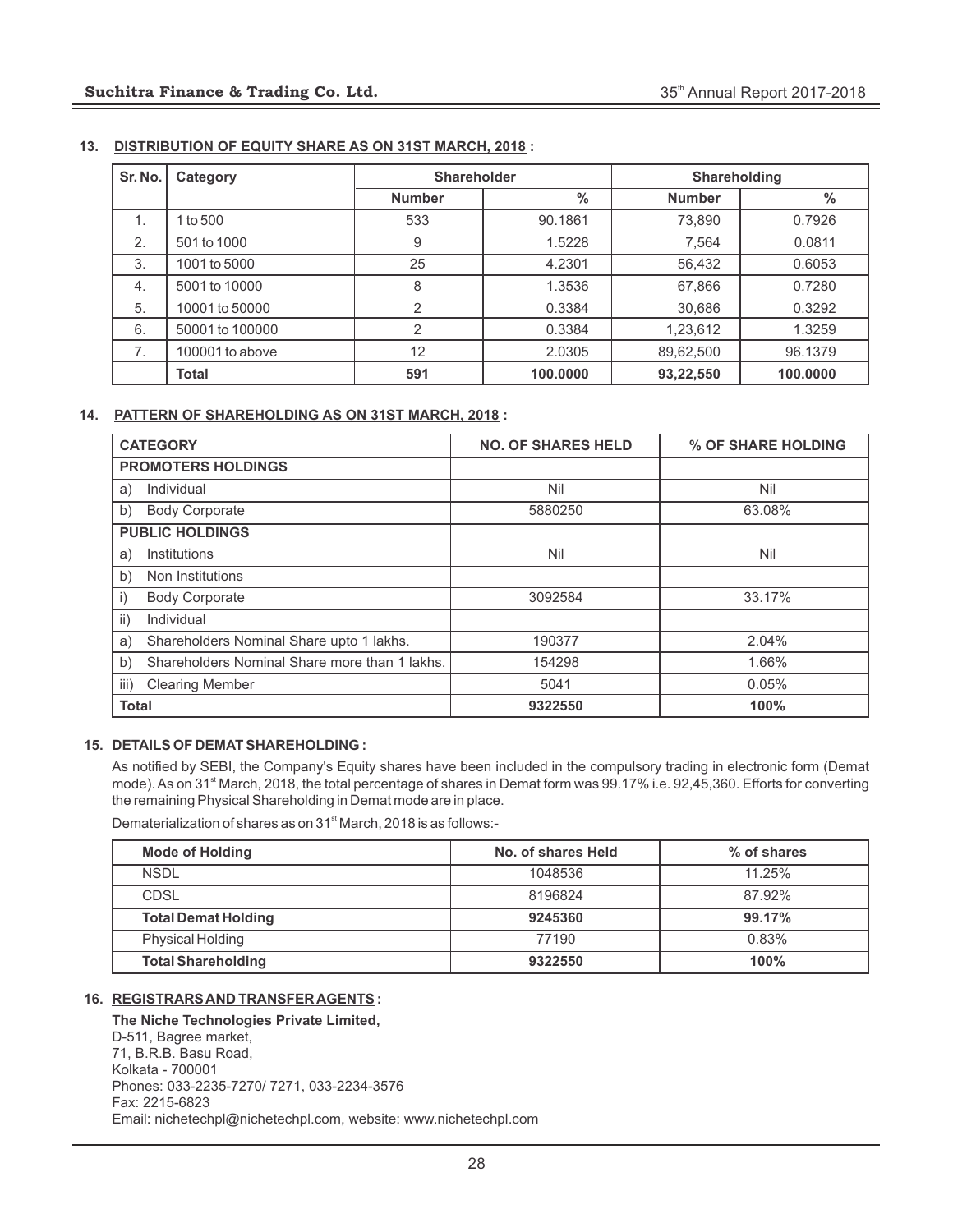**13. DISTRIBUTION OF EQUITY SHARE AS ON 31ST MARCH, 2018 :**

| Sr. No. | Category | Shareholder | | Shareholding | |
|---|---|---|---|---|---|
| | | Number | % | Number | % |
| 1. | 1 to 500 | 533 | 90.1861 | 73,890 | 0.7926 |
| 2. | 501 to 1000 | 9 | 1.5228 | 7,564 | 0.0811 |
| 3. | 1001 to 5000 | 25 | 4.2301 | 56,432 | 0.6053 |
| 4. | 5001 to 10000 | 8 | 1.3536 | 67,866 | 0.7280 |
| 5. | 10001 to 50000 | 2 | 0.3384 | 30,686 | 0.3292 |
| 6. | 50001 to 100000 | 2 | 0.3384 | 1,23,612 | 1.3259 |
| 7. | 100001 to above | 12 | 2.0305 | 89,62,500 | 96.1379 |
| | **Total** | **591** | **100.0000** | **93,22,550** | **100.0000** |

**14. PATTERN OF SHAREHOLDING AS ON 31ST MARCH, 2018 :**

| CATEGORY | NO. OF SHARES HELD | % OF SHARE HOLDING |
|---|---|---|
| **PROMOTERS HOLDINGS** | | |
| a) Individual | Nil | Nil |
| b) Body Corporate | 5880250 | 63.08% |
| **PUBLIC HOLDINGS** | | |
| a) Institutions | Nil | Nil |
| b) Non Institutions | | |
| i) Body Corporate | 3092584 | 33.17% |
| ii) Individual | | |
| a) Shareholders Nominal Share upto 1 lakhs. | 190377 | 2.04% |
| b) Shareholders Nominal Share more than 1 lakhs. | 154298 | 1.66% |
| iii) Clearing Member | 5041 | 0.05% |
| **Total** | **9322550** | **100%** |

**15. DETAILS OF DEMAT SHAREHOLDING :**

As notified by SEBI, the Company's Equity shares have been included in the compulsory trading in electronic form (Demat mode). As on 31st March, 2018, the total percentage of shares in Demat form was 99.17% i.e. 92,45,360. Efforts for converting the remaining Physical Shareholding in Demat mode are in place.

Dematerialization of shares as on 31st March, 2018 is as follows:-

| Mode of Holding | No. of shares Held | % of shares |
|---|---|---|
| NSDL | 1048536 | 11.25% |
| CDSL | 8196824 | 87.92% |
| **Total Demat Holding** | **9245360** | **99.17%** |
| Physical Holding | 77190 | 0.83% |
| **Total Shareholding** | **9322550** | **100%** |

**16. REGISTRARS AND TRANSFER AGENTS :**

**The Niche Technologies Private Limited,**
D-511, Bagree market,
71, B.R.B. Basu Road,
Kolkata - 700001
Phones: 033-2235-7270/ 7271, 033-2234-3576
Fax: 2215-6823
Email: nichetechpl@nichetechpl.com, website: www.nichetechpl.com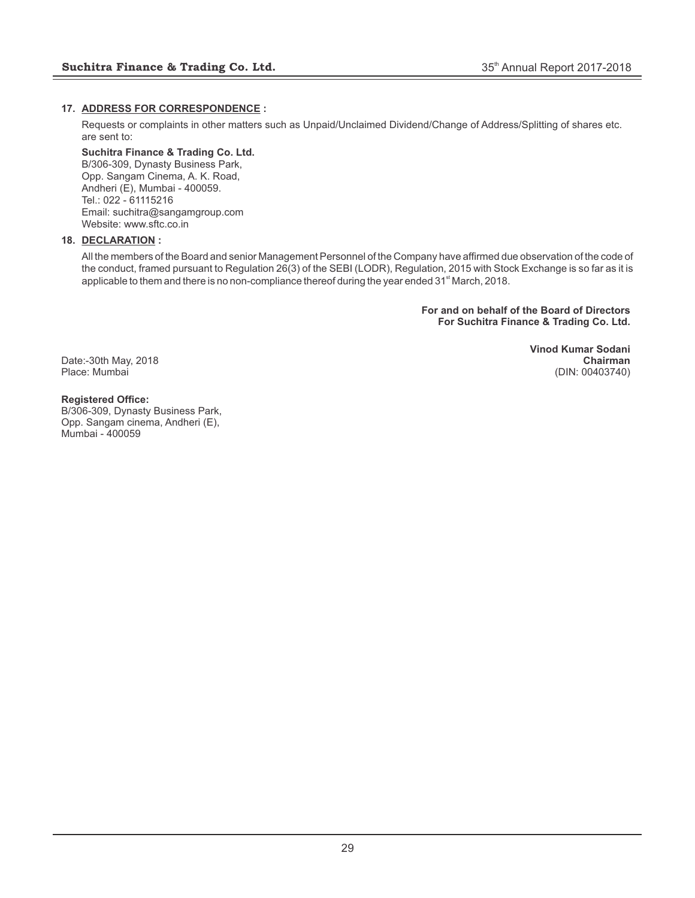**17. ADDRESS FOR CORRESPONDENCE :**

Requests or complaints in other matters such as Unpaid/Unclaimed Dividend/Change of Address/Splitting of shares etc. are sent to:

**Suchitra Finance & Trading Co. Ltd.**
B/306-309, Dynasty Business Park,
Opp. Sangam Cinema, A. K. Road,
Andheri (E), Mumbai - 400059.
Tel.: 022 - 61115216
Email: suchitra@sangamgroup.com
Website: www.sftc.co.in

**18. DECLARATION :**

All the members of the Board and senior Management Personnel of the Company have affirmed due observation of the code of the conduct, framed pursuant to Regulation 26(3) of the SEBI (LODR), Regulation, 2015 with Stock Exchange is so far as it is applicable to them and there is no non-compliance thereof during the year ended 31st March, 2018.

**For and on behalf of the Board of Directors**
**For Suchitra Finance & Trading Co. Ltd.**

**Vinod Kumar Sodani**
**Chairman**
(DIN: 00403740)

Date:-30th May, 2018
Place: Mumbai

**Registered Office:**
B/306-309, Dynasty Business Park,
Opp. Sangam cinema, Andheri (E),
Mumbai - 400059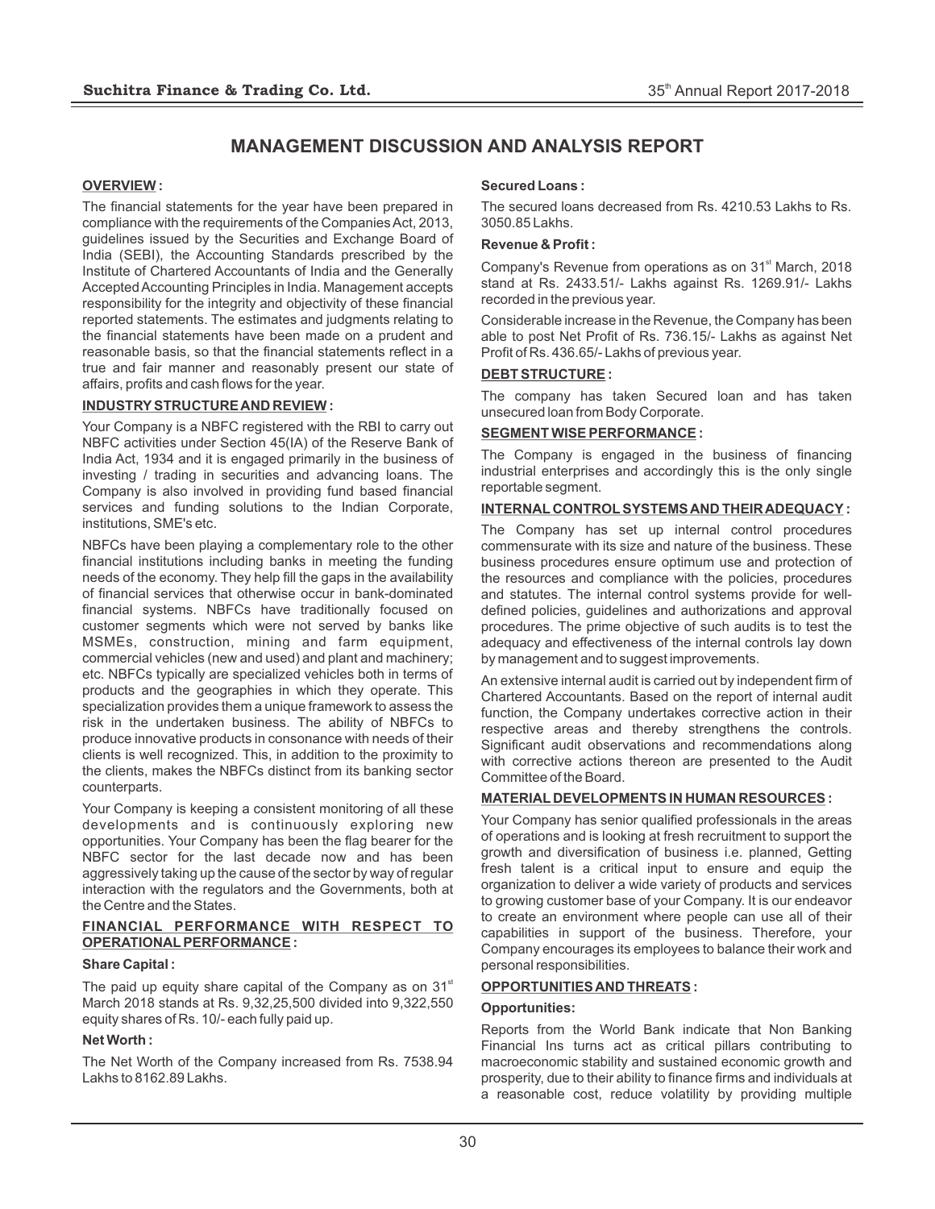# MANAGEMENT DISCUSSION AND ANALYSIS REPORT

## OVERVIEW :

The financial statements for the year have been prepared in compliance with the requirements of the Companies Act, 2013, guidelines issued by the Securities and Exchange Board of India (SEBI), the Accounting Standards prescribed by the Institute of Chartered Accountants of India and the Generally Accepted Accounting Principles in India. Management accepts responsibility for the integrity and objectivity of these financial reported statements. The estimates and judgments relating to the financial statements have been made on a prudent and reasonable basis, so that the financial statements reflect in a true and fair manner and reasonably present our state of affairs, profits and cash flows for the year.

## INDUSTRY STRUCTURE AND REVIEW :

Your Company is a NBFC registered with the RBI to carry out NBFC activities under Section 45(IA) of the Reserve Bank of India Act, 1934 and it is engaged primarily in the business of investing / trading in securities and advancing loans. The Company is also involved in providing fund based financial services and funding solutions to the Indian Corporate, institutions, SME's etc.

NBFCs have been playing a complementary role to the other financial institutions including banks in meeting the funding needs of the economy. They help fill the gaps in the availability of financial services that otherwise occur in bank-dominated financial systems. NBFCs have traditionally focused on customer segments which were not served by banks like MSMEs, construction, mining and farm equipment, commercial vehicles (new and used) and plant and machinery; etc. NBFCs typically are specialized vehicles both in terms of products and the geographies in which they operate. This specialization provides them a unique framework to assess the risk in the undertaken business. The ability of NBFCs to produce innovative products in consonance with needs of their clients is well recognized. This, in addition to the proximity to the clients, makes the NBFCs distinct from its banking sector counterparts.

Your Company is keeping a consistent monitoring of all these developments and is continuously exploring new opportunities. Your Company has been the flag bearer for the NBFC sector for the last decade now and has been aggressively taking up the cause of the sector by way of regular interaction with the regulators and the Governments, both at the Centre and the States.

## FINANCIAL PERFORMANCE WITH RESPECT TO OPERATIONAL PERFORMANCE :

**Share Capital :**

The paid up equity share capital of the Company as on 31st March 2018 stands at Rs. 9,32,25,500 divided into 9,322,550 equity shares of Rs. 10/- each fully paid up.

**Net Worth :**

The Net Worth of the Company increased from Rs. 7538.94 Lakhs to 8162.89 Lakhs.

**Secured Loans :**

The secured loans decreased from Rs. 4210.53 Lakhs to Rs. 3050.85 Lakhs.

**Revenue & Profit :**

Company's Revenue from operations as on 31st March, 2018 stand at Rs. 2433.51/- Lakhs against Rs. 1269.91/- Lakhs recorded in the previous year.

Considerable increase in the Revenue, the Company has been able to post Net Profit of Rs. 736.15/- Lakhs as against Net Profit of Rs. 436.65/- Lakhs of previous year.

## DEBT STRUCTURE :

The company has taken Secured loan and has taken unsecured loan from Body Corporate.

## SEGMENT WISE PERFORMANCE :

The Company is engaged in the business of financing industrial enterprises and accordingly this is the only single reportable segment.

## INTERNAL CONTROL SYSTEMS AND THEIR ADEQUACY :

The Company has set up internal control procedures commensurate with its size and nature of the business. These business procedures ensure optimum use and protection of the resources and compliance with the policies, procedures and statutes. The internal control systems provide for well-defined policies, guidelines and authorizations and approval procedures. The prime objective of such audits is to test the adequacy and effectiveness of the internal controls lay down by management and to suggest improvements.

An extensive internal audit is carried out by independent firm of Chartered Accountants. Based on the report of internal audit function, the Company undertakes corrective action in their respective areas and thereby strengthens the controls. Significant audit observations and recommendations along with corrective actions thereon are presented to the Audit Committee of the Board.

## MATERIAL DEVELOPMENTS IN HUMAN RESOURCES :

Your Company has senior qualified professionals in the areas of operations and is looking at fresh recruitment to support the growth and diversification of business i.e. planned, Getting fresh talent is a critical input to ensure and equip the organization to deliver a wide variety of products and services to growing customer base of your Company. It is our endeavor to create an environment where people can use all of their capabilities in support of the business. Therefore, your Company encourages its employees to balance their work and personal responsibilities.

## OPPORTUNITIES AND THREATS :

**Opportunities:**

Reports from the World Bank indicate that Non Banking Financial Ins turns act as critical pillars contributing to macroeconomic stability and sustained economic growth and prosperity, due to their ability to finance firms and individuals at a reasonable cost, reduce volatility by providing multiple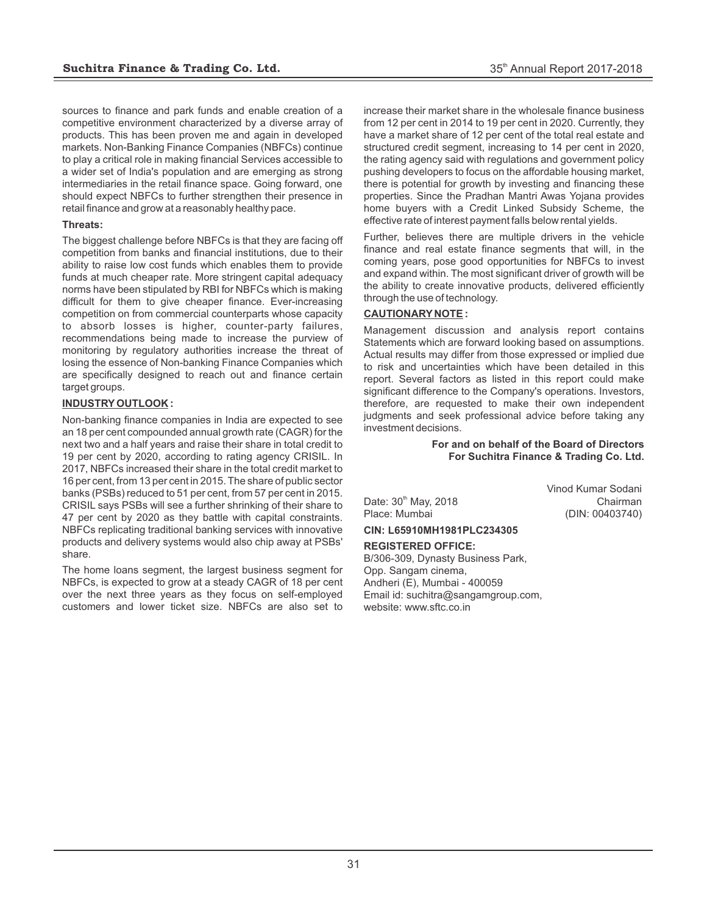sources to finance and park funds and enable creation of a competitive environment characterized by a diverse array of products. This has been proven me and again in developed markets. Non-Banking Finance Companies (NBFCs) continue to play a critical role in making financial Services accessible to a wider set of India's population and are emerging as strong intermediaries in the retail finance space. Going forward, one should expect NBFCs to further strengthen their presence in retail finance and grow at a reasonably healthy pace.

**Threats:**

The biggest challenge before NBFCs is that they are facing off competition from banks and financial institutions, due to their ability to raise low cost funds which enables them to provide funds at much cheaper rate. More stringent capital adequacy norms have been stipulated by RBI for NBFCs which is making difficult for them to give cheaper finance. Ever-increasing competition on from commercial counterparts whose capacity to absorb losses is higher, counter-party failures, recommendations being made to increase the purview of monitoring by regulatory authorities increase the threat of losing the essence of Non-banking Finance Companies which are specifically designed to reach out and finance certain target groups.

**INDUSTRY OUTLOOK :**

Non-banking finance companies in India are expected to see an 18 per cent compounded annual growth rate (CAGR) for the next two and a half years and raise their share in total credit to 19 per cent by 2020, according to rating agency CRISIL. In 2017, NBFCs increased their share in the total credit market to 16 per cent, from 13 per cent in 2015. The share of public sector banks (PSBs) reduced to 51 per cent, from 57 per cent in 2015. CRISIL says PSBs will see a further shrinking of their share to 47 per cent by 2020 as they battle with capital constraints. NBFCs replicating traditional banking services with innovative products and delivery systems would also chip away at PSBs' share.

The home loans segment, the largest business segment for NBFCs, is expected to grow at a steady CAGR of 18 per cent over the next three years as they focus on self-employed customers and lower ticket size. NBFCs are also set to increase their market share in the wholesale finance business from 12 per cent in 2014 to 19 per cent in 2020. Currently, they have a market share of 12 per cent of the total real estate and structured credit segment, increasing to 14 per cent in 2020, the rating agency said with regulations and government policy pushing developers to focus on the affordable housing market, there is potential for growth by investing and financing these properties. Since the Pradhan Mantri Awas Yojana provides home buyers with a Credit Linked Subsidy Scheme, the effective rate of interest payment falls below rental yields.

Further, believes there are multiple drivers in the vehicle finance and real estate finance segments that will, in the coming years, pose good opportunities for NBFCs to invest and expand within. The most significant driver of growth will be the ability to create innovative products, delivered efficiently through the use of technology.

**CAUTIONARY NOTE :**

Management discussion and analysis report contains Statements which are forward looking based on assumptions. Actual results may differ from those expressed or implied due to risk and uncertainties which have been detailed in this report. Several factors as listed in this report could make significant difference to the Company's operations. Investors, therefore, are requested to make their own independent judgments and seek professional advice before taking any investment decisions.

**For and on behalf of the Board of Directors**
**For Suchitra Finance & Trading Co. Ltd.**

Vinod Kumar Sodani
Chairman
(DIN: 00403740)

Date: 30th May, 2018
Place: Mumbai

**CIN: L65910MH1981PLC234305**

**REGISTERED OFFICE:**

B/306-309, Dynasty Business Park,
Opp. Sangam cinema,
Andheri (E), Mumbai - 400059
Email id: suchitra@sangamgroup.com,
website: www.sftc.co.in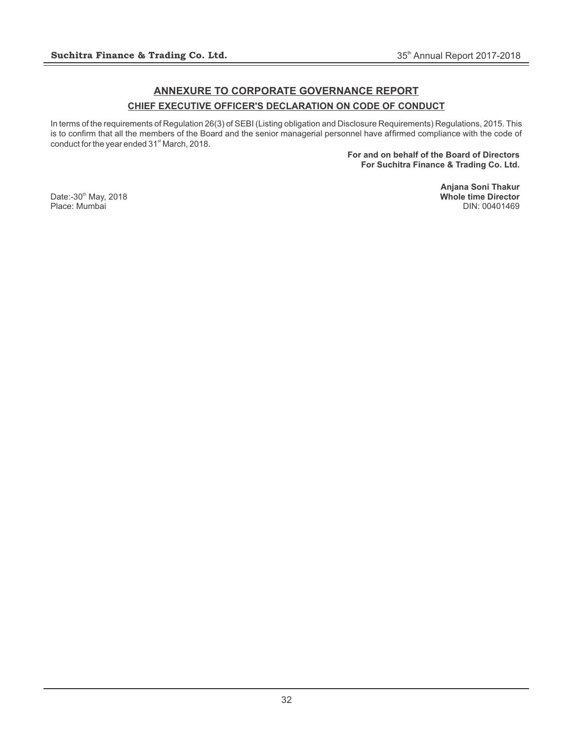## ANNEXURE TO CORPORATE GOVERNANCE REPORT

### CHIEF EXECUTIVE OFFICER'S DECLARATION ON CODE OF CONDUCT

In terms of the requirements of Regulation 26(3) of SEBI (Listing obligation and Disclosure Requirements) Regulations, 2015. This is to confirm that all the members of the Board and the senior managerial personnel have affirmed compliance with the code of conduct for the year ended 31st March, 2018.

**For and on behalf of the Board of Directors**
**For Suchitra Finance & Trading Co. Ltd.**

**Anjana Soni Thakur**
**Whole time Director**
DIN: 00401469

Date:-30th May, 2018
Place: Mumbai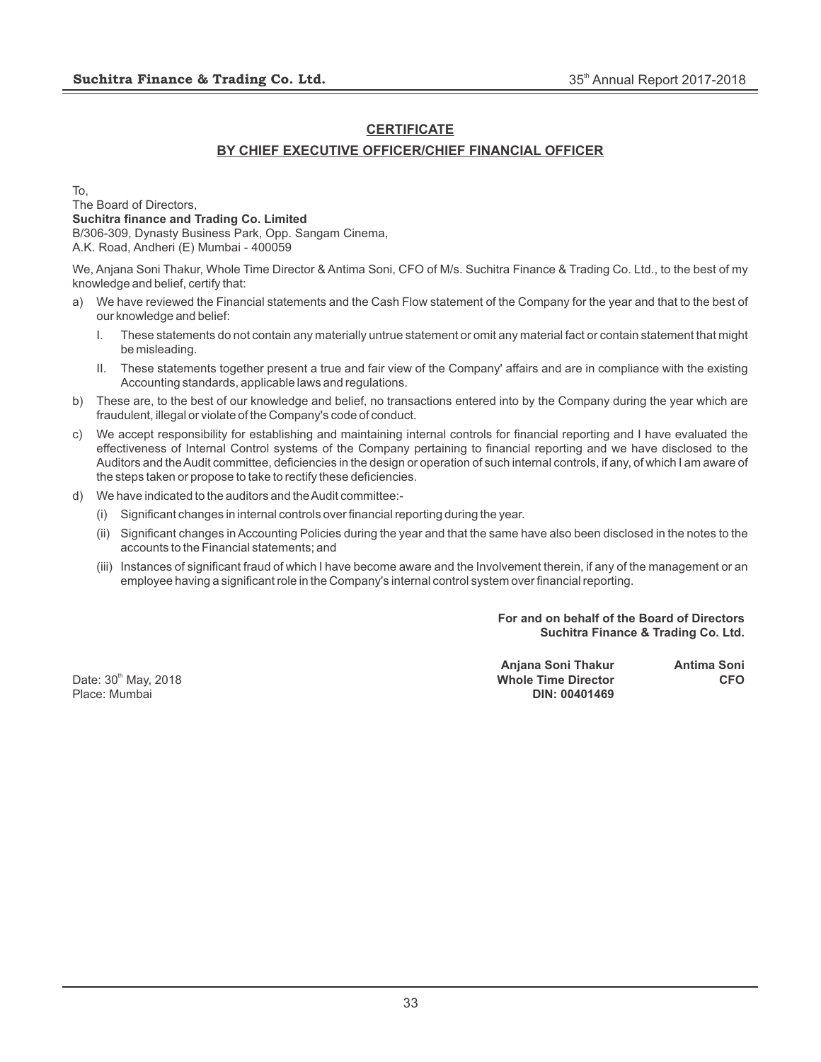## CERTIFICATE

## BY CHIEF EXECUTIVE OFFICER/CHIEF FINANCIAL OFFICER

To,
The Board of Directors,
**Suchitra finance and Trading Co. Limited**
B/306-309, Dynasty Business Park, Opp. Sangam Cinema,
A.K. Road, Andheri (E) Mumbai - 400059

We, Anjana Soni Thakur, Whole Time Director & Antima Soni, CFO of M/s. Suchitra Finance & Trading Co. Ltd., to the best of my knowledge and belief, certify that:

a) We have reviewed the Financial statements and the Cash Flow statement of the Company for the year and that to the best of our knowledge and belief:

   I. These statements do not contain any materially untrue statement or omit any material fact or contain statement that might be misleading.

   II. These statements together present a true and fair view of the Company' affairs and are in compliance with the existing Accounting standards, applicable laws and regulations.

b) These are, to the best of our knowledge and belief, no transactions entered into by the Company during the year which are fraudulent, illegal or violate of the Company's code of conduct.

c) We accept responsibility for establishing and maintaining internal controls for financial reporting and I have evaluated the effectiveness of Internal Control systems of the Company pertaining to financial reporting and we have disclosed to the Auditors and the Audit committee, deficiencies in the design or operation of such internal controls, if any, of which I am aware of the steps taken or propose to take to rectify these deficiencies.

d) We have indicated to the auditors and the Audit committee:-

   (i) Significant changes in internal controls over financial reporting during the year.

   (ii) Significant changes in Accounting Policies during the year and that the same have also been disclosed in the notes to the accounts to the Financial statements; and

   (iii) Instances of significant fraud of which I have become aware and the Involvement therein, if any of the management or an employee having a significant role in the Company's internal control system over financial reporting.

**For and on behalf of the Board of Directors**
**Suchitra Finance & Trading Co. Ltd.**

**Anjana Soni Thakur**
**Whole Time Director**
**DIN: 00401469**

**Antima Soni**
**CFO**

Date: 30th May, 2018
Place: Mumbai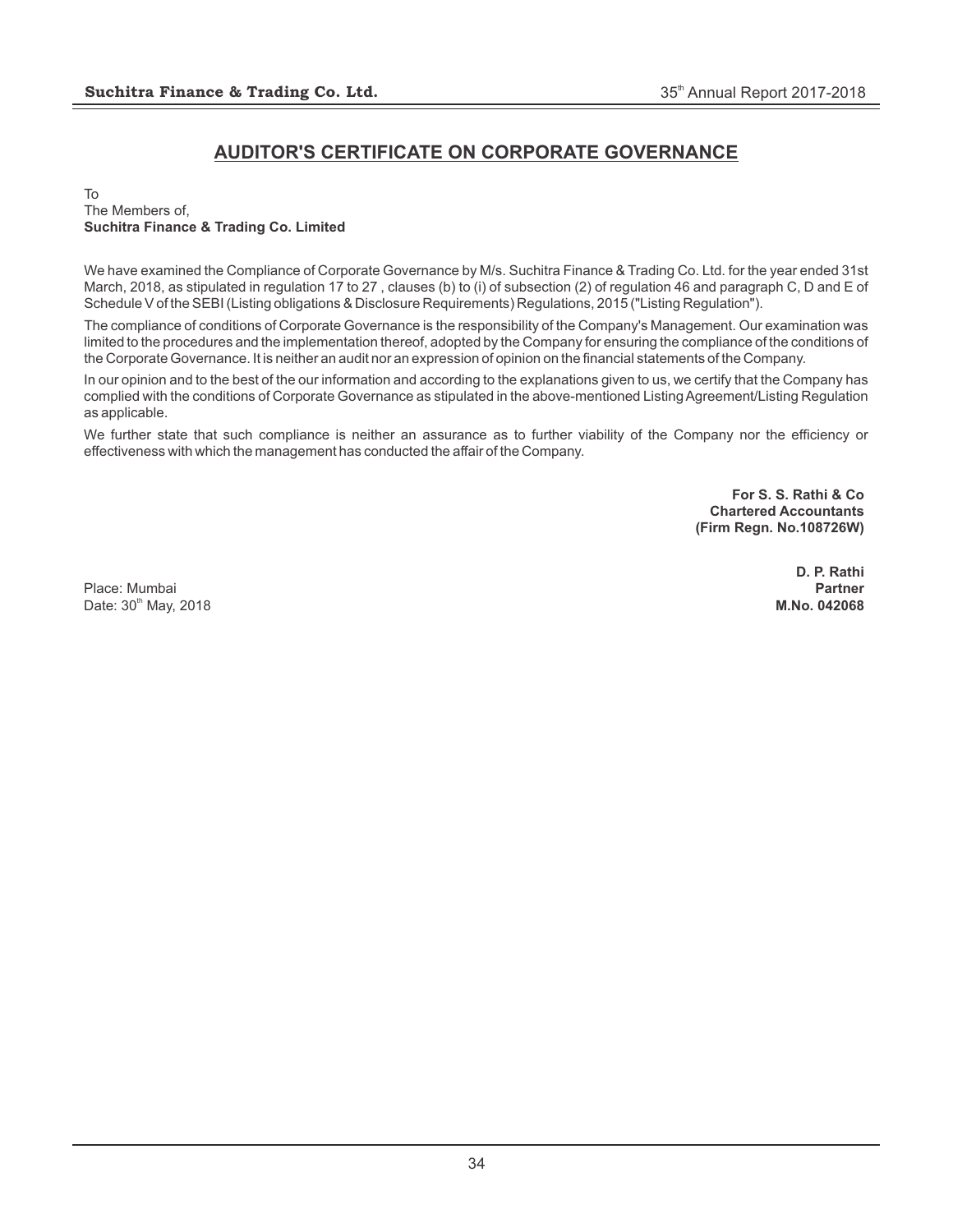# AUDITOR'S CERTIFICATE ON CORPORATE GOVERNANCE

To
The Members of,
**Suchitra Finance & Trading Co. Limited**

We have examined the Compliance of Corporate Governance by M/s. Suchitra Finance & Trading Co. Ltd. for the year ended 31st March, 2018, as stipulated in regulation 17 to 27 , clauses (b) to (i) of subsection (2) of regulation 46 and paragraph C, D and E of Schedule V of the SEBI (Listing obligations & Disclosure Requirements) Regulations, 2015 ("Listing Regulation").

The compliance of conditions of Corporate Governance is the responsibility of the Company's Management. Our examination was limited to the procedures and the implementation thereof, adopted by the Company for ensuring the compliance of the conditions of the Corporate Governance. It is neither an audit nor an expression of opinion on the financial statements of the Company.

In our opinion and to the best of the our information and according to the explanations given to us, we certify that the Company has complied with the conditions of Corporate Governance as stipulated in the above-mentioned Listing Agreement/Listing Regulation as applicable.

We further state that such compliance is neither an assurance as to further viability of the Company nor the efficiency or effectiveness with which the management has conducted the affair of the Company.

**For S. S. Rathi & Co**
**Chartered Accountants**
**(Firm Regn. No.108726W)**

**D. P. Rathi**
**Partner**
**M.No. 042068**

Place: Mumbai
Date: 30th May, 2018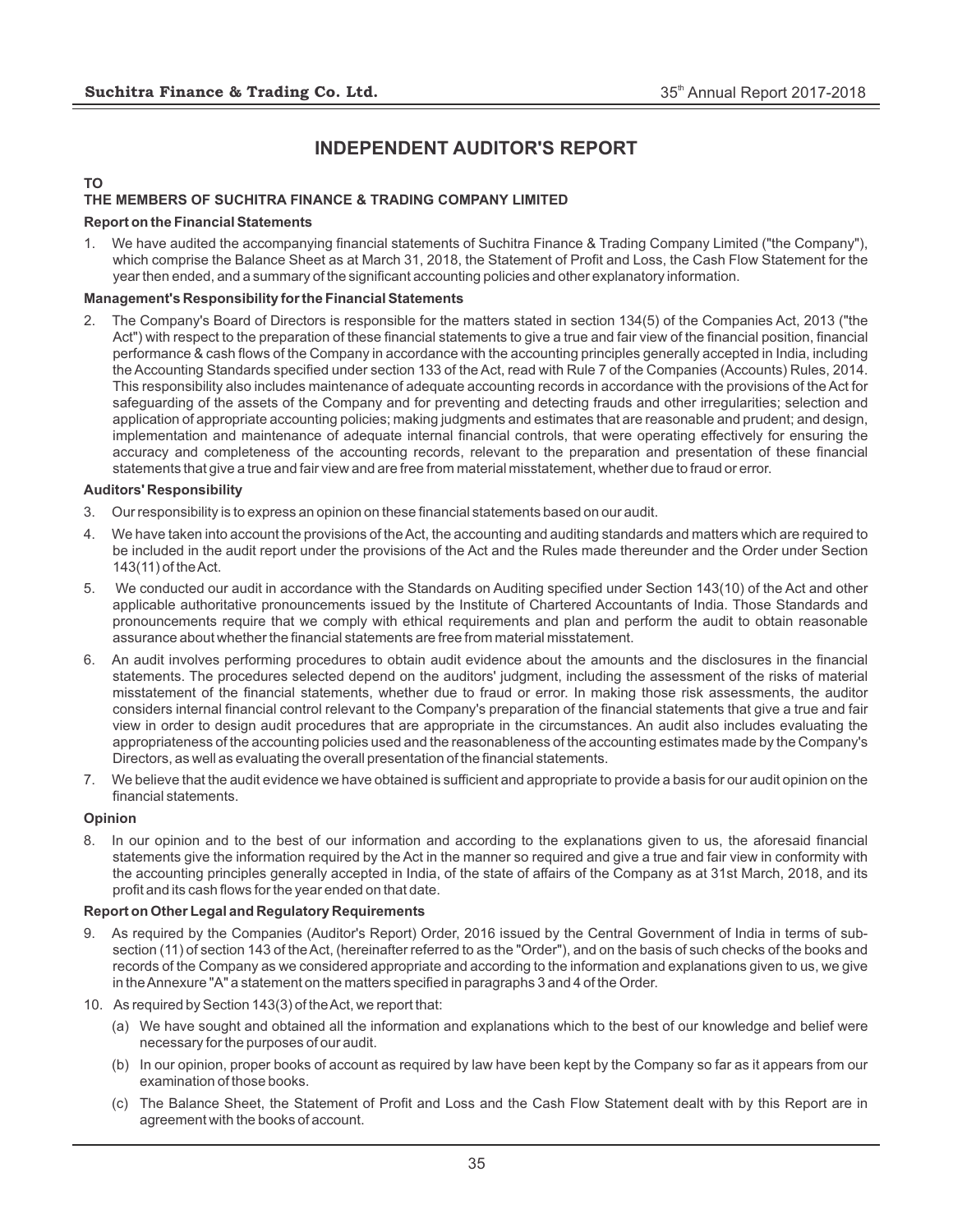# INDEPENDENT AUDITOR'S REPORT

**TO**
**THE MEMBERS OF SUCHITRA FINANCE & TRADING COMPANY LIMITED**

**Report on the Financial Statements**

1. We have audited the accompanying financial statements of Suchitra Finance & Trading Company Limited ("the Company"), which comprise the Balance Sheet as at March 31, 2018, the Statement of Profit and Loss, the Cash Flow Statement for the year then ended, and a summary of the significant accounting policies and other explanatory information.

**Management's Responsibility for the Financial Statements**

2. The Company's Board of Directors is responsible for the matters stated in section 134(5) of the Companies Act, 2013 ("the Act") with respect to the preparation of these financial statements to give a true and fair view of the financial position, financial performance & cash flows of the Company in accordance with the accounting principles generally accepted in India, including the Accounting Standards specified under section 133 of the Act, read with Rule 7 of the Companies (Accounts) Rules, 2014. This responsibility also includes maintenance of adequate accounting records in accordance with the provisions of the Act for safeguarding of the assets of the Company and for preventing and detecting frauds and other irregularities; selection and application of appropriate accounting policies; making judgments and estimates that are reasonable and prudent; and design, implementation and maintenance of adequate internal financial controls, that were operating effectively for ensuring the accuracy and completeness of the accounting records, relevant to the preparation and presentation of these financial statements that give a true and fair view and are free from material misstatement, whether due to fraud or error.

**Auditors' Responsibility**

3. Our responsibility is to express an opinion on these financial statements based on our audit.

4. We have taken into account the provisions of the Act, the accounting and auditing standards and matters which are required to be included in the audit report under the provisions of the Act and the Rules made thereunder and the Order under Section 143(11) of the Act.

5. We conducted our audit in accordance with the Standards on Auditing specified under Section 143(10) of the Act and other applicable authoritative pronouncements issued by the Institute of Chartered Accountants of India. Those Standards and pronouncements require that we comply with ethical requirements and plan and perform the audit to obtain reasonable assurance about whether the financial statements are free from material misstatement.

6. An audit involves performing procedures to obtain audit evidence about the amounts and the disclosures in the financial statements. The procedures selected depend on the auditors' judgment, including the assessment of the risks of material misstatement of the financial statements, whether due to fraud or error. In making those risk assessments, the auditor considers internal financial control relevant to the Company's preparation of the financial statements that give a true and fair view in order to design audit procedures that are appropriate in the circumstances. An audit also includes evaluating the appropriateness of the accounting policies used and the reasonableness of the accounting estimates made by the Company's Directors, as well as evaluating the overall presentation of the financial statements.

7. We believe that the audit evidence we have obtained is sufficient and appropriate to provide a basis for our audit opinion on the financial statements.

**Opinion**

8. In our opinion and to the best of our information and according to the explanations given to us, the aforesaid financial statements give the information required by the Act in the manner so required and give a true and fair view in conformity with the accounting principles generally accepted in India, of the state of affairs of the Company as at 31st March, 2018, and its profit and its cash flows for the year ended on that date.

**Report on Other Legal and Regulatory Requirements**

9. As required by the Companies (Auditor's Report) Order, 2016 issued by the Central Government of India in terms of sub-section (11) of section 143 of the Act, (hereinafter referred to as the "Order"), and on the basis of such checks of the books and records of the Company as we considered appropriate and according to the information and explanations given to us, we give in the Annexure "A" a statement on the matters specified in paragraphs 3 and 4 of the Order.

10. As required by Section 143(3) of the Act, we report that:

    (a) We have sought and obtained all the information and explanations which to the best of our knowledge and belief were necessary for the purposes of our audit.

    (b) In our opinion, proper books of account as required by law have been kept by the Company so far as it appears from our examination of those books.

    (c) The Balance Sheet, the Statement of Profit and Loss and the Cash Flow Statement dealt with by this Report are in agreement with the books of account.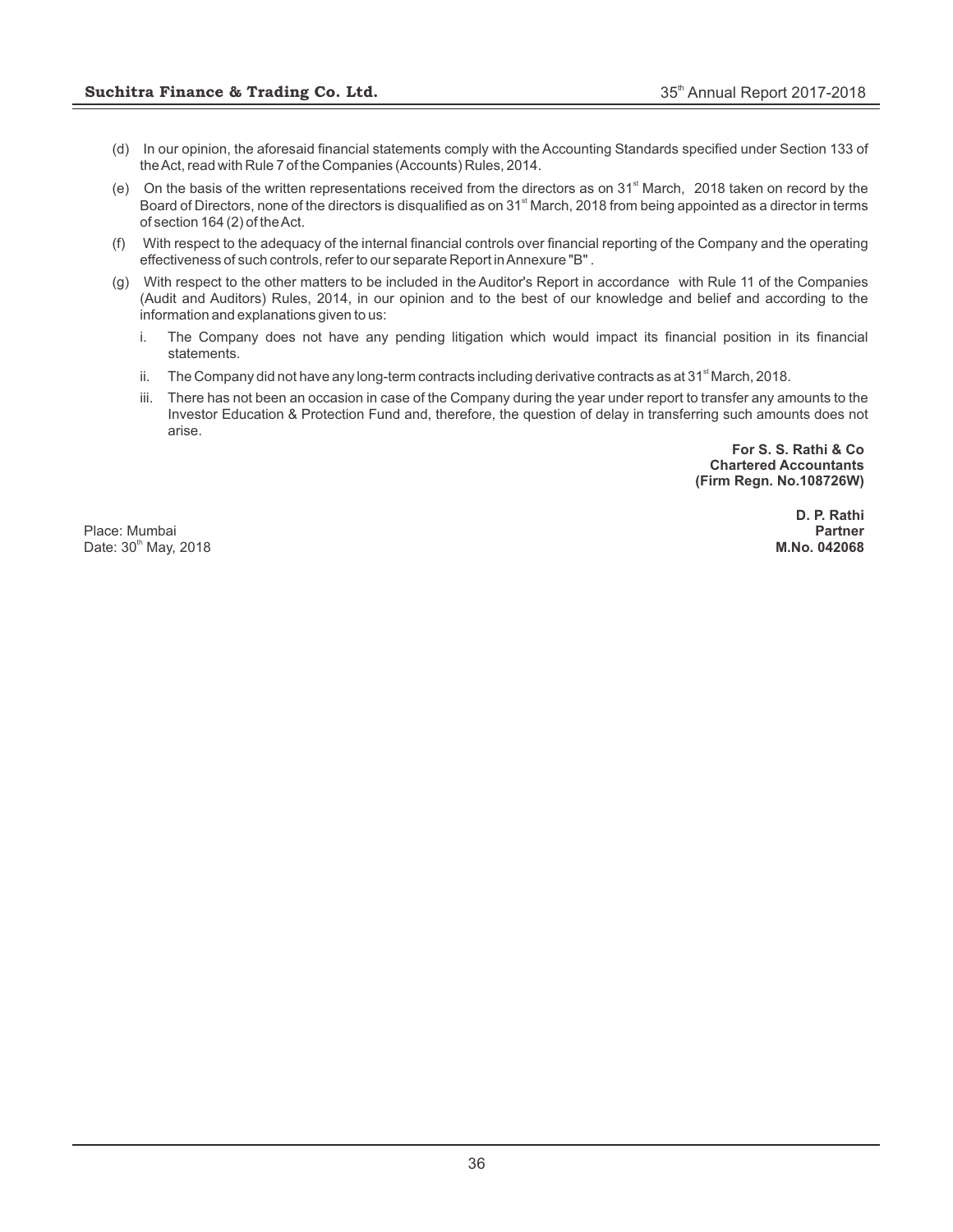(d) In our opinion, the aforesaid financial statements comply with the Accounting Standards specified under Section 133 of the Act, read with Rule 7 of the Companies (Accounts) Rules, 2014.

(e) On the basis of the written representations received from the directors as on 31st March, 2018 taken on record by the Board of Directors, none of the directors is disqualified as on 31st March, 2018 from being appointed as a director in terms of section 164 (2) of the Act.

(f) With respect to the adequacy of the internal financial controls over financial reporting of the Company and the operating effectiveness of such controls, refer to our separate Report in Annexure "B" .

(g) With respect to the other matters to be included in the Auditor's Report in accordance with Rule 11 of the Companies (Audit and Auditors) Rules, 2014, in our opinion and to the best of our knowledge and belief and according to the information and explanations given to us:

   i. The Company does not have any pending litigation which would impact its financial position in its financial statements.

   ii. The Company did not have any long-term contracts including derivative contracts as at 31st March, 2018.

   iii. There has not been an occasion in case of the Company during the year under report to transfer any amounts to the Investor Education & Protection Fund and, therefore, the question of delay in transferring such amounts does not arise.

**For S. S. Rathi & Co**
**Chartered Accountants**
**(Firm Regn. No.108726W)**

**D. P. Rathi**
**Partner**
**M.No. 042068**

Place: Mumbai
Date: 30th May, 2018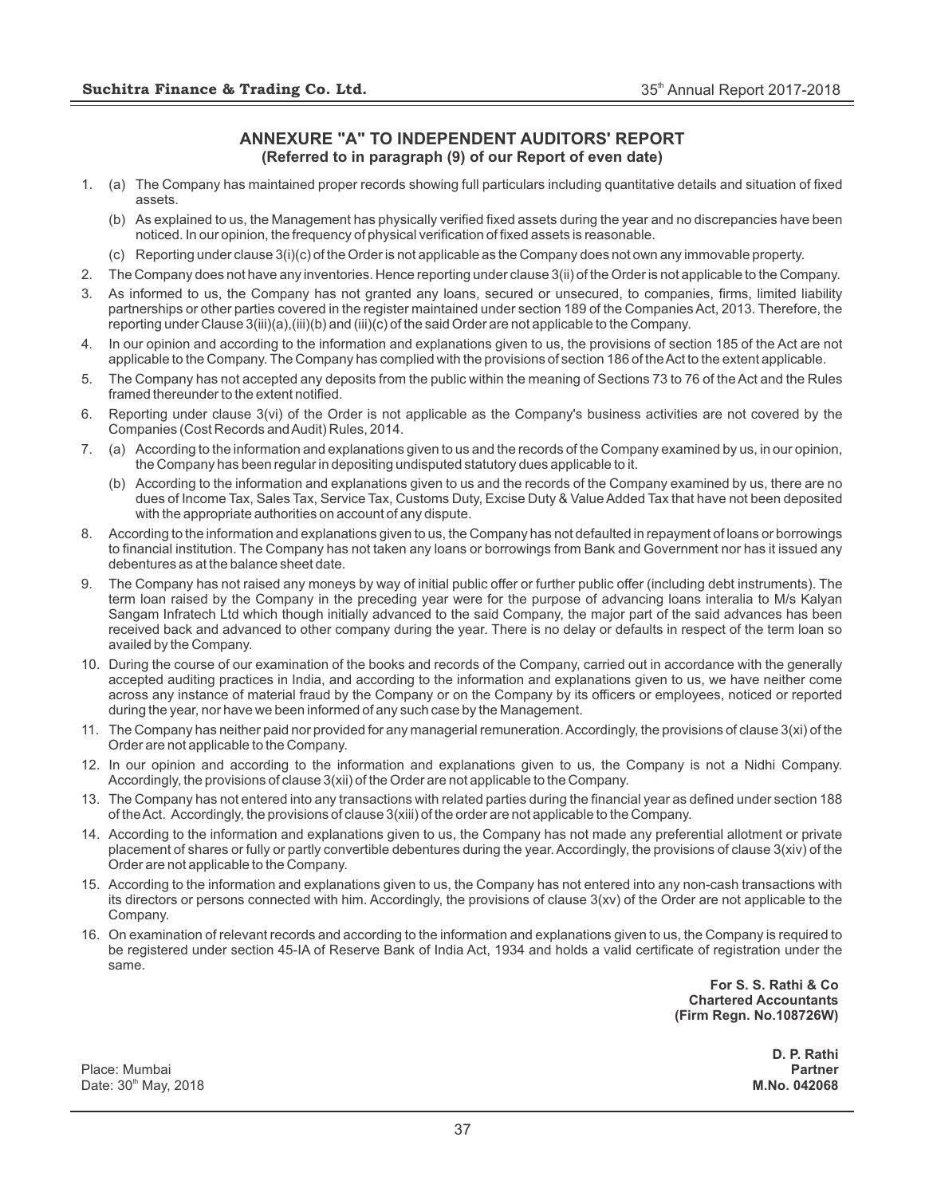## ANNEXURE "A" TO INDEPENDENT AUDITORS' REPORT

**(Referred to in paragraph (9) of our Report of even date)**

1. (a) The Company has maintained proper records showing full particulars including quantitative details and situation of fixed assets.

   (b) As explained to us, the Management has physically verified fixed assets during the year and no discrepancies have been noticed. In our opinion, the frequency of physical verification of fixed assets is reasonable.

   (c) Reporting under clause 3(i)(c) of the Order is not applicable as the Company does not own any immovable property.

2. The Company does not have any inventories. Hence reporting under clause 3(ii) of the Order is not applicable to the Company.

3. As informed to us, the Company has not granted any loans, secured or unsecured, to companies, firms, limited liability partnerships or other parties covered in the register maintained under section 189 of the Companies Act, 2013. Therefore, the reporting under Clause 3(iii)(a),(iii)(b) and (iii)(c) of the said Order are not applicable to the Company.

4. In our opinion and according to the information and explanations given to us, the provisions of section 185 of the Act are not applicable to the Company. The Company has complied with the provisions of section 186 of the Act to the extent applicable.

5. The Company has not accepted any deposits from the public within the meaning of Sections 73 to 76 of the Act and the Rules framed thereunder to the extent notified.

6. Reporting under clause 3(vi) of the Order is not applicable as the Company's business activities are not covered by the Companies (Cost Records and Audit) Rules, 2014.

7. (a) According to the information and explanations given to us and the records of the Company examined by us, in our opinion, the Company has been regular in depositing undisputed statutory dues applicable to it.

   (b) According to the information and explanations given to us and the records of the Company examined by us, there are no dues of Income Tax, Sales Tax, Service Tax, Customs Duty, Excise Duty & Value Added Tax that have not been deposited with the appropriate authorities on account of any dispute.

8. According to the information and explanations given to us, the Company has not defaulted in repayment of loans or borrowings to financial institution. The Company has not taken any loans or borrowings from Bank and Government nor has it issued any debentures as at the balance sheet date.

9. The Company has not raised any moneys by way of initial public offer or further public offer (including debt instruments). The term loan raised by the Company in the preceding year were for the purpose of advancing loans interalia to M/s Kalyan Sangam Infratech Ltd which though initially advanced to the said Company, the major part of the said advances has been received back and advanced to other company during the year. There is no delay or defaults in respect of the term loan so availed by the Company.

10. During the course of our examination of the books and records of the Company, carried out in accordance with the generally accepted auditing practices in India, and according to the information and explanations given to us, we have neither come across any instance of material fraud by the Company or on the Company by its officers or employees, noticed or reported during the year, nor have we been informed of any such case by the Management.

11. The Company has neither paid nor provided for any managerial remuneration. Accordingly, the provisions of clause 3(xi) of the Order are not applicable to the Company.

12. In our opinion and according to the information and explanations given to us, the Company is not a Nidhi Company. Accordingly, the provisions of clause 3(xii) of the Order are not applicable to the Company.

13. The Company has not entered into any transactions with related parties during the financial year as defined under section 188 of the Act. Accordingly, the provisions of clause 3(xiii) of the order are not applicable to the Company.

14. According to the information and explanations given to us, the Company has not made any preferential allotment or private placement of shares or fully or partly convertible debentures during the year. Accordingly, the provisions of clause 3(xiv) of the Order are not applicable to the Company.

15. According to the information and explanations given to us, the Company has not entered into any non-cash transactions with its directors or persons connected with him. Accordingly, the provisions of clause 3(xv) of the Order are not applicable to the Company.

16. On examination of relevant records and according to the information and explanations given to us, the Company is required to be registered under section 45-IA of Reserve Bank of India Act, 1934 and holds a valid certificate of registration under the same.

**For S. S. Rathi & Co**
**Chartered Accountants**
**(Firm Regn. No.108726W)**

**D. P. Rathi**
**Partner**
**M.No. 042068**

Place: Mumbai
Date: 30th May, 2018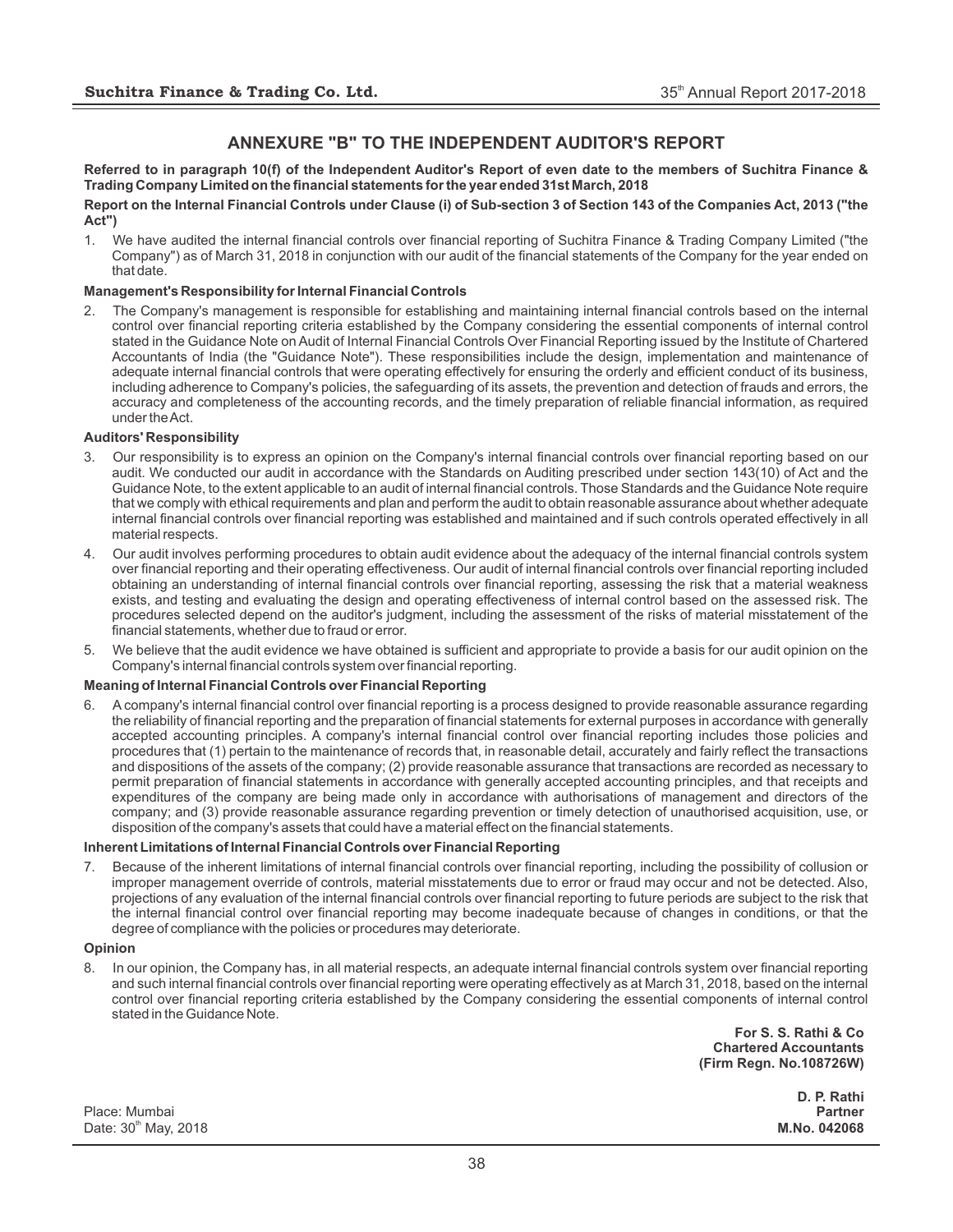# ANNEXURE "B" TO THE INDEPENDENT AUDITOR'S REPORT

**Referred to in paragraph 10(f) of the Independent Auditor's Report of even date to the members of Suchitra Finance & Trading Company Limited on the financial statements for the year ended 31st March, 2018**

**Report on the Internal Financial Controls under Clause (i) of Sub-section 3 of Section 143 of the Companies Act, 2013 ("the Act")**

1. We have audited the internal financial controls over financial reporting of Suchitra Finance & Trading Company Limited ("the Company") as of March 31, 2018 in conjunction with our audit of the financial statements of the Company for the year ended on that date.

**Management's Responsibility for Internal Financial Controls**

2. The Company's management is responsible for establishing and maintaining internal financial controls based on the internal control over financial reporting criteria established by the Company considering the essential components of internal control stated in the Guidance Note on Audit of Internal Financial Controls Over Financial Reporting issued by the Institute of Chartered Accountants of India (the "Guidance Note"). These responsibilities include the design, implementation and maintenance of adequate internal financial controls that were operating effectively for ensuring the orderly and efficient conduct of its business, including adherence to Company's policies, the safeguarding of its assets, the prevention and detection of frauds and errors, the accuracy and completeness of the accounting records, and the timely preparation of reliable financial information, as required under the Act.

**Auditors' Responsibility**

3. Our responsibility is to express an opinion on the Company's internal financial controls over financial reporting based on our audit. We conducted our audit in accordance with the Standards on Auditing prescribed under section 143(10) of Act and the Guidance Note, to the extent applicable to an audit of internal financial controls. Those Standards and the Guidance Note require that we comply with ethical requirements and plan and perform the audit to obtain reasonable assurance about whether adequate internal financial controls over financial reporting was established and maintained and if such controls operated effectively in all material respects.

4. Our audit involves performing procedures to obtain audit evidence about the adequacy of the internal financial controls system over financial reporting and their operating effectiveness. Our audit of internal financial controls over financial reporting included obtaining an understanding of internal financial controls over financial reporting, assessing the risk that a material weakness exists, and testing and evaluating the design and operating effectiveness of internal control based on the assessed risk. The procedures selected depend on the auditor's judgment, including the assessment of the risks of material misstatement of the financial statements, whether due to fraud or error.

5. We believe that the audit evidence we have obtained is sufficient and appropriate to provide a basis for our audit opinion on the Company's internal financial controls system over financial reporting.

**Meaning of Internal Financial Controls over Financial Reporting**

6. A company's internal financial control over financial reporting is a process designed to provide reasonable assurance regarding the reliability of financial reporting and the preparation of financial statements for external purposes in accordance with generally accepted accounting principles. A company's internal financial control over financial reporting includes those policies and procedures that (1) pertain to the maintenance of records that, in reasonable detail, accurately and fairly reflect the transactions and dispositions of the assets of the company; (2) provide reasonable assurance that transactions are recorded as necessary to permit preparation of financial statements in accordance with generally accepted accounting principles, and that receipts and expenditures of the company are being made only in accordance with authorisations of management and directors of the company; and (3) provide reasonable assurance regarding prevention or timely detection of unauthorised acquisition, use, or disposition of the company's assets that could have a material effect on the financial statements.

**Inherent Limitations of Internal Financial Controls over Financial Reporting**

7. Because of the inherent limitations of internal financial controls over financial reporting, including the possibility of collusion or improper management override of controls, material misstatements due to error or fraud may occur and not be detected. Also, projections of any evaluation of the internal financial controls over financial reporting to future periods are subject to the risk that the internal financial control over financial reporting may become inadequate because of changes in conditions, or that the degree of compliance with the policies or procedures may deteriorate.

**Opinion**

8. In our opinion, the Company has, in all material respects, an adequate internal financial controls system over financial reporting and such internal financial controls over financial reporting were operating effectively as at March 31, 2018, based on the internal control over financial reporting criteria established by the Company considering the essential components of internal control stated in the Guidance Note.

**For S. S. Rathi & Co**
**Chartered Accountants**
**(Firm Regn. No.108726W)**

**D. P. Rathi**
**Partner**
**M.No. 042068**

Place: Mumbai
Date: 30th May, 2018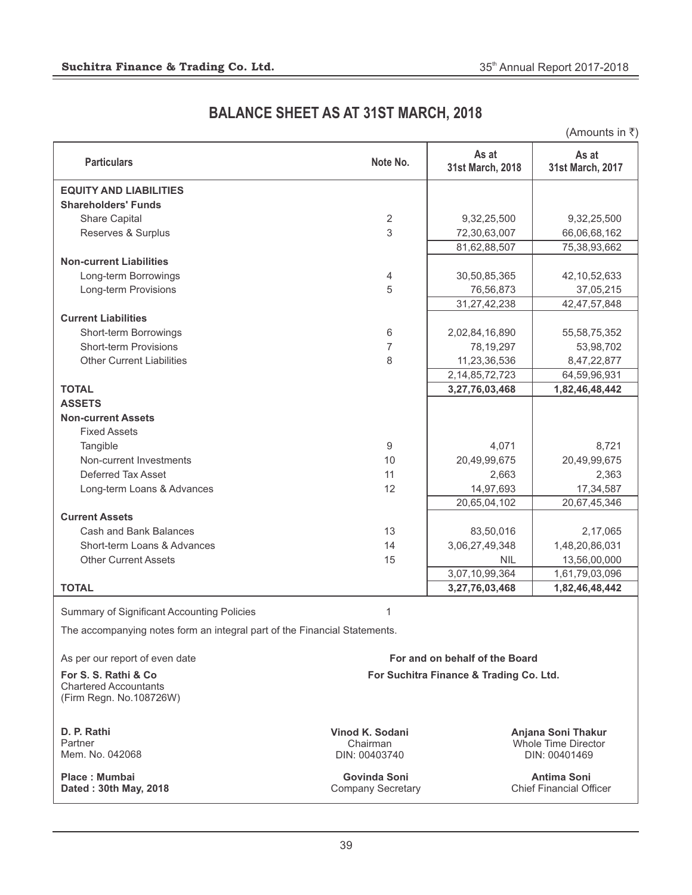# BALANCE SHEET AS AT 31ST MARCH, 2018

(Amounts in ₹)

| Particulars | Note No. | As at 31st March, 2018 | As at 31st March, 2017 |
|---|---|---|---|
| **EQUITY AND LIABILITIES** | | | |
| **Shareholders' Funds** | | | |
| Share Capital | 2 | 9,32,25,500 | 9,32,25,500 |
| Reserves & Surplus | 3 | 72,30,63,007 | 66,06,68,162 |
| | | 81,62,88,507 | 75,38,93,662 |
| **Non-current Liabilities** | | | |
| Long-term Borrowings | 4 | 30,50,85,365 | 42,10,52,633 |
| Long-term Provisions | 5 | 76,56,873 | 37,05,215 |
| | | 31,27,42,238 | 42,47,57,848 |
| **Current Liabilities** | | | |
| Short-term Borrowings | 6 | 2,02,84,16,890 | 55,58,75,352 |
| Short-term Provisions | 7 | 78,19,297 | 53,98,702 |
| Other Current Liabilities | 8 | 11,23,36,536 | 8,47,22,877 |
| | | 2,14,85,72,723 | 64,59,96,931 |
| **TOTAL** | | **3,27,76,03,468** | **1,82,46,48,442** |
| **ASSETS** | | | |
| **Non-current Assets** | | | |
| Fixed Assets | | | |
| Tangible | 9 | 4,071 | 8,721 |
| Non-current Investments | 10 | 20,49,99,675 | 20,49,99,675 |
| Deferred Tax Asset | 11 | 2,663 | 2,363 |
| Long-term Loans & Advances | 12 | 14,97,693 | 17,34,587 |
| | | 20,65,04,102 | 20,67,45,346 |
| **Current Assets** | | | |
| Cash and Bank Balances | 13 | 83,50,016 | 2,17,065 |
| Short-term Loans & Advances | 14 | 3,06,27,49,348 | 1,48,20,86,031 |
| Other Current Assets | 15 | NIL | 13,56,00,000 |
| | | 3,07,10,99,364 | 1,61,79,03,096 |
| **TOTAL** | | **3,27,76,03,468** | **1,82,46,48,442** |

Summary of Significant Accounting Policies — 1

The accompanying notes form an integral part of the Financial Statements.

As per our report of even date

**For S. S. Rathi & Co**
Chartered Accountants
(Firm Regn. No.108726W)

**D. P. Rathi**
Partner
Mem. No. 042068

**Place : Mumbai**
**Dated : 30th May, 2018**

**For and on behalf of the Board**
**For Suchitra Finance & Trading Co. Ltd.**

**Vinod K. Sodani**
Chairman
DIN: 00403740

**Anjana Soni Thakur**
Whole Time Director
DIN: 00401469

**Govinda Soni**
Company Secretary

**Antima Soni**
Chief Financial Officer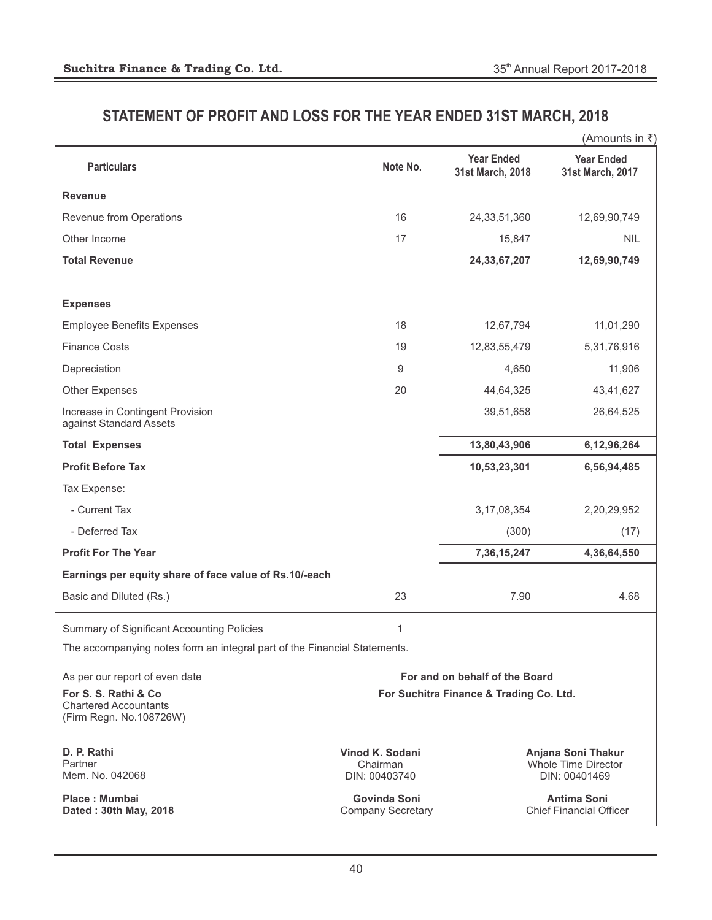# STATEMENT OF PROFIT AND LOSS FOR THE YEAR ENDED 31ST MARCH, 2018

(Amounts in ₹)

| Particulars | Note No. | Year Ended 31st March, 2018 | Year Ended 31st March, 2017 |
|---|---|---|---|
| **Revenue** | | | |
| Revenue from Operations | 16 | 24,33,51,360 | 12,69,90,749 |
| Other Income | 17 | 15,847 | NIL |
| **Total Revenue** | | **24,33,67,207** | **12,69,90,749** |
| **Expenses** | | | |
| Employee Benefits Expenses | 18 | 12,67,794 | 11,01,290 |
| Finance Costs | 19 | 12,83,55,479 | 5,31,76,916 |
| Depreciation | 9 | 4,650 | 11,906 |
| Other Expenses | 20 | 44,64,325 | 43,41,627 |
| Increase in Contingent Provision against Standard Assets | | 39,51,658 | 26,64,525 |
| **Total Expenses** | | **13,80,43,906** | **6,12,96,264** |
| **Profit Before Tax** | | **10,53,23,301** | **6,56,94,485** |
| Tax Expense: | | | |
| - Current Tax | | 3,17,08,354 | 2,20,29,952 |
| - Deferred Tax | | (300) | (17) |
| **Profit For The Year** | | **7,36,15,247** | **4,36,64,550** |
| **Earnings per equity share of face value of Rs.10/-each** | | | |
| Basic and Diluted (Rs.) | 23 | 7.90 | 4.68 |

Summary of Significant Accounting Policies 1

The accompanying notes form an integral part of the Financial Statements.

As per our report of even date

**For S. S. Rathi & Co**
Chartered Accountants
(Firm Regn. No.108726W)

**D. P. Rathi**
Partner
Mem. No. 042068

**Place : Mumbai**
**Dated : 30th May, 2018**

**For and on behalf of the Board**
**For Suchitra Finance & Trading Co. Ltd.**

**Vinod K. Sodani**
Chairman
DIN: 00403740

**Anjana Soni Thakur**
Whole Time Director
DIN: 00401469

**Govinda Soni**
Company Secretary

**Antima Soni**
Chief Financial Officer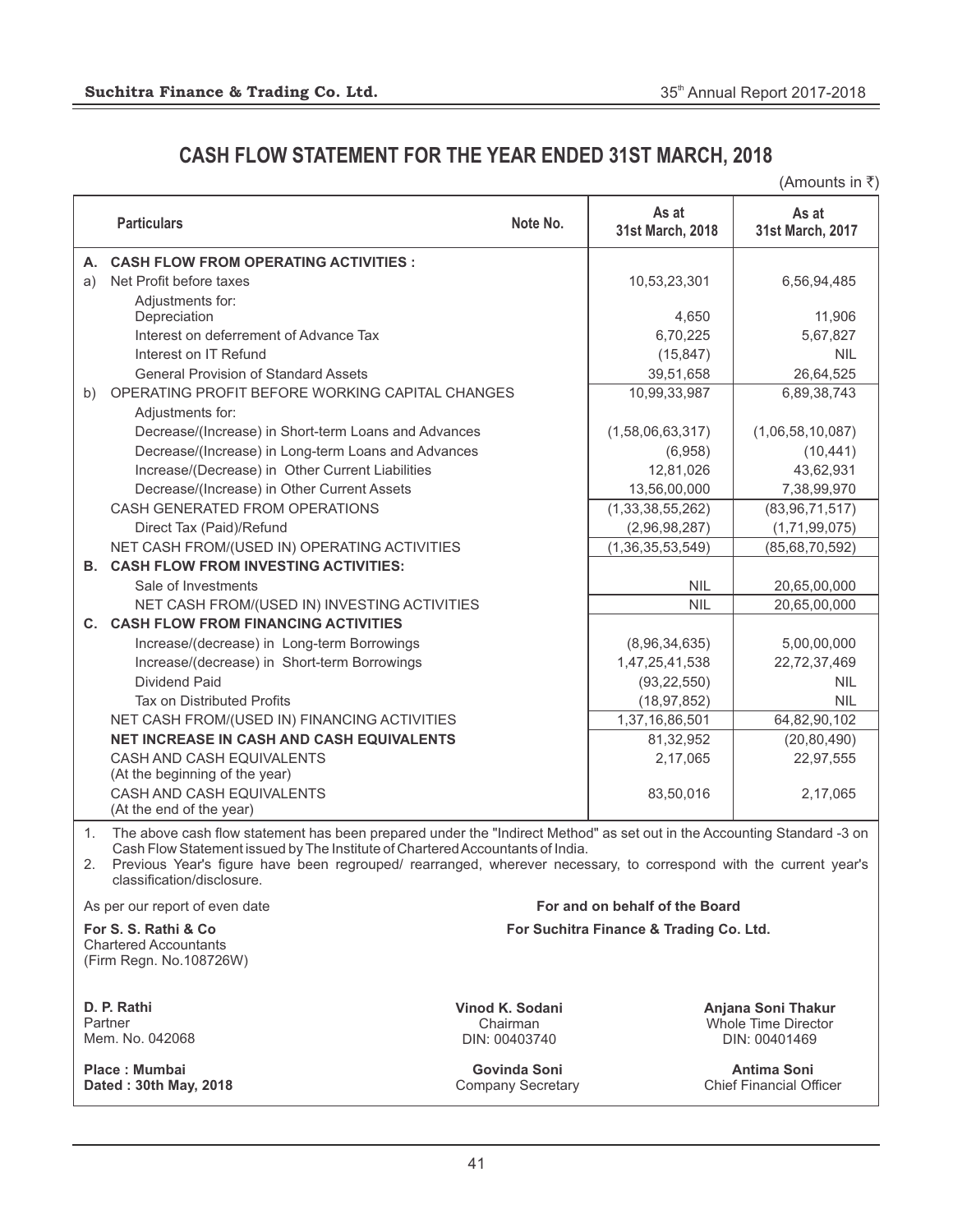# CASH FLOW STATEMENT FOR THE YEAR ENDED 31ST MARCH, 2018

(Amounts in ₹)

| | Particulars | Note No. | As at 31st March, 2018 | As at 31st March, 2017 |
|---|---|---|---|---|
| **A.** | **CASH FLOW FROM OPERATING ACTIVITIES :** | | | |
| a) | Net Profit before taxes | | 10,53,23,301 | 6,56,94,485 |
| | Adjustments for: | | | |
| | Depreciation | | 4,650 | 11,906 |
| | Interest on deferrement of Advance Tax | | 6,70,225 | 5,67,827 |
| | Interest on IT Refund | | (15,847) | NIL |
| | General Provision of Standard Assets | | 39,51,658 | 26,64,525 |
| b) | OPERATING PROFIT BEFORE WORKING CAPITAL CHANGES | | 10,99,33,987 | 6,89,38,743 |
| | Adjustments for: | | | |
| | Decrease/(Increase) in Short-term Loans and Advances | | (1,58,06,63,317) | (1,06,58,10,087) |
| | Decrease/(Increase) in Long-term Loans and Advances | | (6,958) | (10,441) |
| | Increase/(Decrease) in Other Current Liabilities | | 12,81,026 | 43,62,931 |
| | Decrease/(Increase) in Other Current Assets | | 13,56,00,000 | 7,38,99,970 |
| | CASH GENERATED FROM OPERATIONS | | (1,33,38,55,262) | (83,96,71,517) |
| | Direct Tax (Paid)/Refund | | (2,96,98,287) | (1,71,99,075) |
| | NET CASH FROM/(USED IN) OPERATING ACTIVITIES | | (1,36,35,53,549) | (85,68,70,592) |
| **B.** | **CASH FLOW FROM INVESTING ACTIVITIES:** | | | |
| | Sale of Investments | | NIL | 20,65,00,000 |
| | NET CASH FROM/(USED IN) INVESTING ACTIVITIES | | NIL | 20,65,00,000 |
| **C.** | **CASH FLOW FROM FINANCING ACTIVITIES** | | | |
| | Increase/(decrease) in Long-term Borrowings | | (8,96,34,635) | 5,00,00,000 |
| | Increase/(decrease) in Short-term Borrowings | | 1,47,25,41,538 | 22,72,37,469 |
| | Dividend Paid | | (93,22,550) | NIL |
| | Tax on Distributed Profits | | (18,97,852) | NIL |
| | NET CASH FROM/(USED IN) FINANCING ACTIVITIES | | 1,37,16,86,501 | 64,82,90,102 |
| | **NET INCREASE IN CASH AND CASH EQUIVALENTS** | | 81,32,952 | (20,80,490) |
| | CASH AND CASH EQUIVALENTS (At the beginning of the year) | | 2,17,065 | 22,97,555 |
| | CASH AND CASH EQUIVALENTS (At the end of the year) | | 83,50,016 | 2,17,065 |

1. The above cash flow statement has been prepared under the "Indirect Method" as set out in the Accounting Standard -3 on Cash Flow Statement issued by The Institute of Chartered Accountants of India.
2. Previous Year's figure have been regrouped/ rearranged, wherever necessary, to correspond with the current year's classification/disclosure.

As per our report of even date

**For S. S. Rathi & Co**
Chartered Accountants
(Firm Regn. No.108726W)

**D. P. Rathi**
Partner
Mem. No. 042068

**Place : Mumbai**
**Dated : 30th May, 2018**

**For and on behalf of the Board**
**For Suchitra Finance & Trading Co. Ltd.**

**Vinod K. Sodani**
Chairman
DIN: 00403740

**Anjana Soni Thakur**
Whole Time Director
DIN: 00401469

**Govinda Soni**
Company Secretary

**Antima Soni**
Chief Financial Officer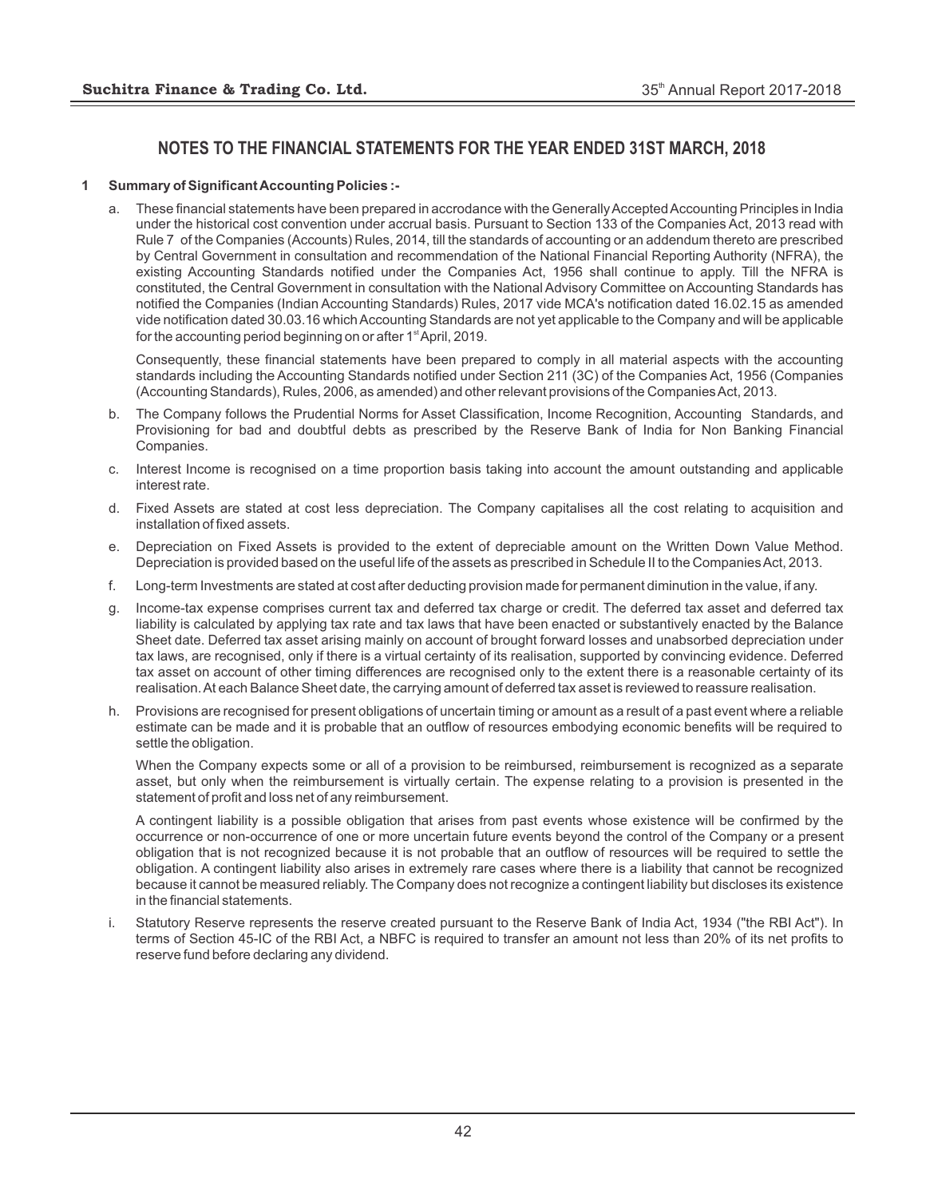## NOTES TO THE FINANCIAL STATEMENTS FOR THE YEAR ENDED 31ST MARCH, 2018

**1 Summary of Significant Accounting Policies :-**

a. These financial statements have been prepared in accrodance with the Generally Accepted Accounting Principles in India under the historical cost convention under accrual basis. Pursuant to Section 133 of the Companies Act, 2013 read with Rule 7 of the Companies (Accounts) Rules, 2014, till the standards of accounting or an addendum thereto are prescribed by Central Government in consultation and recommendation of the National Financial Reporting Authority (NFRA), the existing Accounting Standards notified under the Companies Act, 1956 shall continue to apply. Till the NFRA is constituted, the Central Government in consultation with the National Advisory Committee on Accounting Standards has notified the Companies (Indian Accounting Standards) Rules, 2017 vide MCA's notification dated 16.02.15 as amended vide notification dated 30.03.16 which Accounting Standards are not yet applicable to the Company and will be applicable for the accounting period beginning on or after 1st April, 2019.

   Consequently, these financial statements have been prepared to comply in all material aspects with the accounting standards including the Accounting Standards notified under Section 211 (3C) of the Companies Act, 1956 (Companies (Accounting Standards), Rules, 2006, as amended) and other relevant provisions of the Companies Act, 2013.

b. The Company follows the Prudential Norms for Asset Classification, Income Recognition, Accounting Standards, and Provisioning for bad and doubtful debts as prescribed by the Reserve Bank of India for Non Banking Financial Companies.

c. Interest Income is recognised on a time proportion basis taking into account the amount outstanding and applicable interest rate.

d. Fixed Assets are stated at cost less depreciation. The Company capitalises all the cost relating to acquisition and installation of fixed assets.

e. Depreciation on Fixed Assets is provided to the extent of depreciable amount on the Written Down Value Method. Depreciation is provided based on the useful life of the assets as prescribed in Schedule II to the Companies Act, 2013.

f. Long-term Investments are stated at cost after deducting provision made for permanent diminution in the value, if any.

g. Income-tax expense comprises current tax and deferred tax charge or credit. The deferred tax asset and deferred tax liability is calculated by applying tax rate and tax laws that have been enacted or substantively enacted by the Balance Sheet date. Deferred tax asset arising mainly on account of brought forward losses and unabsorbed depreciation under tax laws, are recognised, only if there is a virtual certainty of its realisation, supported by convincing evidence. Deferred tax asset on account of other timing differences are recognised only to the extent there is a reasonable certainty of its realisation. At each Balance Sheet date, the carrying amount of deferred tax asset is reviewed to reassure realisation.

h. Provisions are recognised for present obligations of uncertain timing or amount as a result of a past event where a reliable estimate can be made and it is probable that an outflow of resources embodying economic benefits will be required to settle the obligation.

   When the Company expects some or all of a provision to be reimbursed, reimbursement is recognized as a separate asset, but only when the reimbursement is virtually certain. The expense relating to a provision is presented in the statement of profit and loss net of any reimbursement.

   A contingent liability is a possible obligation that arises from past events whose existence will be confirmed by the occurrence or non-occurrence of one or more uncertain future events beyond the control of the Company or a present obligation that is not recognized because it is not probable that an outflow of resources will be required to settle the obligation. A contingent liability also arises in extremely rare cases where there is a liability that cannot be recognized because it cannot be measured reliably. The Company does not recognize a contingent liability but discloses its existence in the financial statements.

i. Statutory Reserve represents the reserve created pursuant to the Reserve Bank of India Act, 1934 ("the RBI Act"). In terms of Section 45-IC of the RBI Act, a NBFC is required to transfer an amount not less than 20% of its net profits to reserve fund before declaring any dividend.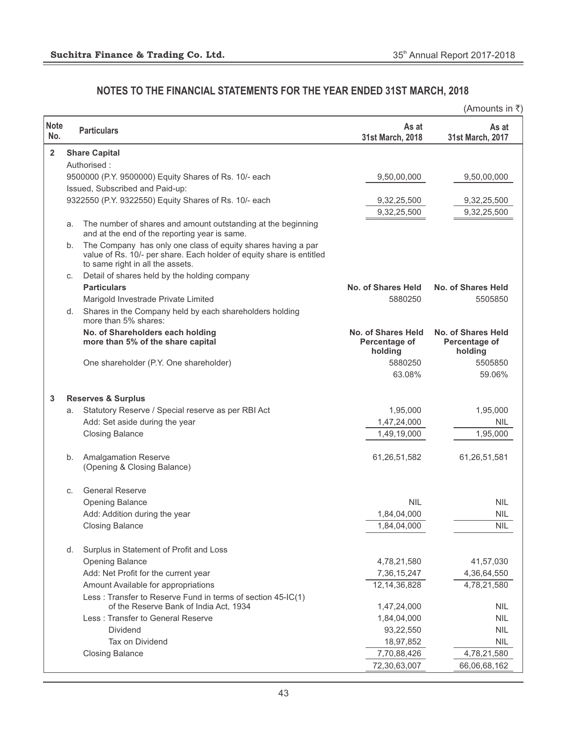## NOTES TO THE FINANCIAL STATEMENTS FOR THE YEAR ENDED 31ST MARCH, 2018

(Amounts in ₹)

| Note No. | | Particulars | As at 31st March, 2018 | As at 31st March, 2017 |
|---|---|---|---|---|
| **2** | | **Share Capital** | | |
| | | Authorised : | | |
| | | 9500000 (P.Y. 9500000) Equity Shares of Rs. 10/- each | 9,50,00,000 | 9,50,00,000 |
| | | Issued, Subscribed and Paid-up: | | |
| | | 9322550 (P.Y. 9322550) Equity Shares of Rs. 10/- each | 9,32,25,500 | 9,32,25,500 |
| | | | 9,32,25,500 | 9,32,25,500 |
| | a. | The number of shares and amount outstanding at the beginning and at the end of the reporting year is same. | | |
| | b. | The Company has only one class of equity shares having a par value of Rs. 10/- per share. Each holder of equity share is entitled to same right in all the assets. | | |
| | c. | Detail of shares held by the holding company | | |
| | | **Particulars** | **No. of Shares Held** | **No. of Shares Held** |
| | | Marigold Investrade Private Limited | 5880250 | 5505850 |
| | d. | Shares in the Company held by each shareholders holding more than 5% shares: | | |
| | | **No. of Shareholders each holding more than 5% of the share capital** | **No. of Shares Held Percentage of holding** | **No. of Shares Held Percentage of holding** |
| | | One shareholder (P.Y. One shareholder) | 5880250 | 5505850 |
| | | | 63.08% | 59.06% |
| **3** | | **Reserves & Surplus** | | |
| | a. | Statutory Reserve / Special reserve as per RBI Act | 1,95,000 | 1,95,000 |
| | | Add: Set aside during the year | 1,47,24,000 | NIL |
| | | Closing Balance | 1,49,19,000 | 1,95,000 |
| | b. | Amalgamation Reserve (Opening & Closing Balance) | 61,26,51,582 | 61,26,51,581 |
| | c. | General Reserve | | |
| | | Opening Balance | NIL | NIL |
| | | Add: Addition during the year | 1,84,04,000 | NIL |
| | | Closing Balance | 1,84,04,000 | NIL |
| | d. | Surplus in Statement of Profit and Loss | | |
| | | Opening Balance | 4,78,21,580 | 41,57,030 |
| | | Add: Net Profit for the current year | 7,36,15,247 | 4,36,64,550 |
| | | Amount Available for appropriations | 12,14,36,828 | 4,78,21,580 |
| | | Less : Transfer to Reserve Fund in terms of section 45-IC(1) of the Reserve Bank of India Act, 1934 | 1,47,24,000 | NIL |
| | | Less : Transfer to General Reserve | 1,84,04,000 | NIL |
| | | Dividend | 93,22,550 | NIL |
| | | Tax on Dividend | 18,97,852 | NIL |
| | | Closing Balance | 7,70,88,426 | 4,78,21,580 |
| | | | 72,30,63,007 | 66,06,68,162 |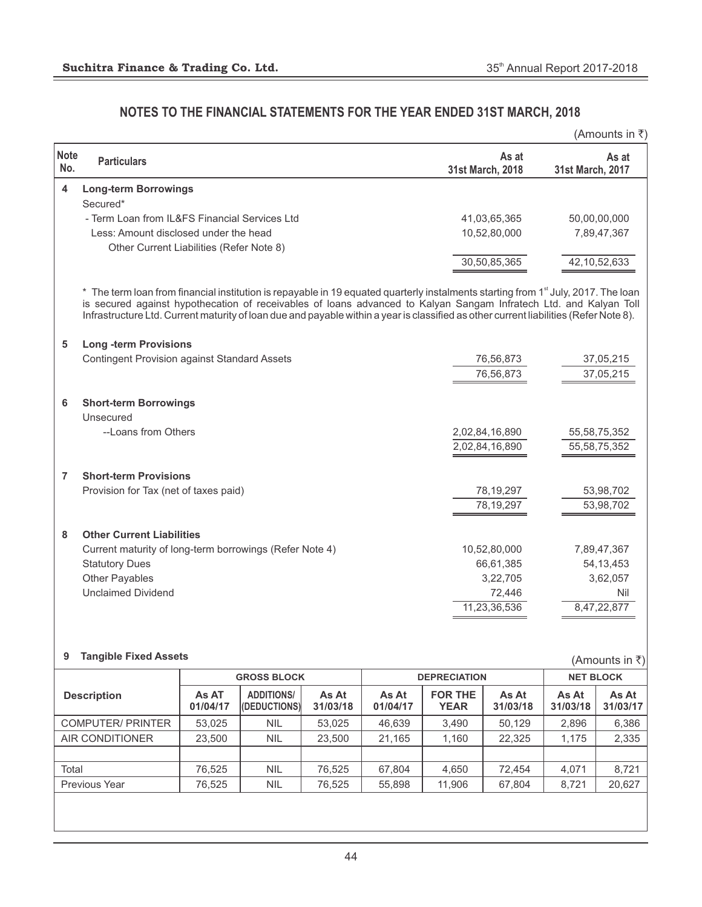## NOTES TO THE FINANCIAL STATEMENTS FOR THE YEAR ENDED 31ST MARCH, 2018

(Amounts in ₹)

| Note No. | Particulars | As at 31st March, 2018 | As at 31st March, 2017 |
|---|---|---|---|
| 4 | **Long-term Borrowings** | | |
| | Secured* | | |
| | - Term Loan from IL&FS Financial Services Ltd | 41,03,65,365 | 50,00,00,000 |
| | Less: Amount disclosed under the head Other Current Liabilities (Refer Note 8) | 10,52,80,000 | 7,89,47,367 |
| | | 30,50,85,365 | 42,10,52,633 |

\* The term loan from financial institution is repayable in 19 equated quarterly instalments starting from 1st July, 2017. The loan is secured against hypothecation of receivables of loans advanced to Kalyan Sangam Infratech Ltd. and Kalyan Toll Infrastructure Ltd. Current maturity of loan due and payable within a year is classified as other current liabilities (Refer Note 8).

| Note No. | Particulars | As at 31st March, 2018 | As at 31st March, 2017 |
|---|---|---|---|
| 5 | **Long -term Provisions** | | |
| | Contingent Provision against Standard Assets | 76,56,873 | 37,05,215 |
| | | 76,56,873 | 37,05,215 |
| 6 | **Short-term Borrowings** | | |
| | Unsecured | | |
| | --Loans from Others | 2,02,84,16,890 | 55,58,75,352 |
| | | 2,02,84,16,890 | 55,58,75,352 |
| 7 | **Short-term Provisions** | | |
| | Provision for Tax (net of taxes paid) | 78,19,297 | 53,98,702 |
| | | 78,19,297 | 53,98,702 |
| 8 | **Other Current Liabilities** | | |
| | Current maturity of long-term borrowings (Refer Note 4) | 10,52,80,000 | 7,89,47,367 |
| | Statutory Dues | 66,61,385 | 54,13,453 |
| | Other Payables | 3,22,705 | 3,62,057 |
| | Unclaimed Dividend | 72,446 | Nil |
| | | 11,23,36,536 | 8,47,22,877 |

**9 Tangible Fixed Assets**

(Amounts in ₹)

| Description | GROSS BLOCK | | | DEPRECIATION | | | NET BLOCK | |
|---|---|---|---|---|---|---|---|---|
| | As AT 01/04/17 | ADDITIONS/ (DEDUCTIONS) | As At 31/03/18 | As At 01/04/17 | FOR THE YEAR | As At 31/03/18 | As At 31/03/18 | As At 31/03/17 |
| COMPUTER/ PRINTER | 53,025 | NIL | 53,025 | 46,639 | 3,490 | 50,129 | 2,896 | 6,386 |
| AIR CONDITIONER | 23,500 | NIL | 23,500 | 21,165 | 1,160 | 22,325 | 1,175 | 2,335 |
| Total | 76,525 | NIL | 76,525 | 67,804 | 4,650 | 72,454 | 4,071 | 8,721 |
| Previous Year | 76,525 | NIL | 76,525 | 55,898 | 11,906 | 67,804 | 8,721 | 20,627 |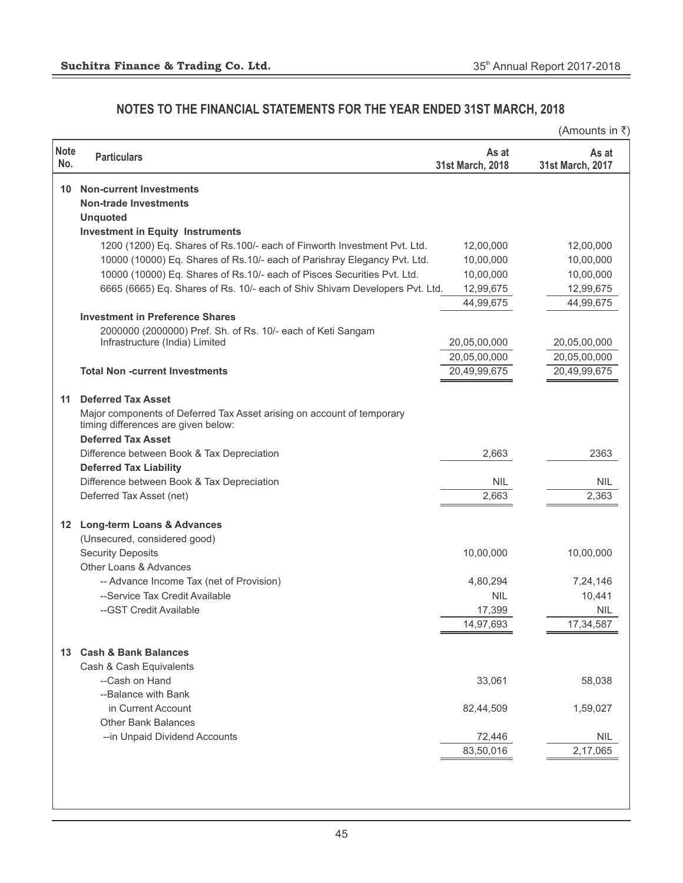## NOTES TO THE FINANCIAL STATEMENTS FOR THE YEAR ENDED 31ST MARCH, 2018

(Amounts in ₹)

| Note No. | Particulars | As at 31st March, 2018 | As at 31st March, 2017 |
|---|---|---|---|
| **10** | **Non-current Investments** | | |
| | **Non-trade Investments** | | |
| | **Unquoted** | | |
| | **Investment in Equity Instruments** | | |
| | 1200 (1200) Eq. Shares of Rs.100/- each of Finworth Investment Pvt. Ltd. | 12,00,000 | 12,00,000 |
| | 10000 (10000) Eq. Shares of Rs.10/- each of Parishray Elegancy Pvt. Ltd. | 10,00,000 | 10,00,000 |
| | 10000 (10000) Eq. Shares of Rs.10/- each of Pisces Securities Pvt. Ltd. | 10,00,000 | 10,00,000 |
| | 6665 (6665) Eq. Shares of Rs. 10/- each of Shiv Shivam Developers Pvt. Ltd. | 12,99,675 | 12,99,675 |
| | | 44,99,675 | 44,99,675 |
| | **Investment in Preference Shares** | | |
| | 2000000 (2000000) Pref. Sh. of Rs. 10/- each of Keti Sangam Infrastructure (India) Limited | 20,05,00,000 | 20,05,00,000 |
| | | 20,05,00,000 | 20,05,00,000 |
| | **Total Non -current Investments** | 20,49,99,675 | 20,49,99,675 |
| **11** | **Deferred Tax Asset** | | |
| | Major components of Deferred Tax Asset arising on account of temporary timing differences are given below: | | |
| | **Deferred Tax Asset** | | |
| | Difference between Book & Tax Depreciation | 2,663 | 2363 |
| | **Deferred Tax Liability** | | |
| | Difference between Book & Tax Depreciation | NIL | NIL |
| | Deferred Tax Asset (net) | 2,663 | 2,363 |
| **12** | **Long-term Loans & Advances** | | |
| | (Unsecured, considered good) | | |
| | Security Deposits | 10,00,000 | 10,00,000 |
| | Other Loans & Advances | | |
| | -- Advance Income Tax (net of Provision) | 4,80,294 | 7,24,146 |
| | --Service Tax Credit Available | NIL | 10,441 |
| | --GST Credit Available | 17,399 | NIL |
| | | 14,97,693 | 17,34,587 |
| **13** | **Cash & Bank Balances** | | |
| | Cash & Cash Equivalents | | |
| | --Cash on Hand | 33,061 | 58,038 |
| | --Balance with Bank | | |
| | in Current Account | 82,44,509 | 1,59,027 |
| | Other Bank Balances | | |
| | --in Unpaid Dividend Accounts | 72,446 | NIL |
| | | 83,50,016 | 2,17,065 |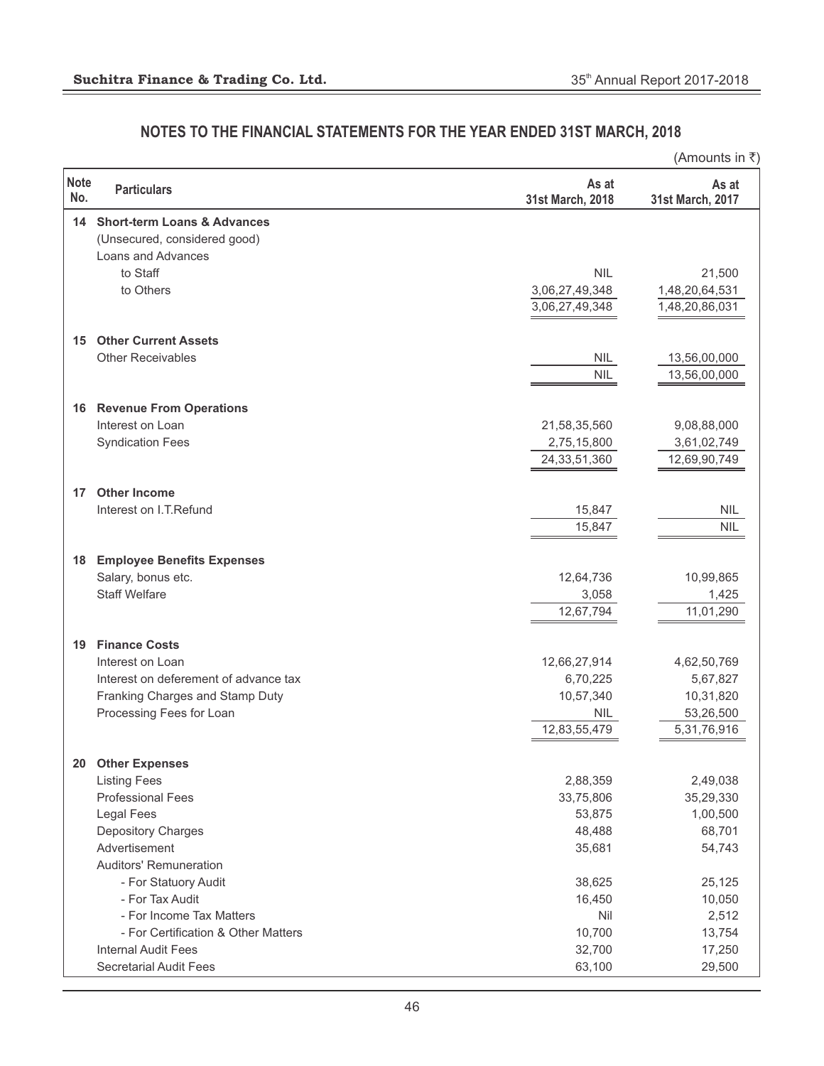## NOTES TO THE FINANCIAL STATEMENTS FOR THE YEAR ENDED 31ST MARCH, 2018

(Amounts in ₹)

| Note No. | Particulars | As at 31st March, 2018 | As at 31st March, 2017 |
|---|---|---|---|
| 14 | **Short-term Loans & Advances** | | |
| | (Unsecured, considered good) | | |
| | Loans and Advances | | |
| | to Staff | NIL | 21,500 |
| | to Others | 3,06,27,49,348 | 1,48,20,64,531 |
| | | 3,06,27,49,348 | 1,48,20,86,031 |
| 15 | **Other Current Assets** | | |
| | Other Receivables | NIL | 13,56,00,000 |
| | | NIL | 13,56,00,000 |
| 16 | **Revenue From Operations** | | |
| | Interest on Loan | 21,58,35,560 | 9,08,88,000 |
| | Syndication Fees | 2,75,15,800 | 3,61,02,749 |
| | | 24,33,51,360 | 12,69,90,749 |
| 17 | **Other Income** | | |
| | Interest on I.T.Refund | 15,847 | NIL |
| | | 15,847 | NIL |
| 18 | **Employee Benefits Expenses** | | |
| | Salary, bonus etc. | 12,64,736 | 10,99,865 |
| | Staff Welfare | 3,058 | 1,425 |
| | | 12,67,794 | 11,01,290 |
| 19 | **Finance Costs** | | |
| | Interest on Loan | 12,66,27,914 | 4,62,50,769 |
| | Interest on deferement of advance tax | 6,70,225 | 5,67,827 |
| | Franking Charges and Stamp Duty | 10,57,340 | 10,31,820 |
| | Processing Fees for Loan | NIL | 53,26,500 |
| | | 12,83,55,479 | 5,31,76,916 |
| 20 | **Other Expenses** | | |
| | Listing Fees | 2,88,359 | 2,49,038 |
| | Professional Fees | 33,75,806 | 35,29,330 |
| | Legal Fees | 53,875 | 1,00,500 |
| | Depository Charges | 48,488 | 68,701 |
| | Advertisement | 35,681 | 54,743 |
| | Auditors' Remuneration | | |
| | - For Statuory Audit | 38,625 | 25,125 |
| | - For Tax Audit | 16,450 | 10,050 |
| | - For Income Tax Matters | Nil | 2,512 |
| | - For Certification & Other Matters | 10,700 | 13,754 |
| | Internal Audit Fees | 32,700 | 17,250 |
| | Secretarial Audit Fees | 63,100 | 29,500 |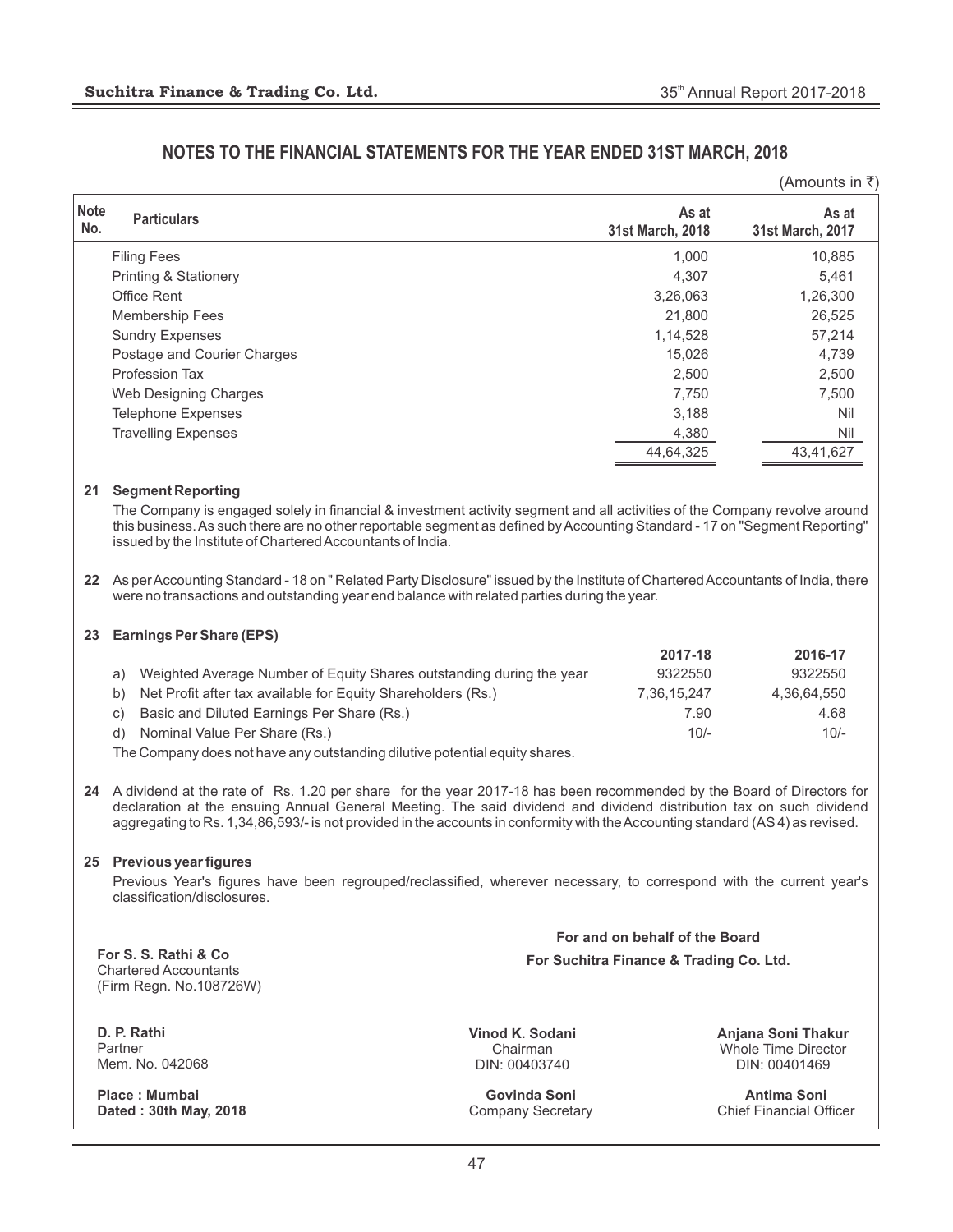## NOTES TO THE FINANCIAL STATEMENTS FOR THE YEAR ENDED 31ST MARCH, 2018

(Amounts in ₹)

| Note No. | Particulars | As at 31st March, 2018 | As at 31st March, 2017 |
|---|---|---|---|
| | Filing Fees | 1,000 | 10,885 |
| | Printing & Stationery | 4,307 | 5,461 |
| | Office Rent | 3,26,063 | 1,26,300 |
| | Membership Fees | 21,800 | 26,525 |
| | Sundry Expenses | 1,14,528 | 57,214 |
| | Postage and Courier Charges | 15,026 | 4,739 |
| | Profession Tax | 2,500 | 2,500 |
| | Web Designing Charges | 7,750 | 7,500 |
| | Telephone Expenses | 3,188 | Nil |
| | Travelling Expenses | 4,380 | Nil |
| | | 44,64,325 | 43,41,627 |

**21 Segment Reporting**

The Company is engaged solely in financial & investment activity segment and all activities of the Company revolve around this business. As such there are no other reportable segment as defined by Accounting Standard - 17 on "Segment Reporting" issued by the Institute of Chartered Accountants of India.

**22** As per Accounting Standard - 18 on " Related Party Disclosure" issued by the Institute of Chartered Accountants of India, there were no transactions and outstanding year end balance with related parties during the year.

**23 Earnings Per Share (EPS)**

| | | 2017-18 | 2016-17 |
|---|---|---|---|
| a) | Weighted Average Number of Equity Shares outstanding during the year | 9322550 | 9322550 |
| b) | Net Profit after tax available for Equity Shareholders (Rs.) | 7,36,15,247 | 4,36,64,550 |
| c) | Basic and Diluted Earnings Per Share (Rs.) | 7.90 | 4.68 |
| d) | Nominal Value Per Share (Rs.) | 10/- | 10/- |

The Company does not have any outstanding dilutive potential equity shares.

**24** A dividend at the rate of Rs. 1.20 per share for the year 2017-18 has been recommended by the Board of Directors for declaration at the ensuing Annual General Meeting. The said dividend and dividend distribution tax on such dividend aggregating to Rs. 1,34,86,593/- is not provided in the accounts in conformity with the Accounting standard (AS 4) as revised.

**25 Previous year figures**

Previous Year's figures have been regrouped/reclassified, wherever necessary, to correspond with the current year's classification/disclosures.

**For S. S. Rathi & Co**
Chartered Accountants
(Firm Regn. No.108726W)

**D. P. Rathi**
Partner
Mem. No. 042068

**Place : Mumbai**
**Dated : 30th May, 2018**

**For and on behalf of the Board**
**For Suchitra Finance & Trading Co. Ltd.**

**Vinod K. Sodani**
Chairman
DIN: 00403740

**Anjana Soni Thakur**
Whole Time Director
DIN: 00401469

**Govinda Soni**
Company Secretary

**Antima Soni**
Chief Financial Officer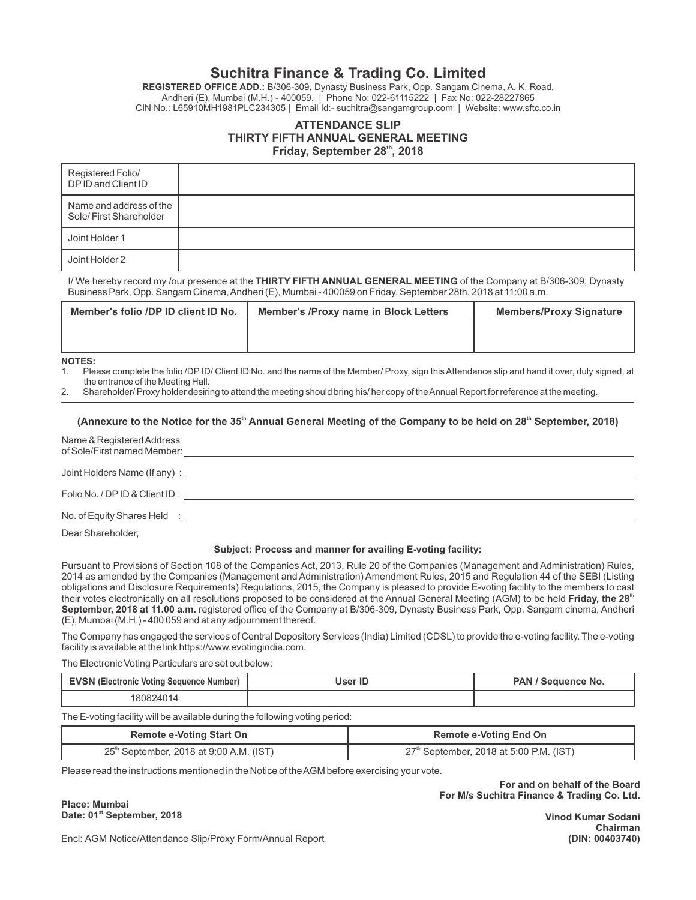# Suchitra Finance & Trading Co. Limited

**REGISTERED OFFICE ADD.:** B/306-309, Dynasty Business Park, Opp. Sangam Cinema, A. K. Road, Andheri (E), Mumbai (M.H.) - 400059. | Phone No: 022-61115222 | Fax No: 022-28227865
CIN No.: L65910MH1981PLC234305 | Email Id:- suchitra@sangamgroup.com | Website: www.sftc.co.in

## ATTENDANCE SLIP
## THIRTY FIFTH ANNUAL GENERAL MEETING
## Friday, September 28th, 2018

| Registered Folio/ DP ID and Client ID | |
|---|---|
| Name and address of the Sole/ First Shareholder | |
| Joint Holder 1 | |
| Joint Holder 2 | |

I/ We hereby record my /our presence at the **THIRTY FIFTH ANNUAL GENERAL MEETING** of the Company at B/306-309, Dynasty Business Park, Opp. Sangam Cinema, Andheri (E), Mumbai - 400059 on Friday, September 28th, 2018 at 11:00 a.m.

| Member's folio /DP ID client ID No. | Member's /Proxy name in Block Letters | Members/Proxy Signature |
|---|---|---|
| | | |

**NOTES:**

1. Please complete the folio /DP ID/ Client ID No. and the name of the Member/ Proxy, sign this Attendance slip and hand it over, duly signed, at the entrance of the Meeting Hall.
2. Shareholder/ Proxy holder desiring to attend the meeting should bring his/ her copy of the Annual Report for reference at the meeting.

---

**(Annexure to the Notice for the 35th Annual General Meeting of the Company to be held on 28th September, 2018)**

Name & Registered Address of Sole/First named Member: ____________________

Joint Holders Name (If any) : ____________________

Folio No. / DP ID & Client ID : ____________________

No. of Equity Shares Held : ____________________

Dear Shareholder,

**Subject: Process and manner for availing E-voting facility:**

Pursuant to Provisions of Section 108 of the Companies Act, 2013, Rule 20 of the Companies (Management and Administration) Rules, 2014 as amended by the Companies (Management and Administration) Amendment Rules, 2015 and Regulation 44 of the SEBI (Listing obligations and Disclosure Requirements) Regulations, 2015, the Company is pleased to provide E-voting facility to the members to cast their votes electronically on all resolutions proposed to be considered at the Annual General Meeting (AGM) to be held **Friday, the 28th September, 2018 at 11.00 a.m.** registered office of the Company at B/306-309, Dynasty Business Park, Opp. Sangam cinema, Andheri (E), Mumbai (M.H.) - 400 059 and at any adjournment thereof.

The Company has engaged the services of Central Depository Services (India) Limited (CDSL) to provide the e-voting facility. The e-voting facility is available at the link https://www.evotingindia.com.

The Electronic Voting Particulars are set out below:

| EVSN (Electronic Voting Sequence Number) | User ID | PAN / Sequence No. |
|---|---|---|
| 180824014 | | |

The E-voting facility will be available during the following voting period:

| Remote e-Voting Start On | Remote e-Voting End On |
|---|---|
| 25th September, 2018 at 9:00 A.M. (IST) | 27th September, 2018 at 5:00 P.M. (IST) |

Please read the instructions mentioned in the Notice of the AGM before exercising your vote.

**For and on behalf of the Board**
**For M/s Suchitra Finance & Trading Co. Ltd.**

**Place: Mumbai**
**Date: 01st September, 2018**

**Vinod Kumar Sodani**
**Chairman**
**(DIN: 00403740)**

Encl: AGM Notice/Attendance Slip/Proxy Form/Annual Report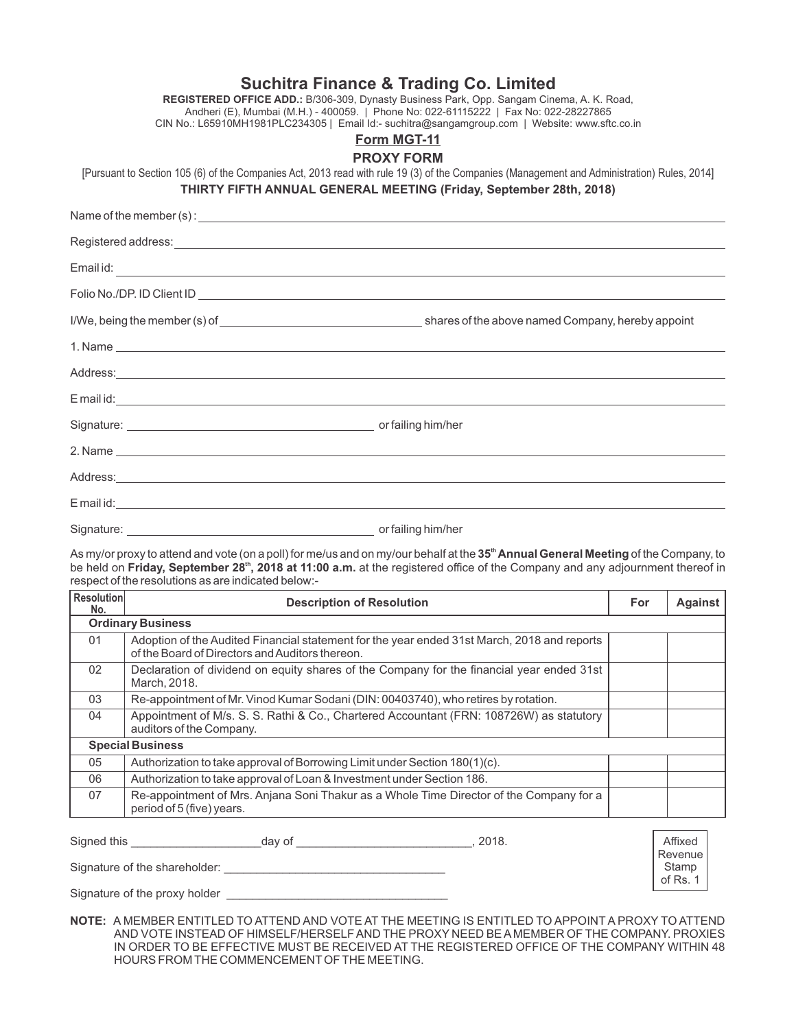# Suchitra Finance & Trading Co. Limited

**REGISTERED OFFICE ADD.:** B/306-309, Dynasty Business Park, Opp. Sangam Cinema, A. K. Road, Andheri (E), Mumbai (M.H.) - 400059. | Phone No: 022-61115222 | Fax No: 022-28227865
CIN No.: L65910MH1981PLC234305 | Email Id:- suchitra@sangamgroup.com | Website: www.sftc.co.in

## Form MGT-11

## PROXY FORM

[Pursuant to Section 105 (6) of the Companies Act, 2013 read with rule 19 (3) of the Companies (Management and Administration) Rules, 2014]

**THIRTY FIFTH ANNUAL GENERAL MEETING (Friday, September 28th, 2018)**

Name of the member (s) : ____________________

Registered address: ____________________

Email id: ____________________

Folio No./DP. ID Client ID ____________________

I/We, being the member (s) of ____________________ shares of the above named Company, hereby appoint

1. Name ____________________

Address: ____________________

E mail id: ____________________

Signature: ____________________ or failing him/her

2. Name ____________________

Address: ____________________

E mail id: ____________________

Signature: ____________________ or failing him/her

As my/or proxy to attend and vote (on a poll) for me/us and on my/our behalf at the **35th Annual General Meeting** of the Company, to be held on **Friday, September 28th, 2018 at 11:00 a.m.** at the registered office of the Company and any adjournment thereof in respect of the resolutions as are indicated below:-

| Resolution No. | Description of Resolution | For | Against |
|---|---|---|---|
| | **Ordinary Business** | | |
| 01 | Adoption of the Audited Financial statement for the year ended 31st March, 2018 and reports of the Board of Directors and Auditors thereon. | | |
| 02 | Declaration of dividend on equity shares of the Company for the financial year ended 31st March, 2018. | | |
| 03 | Re-appointment of Mr. Vinod Kumar Sodani (DIN: 00403740), who retires by rotation. | | |
| 04 | Appointment of M/s. S. S. Rathi & Co., Chartered Accountant (FRN: 108726W) as statutory auditors of the Company. | | |
| | **Special Business** | | |
| 05 | Authorization to take approval of Borrowing Limit under Section 180(1)(c). | | |
| 06 | Authorization to take approval of Loan & Investment under Section 186. | | |
| 07 | Re-appointment of Mrs. Anjana Soni Thakur as a Whole Time Director of the Company for a period of 5 (five) years. | | |

Signed this ____________________ day of ____________________, 2018.

Signature of the shareholder: ____________________

Signature of the proxy holder ____________________

Affixed Revenue Stamp of Rs. 1

**NOTE:** A MEMBER ENTITLED TO ATTEND AND VOTE AT THE MEETING IS ENTITLED TO APPOINT A PROXY TO ATTEND AND VOTE INSTEAD OF HIMSELF/HERSELF AND THE PROXY NEED BE A MEMBER OF THE COMPANY. PROXIES IN ORDER TO BE EFFECTIVE MUST BE RECEIVED AT THE REGISTERED OFFICE OF THE COMPANY WITHIN 48 HOURS FROM THE COMMENCEMENT OF THE MEETING.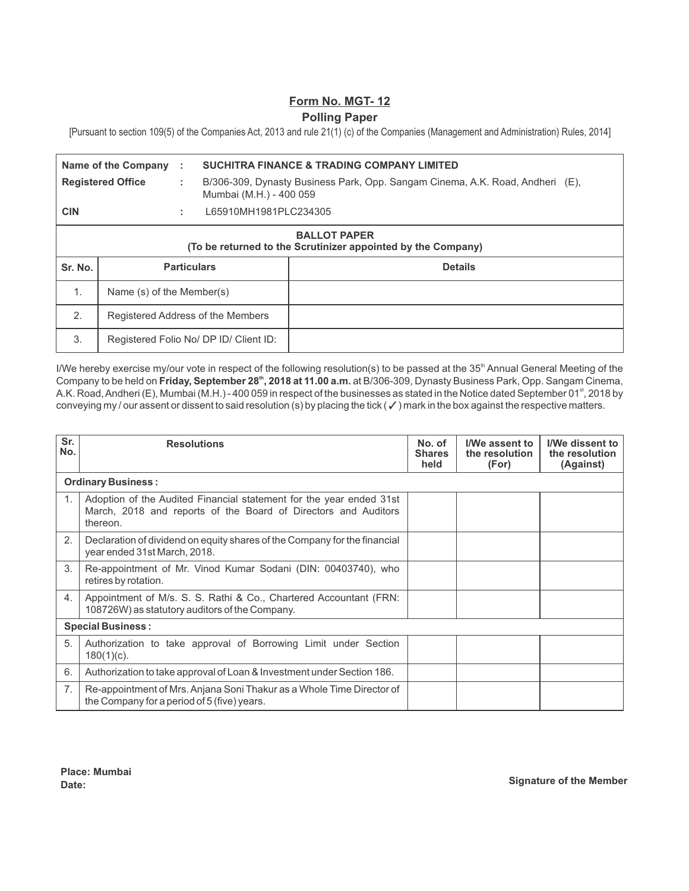# Form No. MGT- 12

## Polling Paper

[Pursuant to section 109(5) of the Companies Act, 2013 and rule 21(1) (c) of the Companies (Management and Administration) Rules, 2014]

| | | |
|---|---|---|
| **Name of the Company** | : | **SUCHITRA FINANCE & TRADING COMPANY LIMITED** |
| **Registered Office** | : | B/306-309, Dynasty Business Park, Opp. Sangam Cinema, A.K. Road, Andheri (E), Mumbai (M.H.) - 400 059 |
| **CIN** | : | L65910MH1981PLC234305 |

**BALLOT PAPER**
**(To be returned to the Scrutinizer appointed by the Company)**

| Sr. No. | Particulars | Details |
|---|---|---|
| 1. | Name (s) of the Member(s) | |
| 2. | Registered Address of the Members | |
| 3. | Registered Folio No/ DP ID/ Client ID: | |

I/We hereby exercise my/our vote in respect of the following resolution(s) to be passed at the 35th Annual General Meeting of the Company to be held on **Friday, September 28th, 2018 at 11.00 a.m.** at B/306-309, Dynasty Business Park, Opp. Sangam Cinema, A.K. Road, Andheri (E), Mumbai (M.H.) - 400 059 in respect of the businesses as stated in the Notice dated September 01st, 2018 by conveying my / our assent or dissent to said resolution (s) by placing the tick ( ✓ ) mark in the box against the respective matters.

| Sr. No. | Resolutions | No. of Shares held | I/We assent to the resolution (For) | I/We dissent to the resolution (Against) |
|---|---|---|---|---|
| **Ordinary Business :** | | | | |
| 1. | Adoption of the Audited Financial statement for the year ended 31st March, 2018 and reports of the Board of Directors and Auditors thereon. | | | |
| 2. | Declaration of dividend on equity shares of the Company for the financial year ended 31st March, 2018. | | | |
| 3. | Re-appointment of Mr. Vinod Kumar Sodani (DIN: 00403740), who retires by rotation. | | | |
| 4. | Appointment of M/s. S. S. Rathi & Co., Chartered Accountant (FRN: 108726W) as statutory auditors of the Company. | | | |
| **Special Business :** | | | | |
| 5. | Authorization to take approval of Borrowing Limit under Section 180(1)(c). | | | |
| 6. | Authorization to take approval of Loan & Investment under Section 186. | | | |
| 7. | Re-appointment of Mrs. Anjana Soni Thakur as a Whole Time Director of the Company for a period of 5 (five) years. | | | |

**Place: Mumbai**
**Date:**

**Signature of the Member**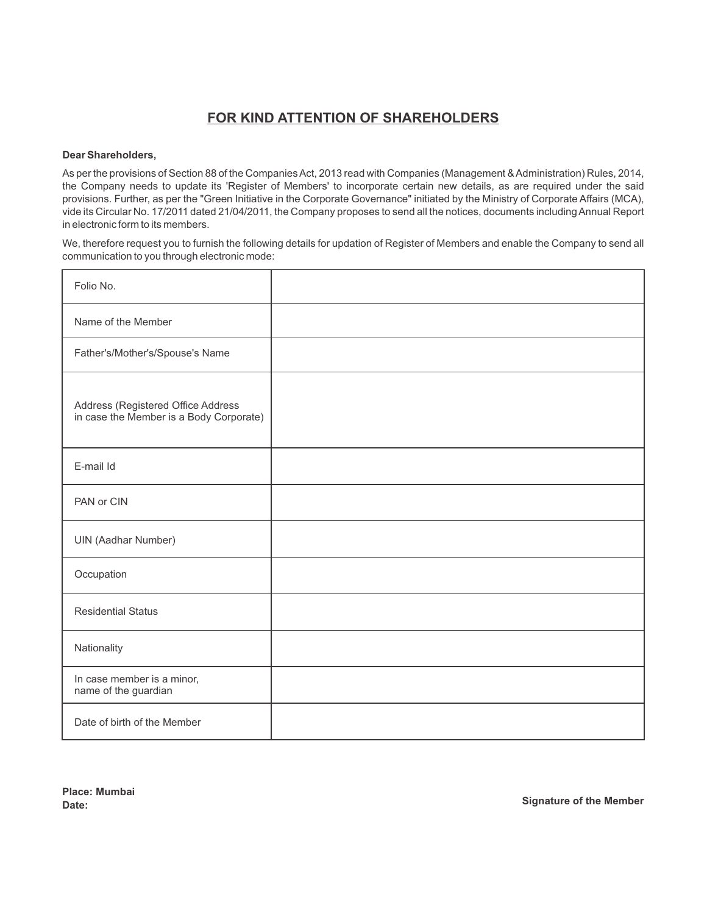# FOR KIND ATTENTION OF SHAREHOLDERS

**Dear Shareholders,**

As per the provisions of Section 88 of the Companies Act, 2013 read with Companies (Management & Administration) Rules, 2014, the Company needs to update its 'Register of Members' to incorporate certain new details, as are required under the said provisions. Further, as per the "Green Initiative in the Corporate Governance" initiated by the Ministry of Corporate Affairs (MCA), vide its Circular No. 17/2011 dated 21/04/2011, the Company proposes to send all the notices, documents including Annual Report in electronic form to its members.

We, therefore request you to furnish the following details for updation of Register of Members and enable the Company to send all communication to you through electronic mode:

| | |
|---|---|
| Folio No. | |
| Name of the Member | |
| Father's/Mother's/Spouse's Name | |
| Address (Registered Office Address in case the Member is a Body Corporate) | |
| E-mail Id | |
| PAN or CIN | |
| UIN (Aadhar Number) | |
| Occupation | |
| Residential Status | |
| Nationality | |
| In case member is a minor, name of the guardian | |
| Date of birth of the Member | |

**Place: Mumbai**
**Date:**

**Signature of the Member**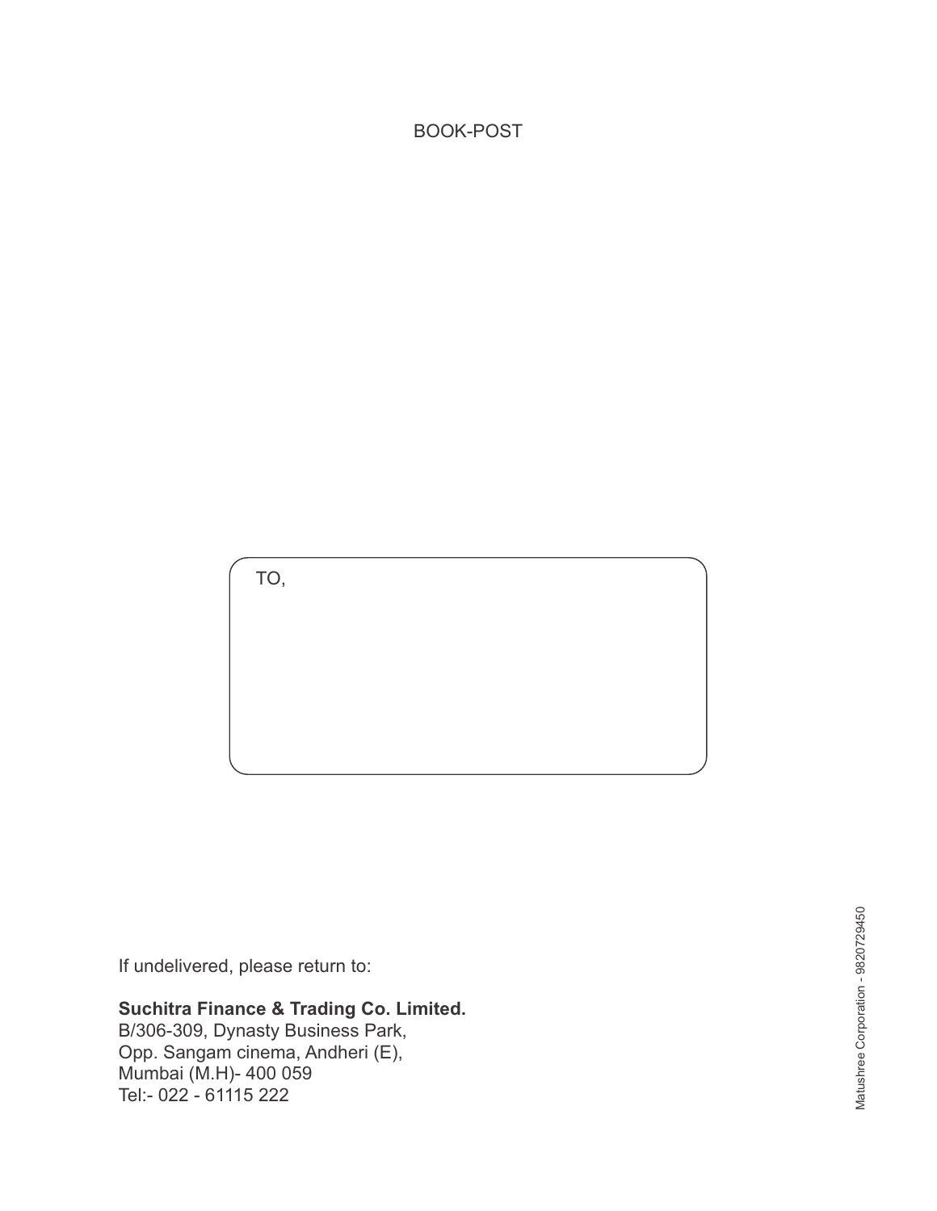BOOK-POST

TO,

If undelivered, please return to:

**Suchitra Finance & Trading Co. Limited.**
B/306-309, Dynasty Business Park,
Opp. Sangam cinema, Andheri (E),
Mumbai (M.H)- 400 059
Tel:- 022 - 61115 222

Matushree Corporation - 9820729450